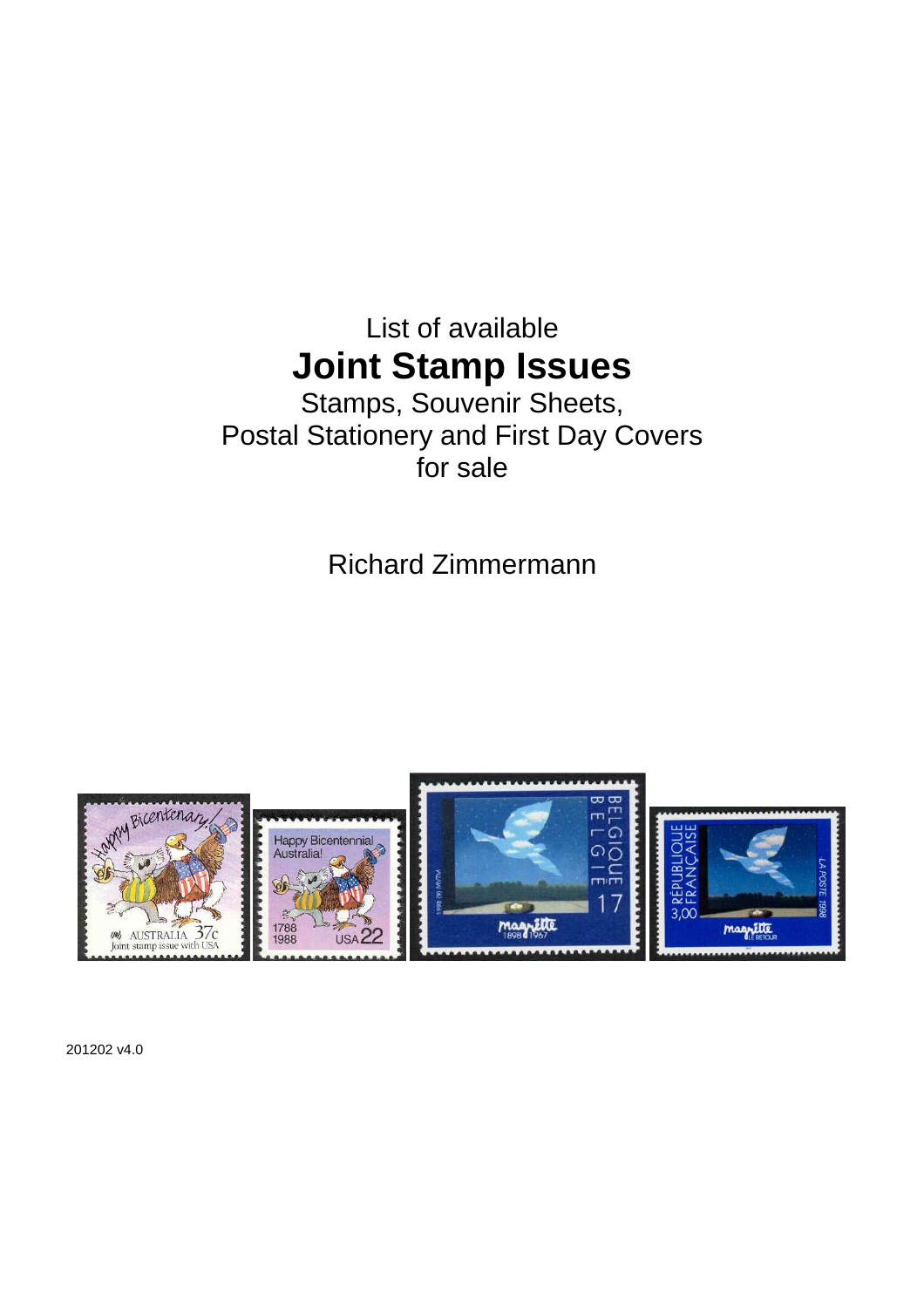List of available

# Joint Stamp Issues

Stamps, Souvenir Sheets,
Postal Stationery and First Day Covers
for sale

Richard Zimmermann

201202 v4.0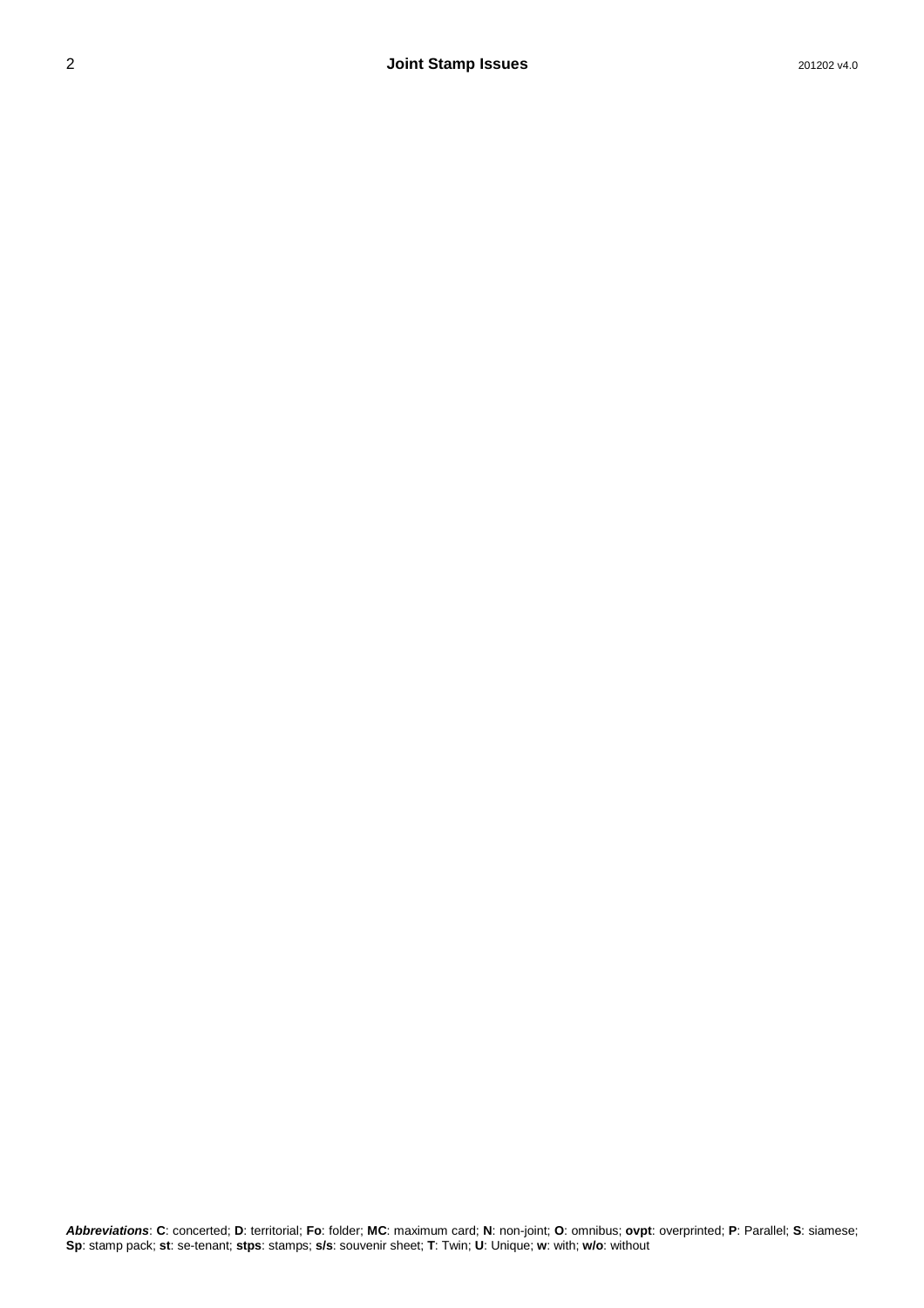***Abbreviations***: **C**: concerted; **D**: territorial; **Fo**: folder; **MC**: maximum card; **N**: non-joint; **O**: omnibus; **ovpt**: overprinted; **P**: Parallel; **S**: siamese; **Sp**: stamp pack; **st**: se-tenant; **stps**: stamps; **s/s**: souvenir sheet; **T**: Twin; **U**: Unique; **w**: with; **w/o**: without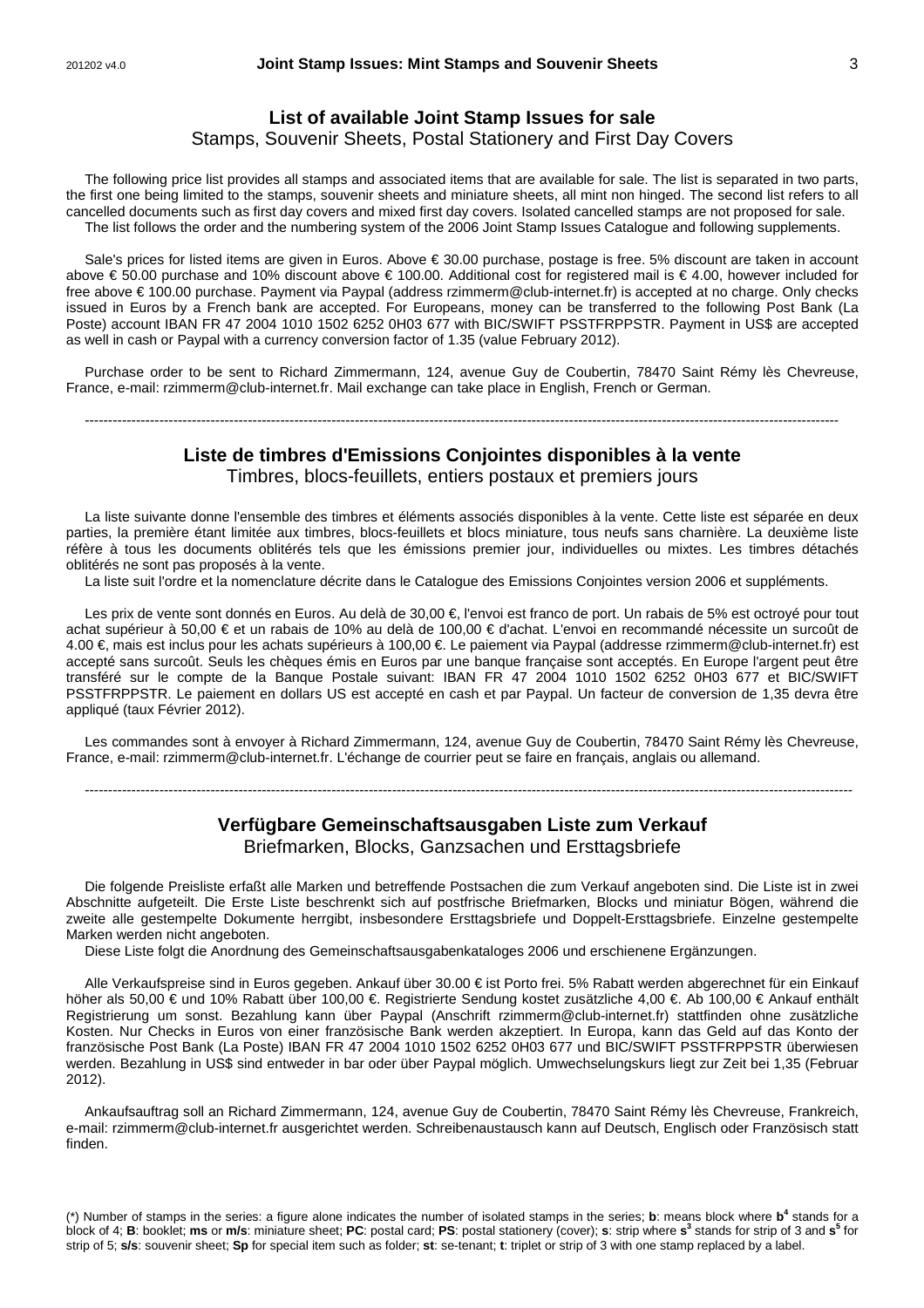## List of available Joint Stamp Issues for sale

Stamps, Souvenir Sheets, Postal Stationery and First Day Covers

The following price list provides all stamps and associated items that are available for sale. The list is separated in two parts, the first one being limited to the stamps, souvenir sheets and miniature sheets, all mint non hinged. The second list refers to all cancelled documents such as first day covers and mixed first day covers. Isolated cancelled stamps are not proposed for sale.
The list follows the order and the numbering system of the 2006 Joint Stamp Issues Catalogue and following supplements.

Sale's prices for listed items are given in Euros. Above € 30.00 purchase, postage is free. 5% discount are taken in account above € 50.00 purchase and 10% discount above € 100.00. Additional cost for registered mail is € 4.00, however included for free above € 100.00 purchase. Payment via Paypal (address rzimmerm@club-internet.fr) is accepted at no charge. Only checks issued in Euros by a French bank are accepted. For Europeans, money can be transferred to the following Post Bank (La Poste) account IBAN FR 47 2004 1010 1502 6252 0H03 677 with BIC/SWIFT PSSTFRPPSTR. Payment in US$ are accepted as well in cash or Paypal with a currency conversion factor of 1.35 (value February 2012).

Purchase order to be sent to Richard Zimmermann, 124, avenue Guy de Coubertin, 78470 Saint Rémy lès Chevreuse, France, e-mail: rzimmerm@club-internet.fr. Mail exchange can take place in English, French or German.

---

## Liste de timbres d'Emissions Conjointes disponibles à la vente

Timbres, blocs-feuillets, entiers postaux et premiers jours

La liste suivante donne l'ensemble des timbres et éléments associés disponibles à la vente. Cette liste est séparée en deux parties, la première étant limitée aux timbres, blocs-feuillets et blocs miniature, tous neufs sans charnière. La deuxième liste réfère à tous les documents oblitérés tels que les émissions premier jour, individuelles ou mixtes. Les timbres détachés oblitérés ne sont pas proposés à la vente.
La liste suit l'ordre et la nomenclature décrite dans le Catalogue des Emissions Conjointes version 2006 et suppléments.

Les prix de vente sont donnés en Euros. Au delà de 30,00 €, l'envoi est franco de port. Un rabais de 5% est octroyé pour tout achat supérieur à 50,00 € et un rabais de 10% au delà de 100,00 € d'achat. L'envoi en recommandé nécessite un surcoût de 4.00 €, mais est inclus pour les achats supérieurs à 100,00 €. Le paiement via Paypal (addresse rzimmerm@club-internet.fr) est accepté sans surcoût. Seuls les chèques émis en Euros par une banque française sont acceptés. En Europe l'argent peut être transféré sur le compte de la Banque Postale suivant: IBAN FR 47 2004 1010 1502 6252 0H03 677 et BIC/SWIFT PSSTFRPPSTR. Le paiement en dollars US est accepté en cash et par Paypal. Un facteur de conversion de 1,35 devra être appliqué (taux Février 2012).

Les commandes sont à envoyer à Richard Zimmermann, 124, avenue Guy de Coubertin, 78470 Saint Rémy lès Chevreuse, France, e-mail: rzimmerm@club-internet.fr. L'échange de courrier peut se faire en français, anglais ou allemand.

---

## Verfügbare Gemeinschaftsausgaben Liste zum Verkauf

Briefmarken, Blocks, Ganzsachen und Ersttagsbriefe

Die folgende Preisliste erfaßt alle Marken und betreffende Postsachen die zum Verkauf angeboten sind. Die Liste ist in zwei Abschnitte aufgeteilt. Die Erste Liste beschrenkt sich auf postfrische Briefmarken, Blocks und miniatur Bögen, während die zweite alle gestempelte Dokumente herrgibt, insbesondere Ersttagsbriefe und Doppelt-Ersttagsbriefe. Einzelne gestempelte Marken werden nicht angeboten.
Diese Liste folgt die Anordnung des Gemeinschaftsausgabenkataloges 2006 und erschienene Ergänzungen.

Alle Verkaufspreise sind in Euros gegeben. Ankauf über 30.00 € ist Porto frei. 5% Rabatt werden abgerechnet für ein Einkauf höher als 50,00 € und 10% Rabatt über 100,00 €. Registrierte Sendung kostet zusätzliche 4,00 €. Ab 100,00 € Ankauf enthält Registrierung um sonst. Bezahlung kann über Paypal (Anschrift rzimmerm@club-internet.fr) stattfinden ohne zusätzliche Kosten. Nur Checks in Euros von einer französische Bank werden akzeptiert. In Europa, kann das Geld auf das Konto der französische Post Bank (La Poste) IBAN FR 47 2004 1010 1502 6252 0H03 677 und BIC/SWIFT PSSTFRPPSTR überwiesen werden. Bezahlung in US$ sind entweder in bar oder über Paypal möglich. Umwechselungskurs liegt zur Zeit bei 1,35 (Februar 2012).

Ankaufsauftrag soll an Richard Zimmermann, 124, avenue Guy de Coubertin, 78470 Saint Rémy lès Chevreuse, Frankreich, e-mail: rzimmerm@club-internet.fr ausgerichtet werden. Schreibenaustausch kann auf Deutsch, Englisch oder Französisch statt finden.

(*) Number of stamps in the series: a figure alone indicates the number of isolated stamps in the series; **b**: means block where $\mathbf{b^4}$ stands for a block of 4; **B**: booklet; **ms** or **m/s**: miniature sheet; **PC**: postal card; **PS**: postal stationery (cover); **s**: strip where $\mathbf{s^3}$ stands for strip of 3 and $\mathbf{s^5}$ for strip of 5; **s/s**: souvenir sheet; **Sp** for special item such as folder; **st**: se-tenant; **t**: triplet or strip of 3 with one stamp replaced by a label.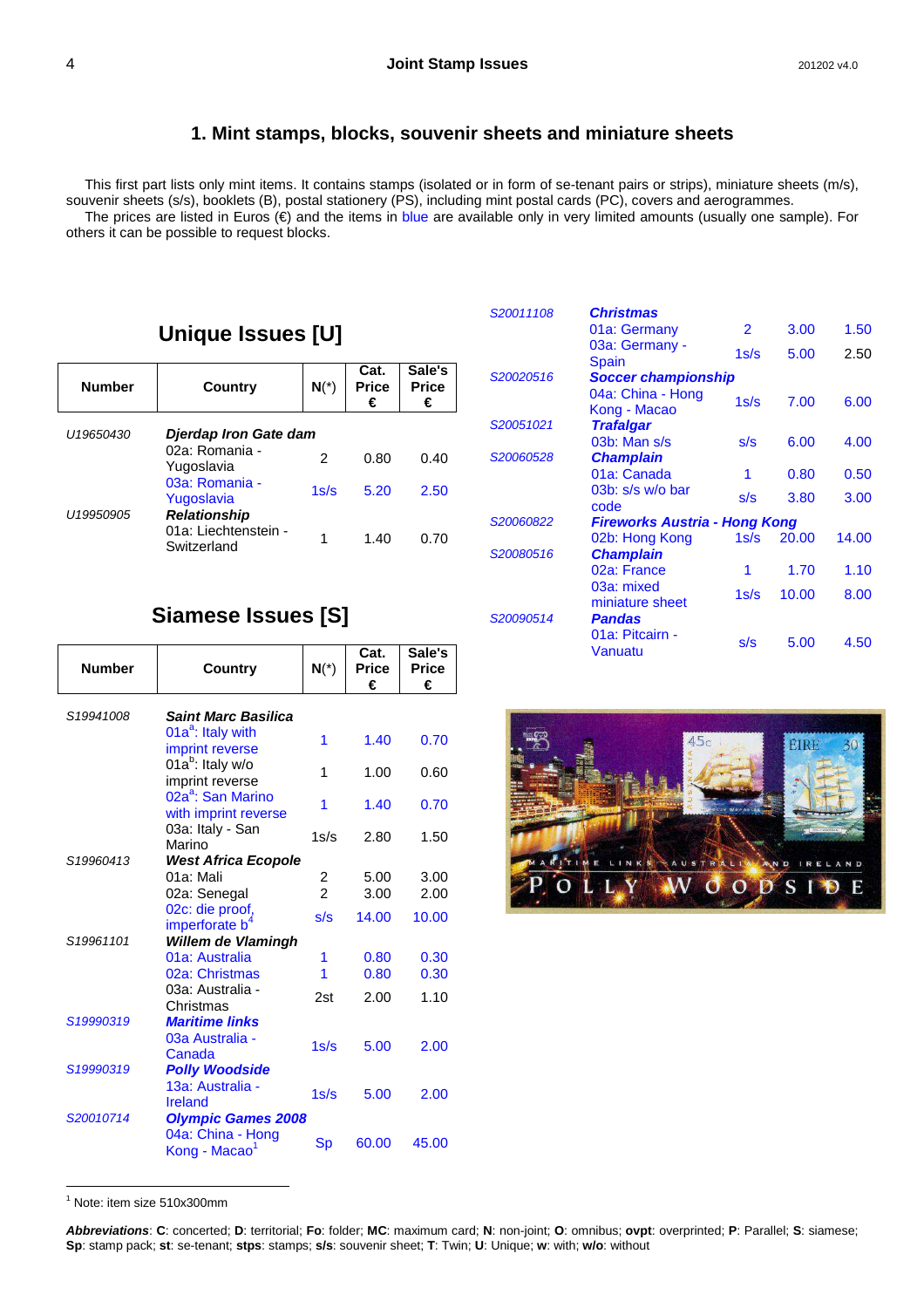## 1. Mint stamps, blocks, souvenir sheets and miniature sheets

This first part lists only mint items. It contains stamps (isolated or in form of se-tenant pairs or strips), miniature sheets (m/s), souvenir sheets (s/s), booklets (B), postal stationery (PS), including mint postal cards (PC), covers and aerogrammes.

The prices are listed in Euros (€) and the items in blue are available only in very limited amounts (usually one sample). For others it can be possible to request blocks.

### Unique Issues [U]

| Number | Country | N(*) | Cat. Price € | Sale's Price € |
|---|---|---|---|---|
| *U19650430* | ***Djerdap Iron Gate dam*** | | | |
| | 02a: Romania - Yugoslavia | 2 | 0.80 | 0.40 |
| | 03a: Romania - Yugoslavia | 1s/s | 5.20 | 2.50 |
| *U19950905* | ***Relationship*** | | | |
| | 01a: Liechtenstein - Switzerland | 1 | 1.40 | 0.70 |

### Siamese Issues [S]

| Number | Country | N(*) | Cat. Price € | Sale's Price € |
|---|---|---|---|---|
| *S19941008* | ***Saint Marc Basilica*** | | | |
| | 01a[a]: Italy with imprint reverse | 1 | 1.40 | 0.70 |
| | 01a[b]: Italy w/o imprint reverse | 1 | 1.00 | 0.60 |
| | 02a[a]: San Marino with imprint reverse | 1 | 1.40 | 0.70 |
| | 03a: Italy - San Marino | 1s/s | 2.80 | 1.50 |
| *S19960413* | ***West Africa Ecopole*** | | | |
| | 01a: Mali | 2 | 5.00 | 3.00 |
| | 02a: Senegal | 2 | 3.00 | 2.00 |
| | 02c: die proof, imperforate b[4] | s/s | 14.00 | 10.00 |
| *S19961101* | ***Willem de Vlamingh*** | | | |
| | 01a: Australia | 1 | 0.80 | 0.30 |
| | 02a: Christmas | 1 | 0.80 | 0.30 |
| | 03a: Australia - Christmas | 2st | 2.00 | 1.10 |
| *S19990319* | ***Maritime links*** | | | |
| | 03a Australia - Canada | 1s/s | 5.00 | 2.00 |
| *S19990319* | ***Polly Woodside*** | | | |
| | 13a: Australia - Ireland | 1s/s | 5.00 | 2.00 |
| *S20010714* | ***Olympic Games 2008*** | | | |
| | 04a: China - Hong Kong - Macao[1] | Sp | 60.00 | 45.00 |
| *S20011108* | ***Christmas*** | | | |
| | 01a: Germany | 2 | 3.00 | 1.50 |
| | 03a: Germany - Spain | 1s/s | 5.00 | 2.50 |
| *S20020516* | ***Soccer championship*** | | | |
| | 04a: China - Hong Kong - Macao | 1s/s | 7.00 | 6.00 |
| *S20051021* | ***Trafalgar*** | | | |
| | 03b: Man s/s | s/s | 6.00 | 4.00 |
| *S20060528* | ***Champlain*** | | | |
| | 01a: Canada | 1 | 0.80 | 0.50 |
| | 03b: s/s w/o bar code | s/s | 3.80 | 3.00 |
| *S20060822* | ***Fireworks Austria - Hong Kong*** | | | |
| | 02b: Hong Kong | 1s/s | 20.00 | 14.00 |
| *S20080516* | ***Champlain*** | | | |
| | 02a: France | 1 | 1.70 | 1.10 |
| | 03a: mixed miniature sheet | 1s/s | 10.00 | 8.00 |
| *S20090514* | ***Pandas*** | | | |
| | 01a: Pitcairn - Vanuatu | s/s | 5.00 | 4.50 |

[1] Note: item size 510x300mm

***Abbreviations***: **C**: concerted; **D**: territorial; **Fo**: folder; **MC**: maximum card; **N**: non-joint; **O**: omnibus; **ovpt**: overprinted; **P**: Parallel; **S**: siamese; **Sp**: stamp pack; **st**: se-tenant; **stps**: stamps; **s/s**: souvenir sheet; **T**: Twin; **U**: Unique; **w**: with; **w/o**: without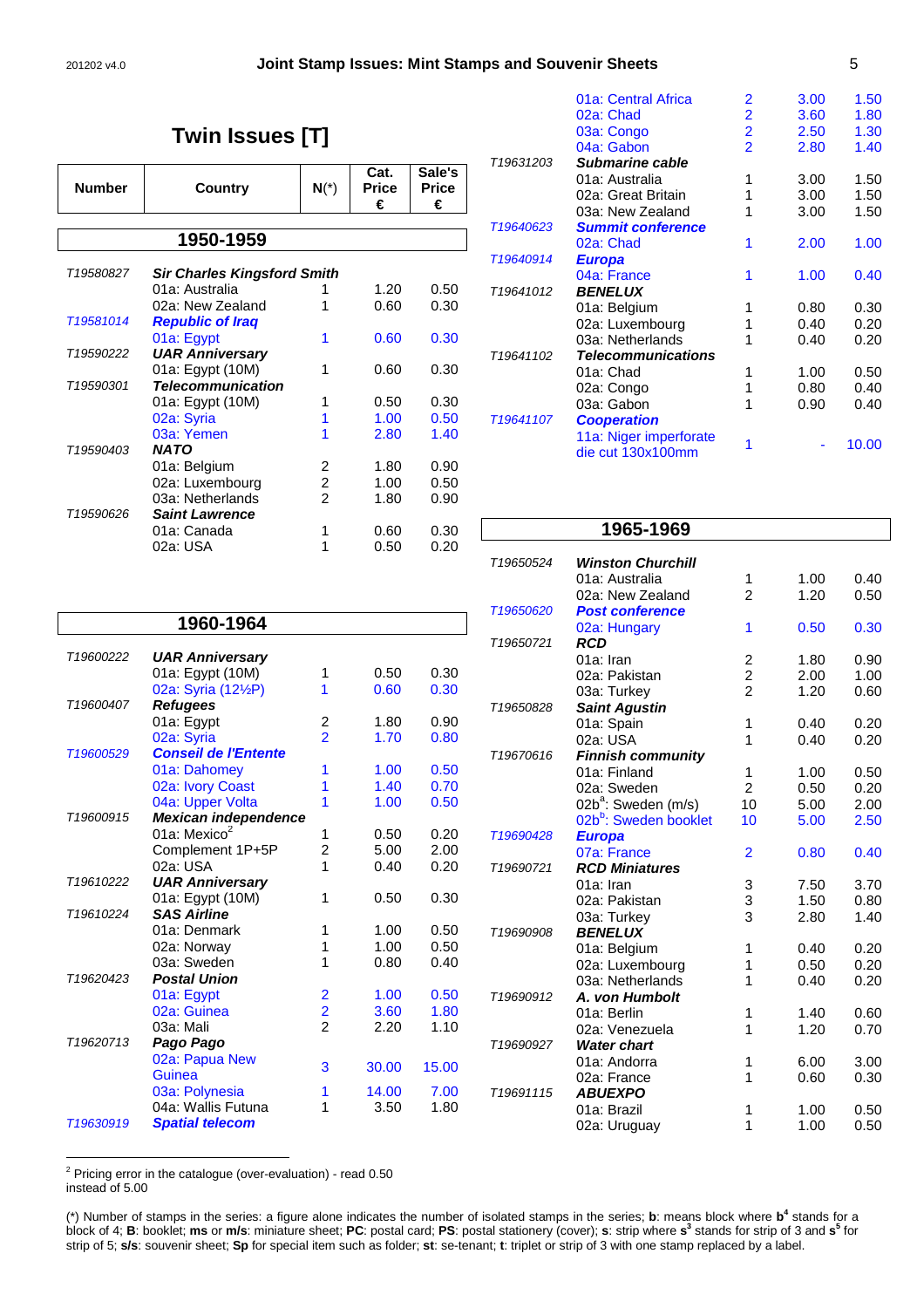# Twin Issues [T]

| Number | Country | N(*) | Cat. Price € | Sale's Price € |
|---|---|---|---|---|
| **1950-1959** | | | | |
| T19580827 | ***Sir Charles Kingsford Smith*** | | | |
| | 01a: Australia | 1 | 1.20 | 0.50 |
| | 02a: New Zealand | 1 | 0.60 | 0.30 |
| T19581014 | ***Republic of Iraq*** | | | |
| | 01a: Egypt | 1 | 0.60 | 0.30 |
| T19590222 | ***UAR Anniversary*** | | | |
| | 01a: Egypt (10M) | 1 | 0.60 | 0.30 |
| T19590301 | ***Telecommunication*** | | | |
| | 01a: Egypt (10M) | 1 | 0.50 | 0.30 |
| | 02a: Syria | 1 | 1.00 | 0.50 |
| | 03a: Yemen | 1 | 2.80 | 1.40 |
| T19590403 | ***NATO*** | | | |
| | 01a: Belgium | 2 | 1.80 | 0.90 |
| | 02a: Luxembourg | 2 | 1.00 | 0.50 |
| | 03a: Netherlands | 2 | 1.80 | 0.90 |
| T19590626 | ***Saint Lawrence*** | | | |
| | 01a: Canada | 1 | 0.60 | 0.30 |
| | 02a: USA | 1 | 0.50 | 0.20 |
| **1960-1964** | | | | |
| T19600222 | ***UAR Anniversary*** | | | |
| | 01a: Egypt (10M) | 1 | 0.50 | 0.30 |
| | 02a: Syria (12½P) | 1 | 0.60 | 0.30 |
| T19600407 | ***Refugees*** | | | |
| | 01a: Egypt | 2 | 1.80 | 0.90 |
| | 02a: Syria | 2 | 1.70 | 0.80 |
| T19600529 | ***Conseil de l'Entente*** | | | |
| | 01a: Dahomey | 1 | 1.00 | 0.50 |
| | 02a: Ivory Coast | 1 | 1.40 | 0.70 |
| | 04a: Upper Volta | 1 | 1.00 | 0.50 |
| T19600915 | ***Mexican independence*** | | | |
| | 01a: Mexico[2] | 1 | 0.50 | 0.20 |
| | Complement 1P+5P | 2 | 5.00 | 2.00 |
| | 02a: USA | 1 | 0.40 | 0.20 |
| T19610222 | ***UAR Anniversary*** | | | |
| | 01a: Egypt (10M) | 1 | 0.50 | 0.30 |
| T19610224 | ***SAS Airline*** | | | |
| | 01a: Denmark | 1 | 1.00 | 0.50 |
| | 02a: Norway | 1 | 1.00 | 0.50 |
| | 03a: Sweden | 1 | 0.80 | 0.40 |
| T19620423 | ***Postal Union*** | | | |
| | 01a: Egypt | 2 | 1.00 | 0.50 |
| | 02a: Guinea | 2 | 3.60 | 1.80 |
| | 03a: Mali | 2 | 2.20 | 1.10 |
| T19620713 | ***Pago Pago*** | | | |
| | 02a: Papua New Guinea | 3 | 30.00 | 15.00 |
| | 03a: Polynesia | 1 | 14.00 | 7.00 |
| | 04a: Wallis Futuna | 1 | 3.50 | 1.80 |
| T19630919 | ***Spatial telecom*** | | | |
| | 01a: Central Africa | 2 | 3.00 | 1.50 |
| | 02a: Chad | 2 | 3.60 | 1.80 |
| | 03a: Congo | 2 | 2.50 | 1.30 |
| | 04a: Gabon | 2 | 2.80 | 1.40 |
| T19631203 | ***Submarine cable*** | | | |
| | 01a: Australia | 1 | 3.00 | 1.50 |
| | 02a: Great Britain | 1 | 3.00 | 1.50 |
| | 03a: New Zealand | 1 | 3.00 | 1.50 |
| T19640623 | ***Summit conference*** | | | |
| | 02a: Chad | 1 | 2.00 | 1.00 |
| T19640914 | ***Europa*** | | | |
| | 04a: France | 1 | 1.00 | 0.40 |
| T19641012 | ***BENELUX*** | | | |
| | 01a: Belgium | 1 | 0.80 | 0.30 |
| | 02a: Luxembourg | 1 | 0.40 | 0.20 |
| | 03a: Netherlands | 1 | 0.40 | 0.20 |
| T19641102 | ***Telecommunications*** | | | |
| | 01a: Chad | 1 | 1.00 | 0.50 |
| | 02a: Congo | 1 | 0.80 | 0.40 |
| | 03a: Gabon | 1 | 0.90 | 0.40 |
| T19641107 | ***Cooperation*** | | | |
| | 11a: Niger imperforate die cut 130x100mm | 1 | - | 10.00 |
| **1965-1969** | | | | |
| T19650524 | ***Winston Churchill*** | | | |
| | 01a: Australia | 1 | 1.00 | 0.40 |
| | 02a: New Zealand | 2 | 1.20 | 0.50 |
| T19650620 | ***Post conference*** | | | |
| | 02a: Hungary | 1 | 0.50 | 0.30 |
| T19650721 | ***RCD*** | | | |
| | 01a: Iran | 2 | 1.80 | 0.90 |
| | 02a: Pakistan | 2 | 2.00 | 1.00 |
| | 03a: Turkey | 2 | 1.20 | 0.60 |
| T19650828 | ***Saint Agustin*** | | | |
| | 01a: Spain | 1 | 0.40 | 0.20 |
| | 02a: USA | 1 | 0.40 | 0.20 |
| T19670616 | ***Finnish community*** | | | |
| | 01a: Finland | 1 | 1.00 | 0.50 |
| | 02a: Sweden | 2 | 0.50 | 0.20 |
| | 02b[a]: Sweden (m/s) | 10 | 5.00 | 2.00 |
| | 02b[b]: Sweden booklet | 10 | 5.00 | 2.50 |
| T19690428 | ***Europa*** | | | |
| | 07a: France | 2 | 0.80 | 0.40 |
| T19690721 | ***RCD Miniatures*** | | | |
| | 01a: Iran | 3 | 7.50 | 3.70 |
| | 02a: Pakistan | 3 | 1.50 | 0.80 |
| | 03a: Turkey | 3 | 2.80 | 1.40 |
| T19690908 | ***BENELUX*** | | | |
| | 01a: Belgium | 1 | 0.40 | 0.20 |
| | 02a: Luxembourg | 1 | 0.50 | 0.20 |
| | 03a: Netherlands | 1 | 0.40 | 0.20 |
| T19690912 | ***A. von Humbolt*** | | | |
| | 01a: Berlin | 1 | 1.40 | 0.60 |
| | 02a: Venezuela | 1 | 1.20 | 0.70 |
| T19690927 | ***Water chart*** | | | |
| | 01a: Andorra | 1 | 6.00 | 3.00 |
| | 02a: France | 1 | 0.60 | 0.30 |
| T19691115 | ***ABUEXPO*** | | | |
| | 01a: Brazil | 1 | 1.00 | 0.50 |
| | 02a: Uruguay | 1 | 1.00 | 0.50 |

[2] Pricing error in the catalogue (over-evaluation) - read 0.50 instead of 5.00

(*) Number of stamps in the series: a figure alone indicates the number of isolated stamps in the series; **b**: means block where **b**[4] stands for a block of 4; **B**: booklet; **ms** or **m/s**: miniature sheet; **PC**: postal card; **PS**: postal stationery (cover); **s**: strip where **s**[3] stands for strip of 3 and **s**[5] for strip of 5; **s/s**: souvenir sheet; **Sp** for special item such as folder; **st**: se-tenant; **t**: triplet or strip of 3 with one stamp replaced by a label.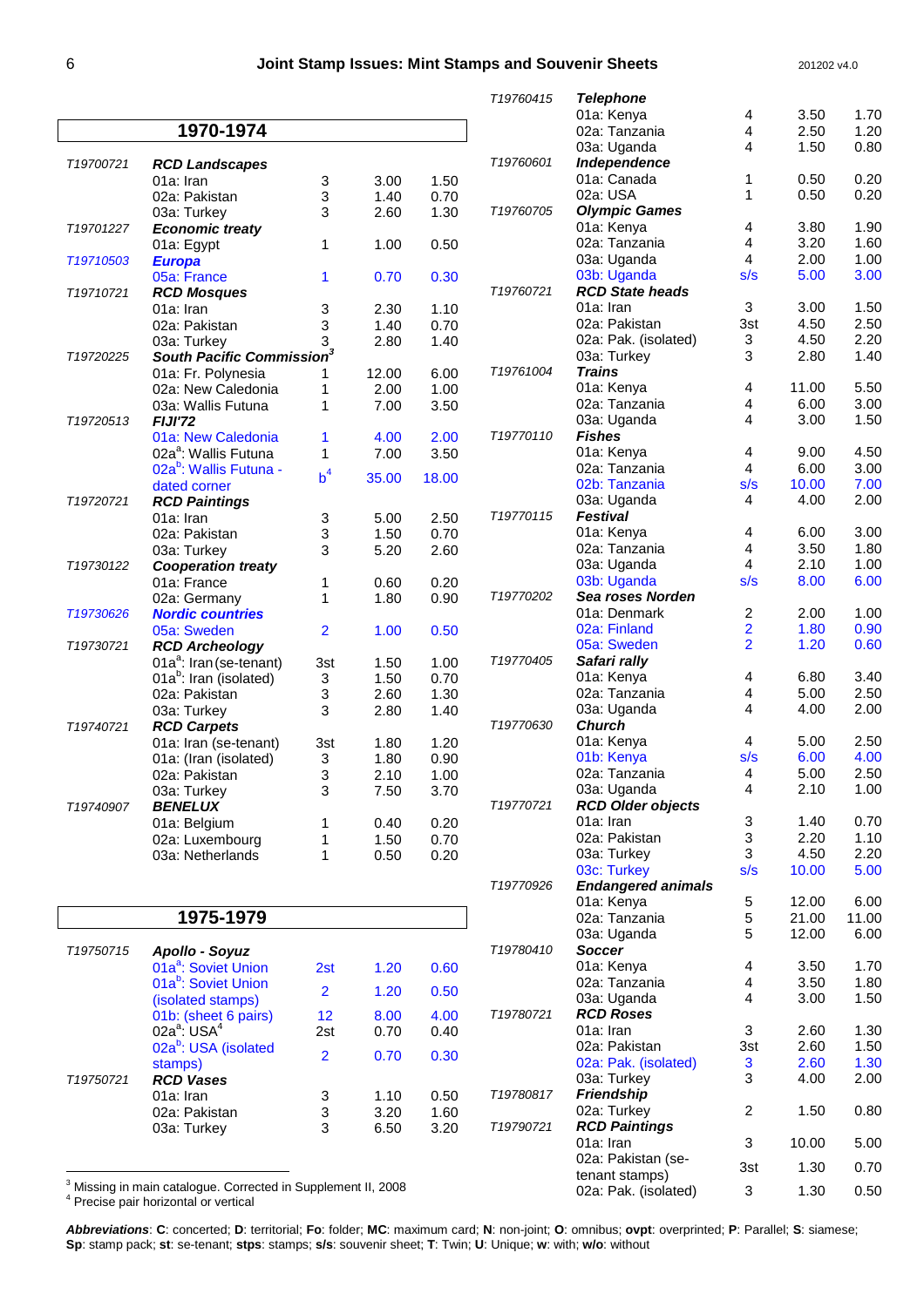## 1970-1974

| Code | Issue | Qty | Mint | Used |
|---|---|---|---|---|
| T19700721 | ***RCD Landscapes*** | | | |
| | 01a: Iran | 3 | 3.00 | 1.50 |
| | 02a: Pakistan | 3 | 1.40 | 0.70 |
| | 03a: Turkey | 3 | 2.60 | 1.30 |
| T19701227 | ***Economic treaty*** | | | |
| | 01a: Egypt | 1 | 1.00 | 0.50 |
| T19710503 | ***Europa*** | | | |
| | 05a: France | 1 | 0.70 | 0.30 |
| T19710721 | ***RCD Mosques*** | | | |
| | 01a: Iran | 3 | 2.30 | 1.10 |
| | 02a: Pakistan | 3 | 1.40 | 0.70 |
| | 03a: Turkey | 3 | 2.80 | 1.40 |
| T19720225 | ***South Pacific Commission***[3] | | | |
| | 01a: Fr. Polynesia | 1 | 12.00 | 6.00 |
| | 02a: New Caledonia | 1 | 2.00 | 1.00 |
| | 03a: Wallis Futuna | 1 | 7.00 | 3.50 |
| T19720513 | ***FIJI'72*** | | | |
| | 01a: New Caledonia | 1 | 4.00 | 2.00 |
| | 02a[a]: Wallis Futuna | 1 | 7.00 | 3.50 |
| | 02a[b]: Wallis Futuna - dated corner | b[4] | 35.00 | 18.00 |
| T19720721 | ***RCD Paintings*** | | | |
| | 01a: Iran | 3 | 5.00 | 2.50 |
| | 02a: Pakistan | 3 | 1.50 | 0.70 |
| | 03a: Turkey | 3 | 5.20 | 2.60 |
| T19730122 | ***Cooperation treaty*** | | | |
| | 01a: France | 1 | 0.60 | 0.20 |
| | 02a: Germany | 1 | 1.80 | 0.90 |
| T19730626 | ***Nordic countries*** | | | |
| | 05a: Sweden | 2 | 1.00 | 0.50 |
| T19730721 | ***RCD Archeology*** | | | |
| | 01a[a]: Iran (se-tenant) | 3st | 1.50 | 1.00 |
| | 01a[b]: Iran (isolated) | 3 | 1.50 | 0.70 |
| | 02a: Pakistan | 3 | 2.60 | 1.30 |
| | 03a: Turkey | 3 | 2.80 | 1.40 |
| T19740721 | ***RCD Carpets*** | | | |
| | 01a: Iran (se-tenant) | 3st | 1.80 | 1.20 |
| | 01a: (Iran (isolated) | 3 | 1.80 | 0.90 |
| | 02a: Pakistan | 3 | 2.10 | 1.00 |
| | 03a: Turkey | 3 | 7.50 | 3.70 |
| T19740907 | ***BENELUX*** | | | |
| | 01a: Belgium | 1 | 0.40 | 0.20 |
| | 02a: Luxembourg | 1 | 1.50 | 0.70 |
| | 03a: Netherlands | 1 | 0.50 | 0.20 |

## 1975-1979

| Code | Issue | Qty | Mint | Used |
|---|---|---|---|---|
| T19750715 | ***Apollo - Soyuz*** | | | |
| | 01a[a]: Soviet Union | 2st | 1.20 | 0.60 |
| | 01a[b]: Soviet Union (isolated stamps) | 2 | 1.20 | 0.50 |
| | 01b: (sheet 6 pairs) | 12 | 8.00 | 4.00 |
| | 02a[a]: USA[4] | 2st | 0.70 | 0.40 |
| | 02a[b]: USA (isolated stamps) | 2 | 0.70 | 0.30 |
| T19750721 | ***RCD Vases*** | | | |
| | 01a: Iran | 3 | 1.10 | 0.50 |
| | 02a: Pakistan | 3 | 3.20 | 1.60 |
| | 03a: Turkey | 3 | 6.50 | 3.20 |
| T19760415 | ***Telephone*** | | | |
| | 01a: Kenya | 4 | 3.50 | 1.70 |
| | 02a: Tanzania | 4 | 2.50 | 1.20 |
| | 03a: Uganda | 4 | 1.50 | 0.80 |
| T19760601 | ***Independence*** | | | |
| | 01a: Canada | 1 | 0.50 | 0.20 |
| | 02a: USA | 1 | 0.50 | 0.20 |
| T19760705 | ***Olympic Games*** | | | |
| | 01a: Kenya | 4 | 3.80 | 1.90 |
| | 02a: Tanzania | 4 | 3.20 | 1.60 |
| | 03a: Uganda | 4 | 2.00 | 1.00 |
| | 03b: Uganda | s/s | 5.00 | 3.00 |
| T19760721 | ***RCD State heads*** | | | |
| | 01a: Iran | 3 | 3.00 | 1.50 |
| | 02a: Pakistan | 3st | 4.50 | 2.50 |
| | 02a: Pak. (isolated) | 3 | 4.50 | 2.20 |
| | 03a: Turkey | 3 | 2.80 | 1.40 |
| T19761004 | ***Trains*** | | | |
| | 01a: Kenya | 4 | 11.00 | 5.50 |
| | 02a: Tanzania | 4 | 6.00 | 3.00 |
| | 03a: Uganda | 4 | 3.00 | 1.50 |
| T19770110 | ***Fishes*** | | | |
| | 01a: Kenya | 4 | 9.00 | 4.50 |
| | 02a: Tanzania | 4 | 6.00 | 3.00 |
| | 02b: Tanzania | s/s | 10.00 | 7.00 |
| | 03a: Uganda | 4 | 4.00 | 2.00 |
| T19770115 | ***Festival*** | | | |
| | 01a: Kenya | 4 | 6.00 | 3.00 |
| | 02a: Tanzania | 4 | 3.50 | 1.80 |
| | 03a: Uganda | 4 | 2.10 | 1.00 |
| | 03b: Uganda | s/s | 8.00 | 6.00 |
| T19770202 | ***Sea roses Norden*** | | | |
| | 01a: Denmark | 2 | 2.00 | 1.00 |
| | 02a: Finland | 2 | 1.80 | 0.90 |
| | 05a: Sweden | 2 | 1.20 | 0.60 |
| T19770405 | ***Safari rally*** | | | |
| | 01a: Kenya | 4 | 6.80 | 3.40 |
| | 02a: Tanzania | 4 | 5.00 | 2.50 |
| | 03a: Uganda | 4 | 4.00 | 2.00 |
| T19770630 | ***Church*** | | | |
| | 01a: Kenya | 4 | 5.00 | 2.50 |
| | 01b: Kenya | s/s | 6.00 | 4.00 |
| | 02a: Tanzania | 4 | 5.00 | 2.50 |
| | 03a: Uganda | 4 | 2.10 | 1.00 |
| T19770721 | ***RCD Older objects*** | | | |
| | 01a: Iran | 3 | 1.40 | 0.70 |
| | 02a: Pakistan | 3 | 2.20 | 1.10 |
| | 03a: Turkey | 3 | 4.50 | 2.20 |
| | 03c: Turkey | s/s | 10.00 | 5.00 |
| T19770926 | ***Endangered animals*** | | | |
| | 01a: Kenya | 5 | 12.00 | 6.00 |
| | 02a: Tanzania | 5 | 21.00 | 11.00 |
| | 03a: Uganda | 5 | 12.00 | 6.00 |
| T19780410 | ***Soccer*** | | | |
| | 01a: Kenya | 4 | 3.50 | 1.70 |
| | 02a: Tanzania | 4 | 3.50 | 1.80 |
| | 03a: Uganda | 4 | 3.00 | 1.50 |
| T19780721 | ***RCD Roses*** | | | |
| | 01a: Iran | 3 | 2.60 | 1.30 |
| | 02a: Pakistan | 3st | 2.60 | 1.50 |
| | 02a: Pak. (isolated) | 3 | 2.60 | 1.30 |
| | 03a: Turkey | 3 | 4.00 | 2.00 |
| T19780817 | ***Friendship*** | | | |
| | 02a: Turkey | 2 | 1.50 | 0.80 |
| T19790721 | ***RCD Paintings*** | | | |
| | 01a: Iran | 3 | 10.00 | 5.00 |
| | 02a: Pakistan (se-tenant stamps) | 3st | 1.30 | 0.70 |
| | 02a: Pak. (isolated) | 3 | 1.30 | 0.50 |

[3] Missing in main catalogue. Corrected in Supplement II, 2008
[4] Precise pair horizontal or vertical

***Abbreviations***: **C**: concerted; **D**: territorial; **Fo**: folder; **MC**: maximum card; **N**: non-joint; **O**: omnibus; **ovpt**: overprinted; **P**: Parallel; **S**: siamese; **Sp**: stamp pack; **st**: se-tenant; **stps**: stamps; **s/s**: souvenir sheet; **T**: Twin; **U**: Unique; **w**: with; **w/o**: without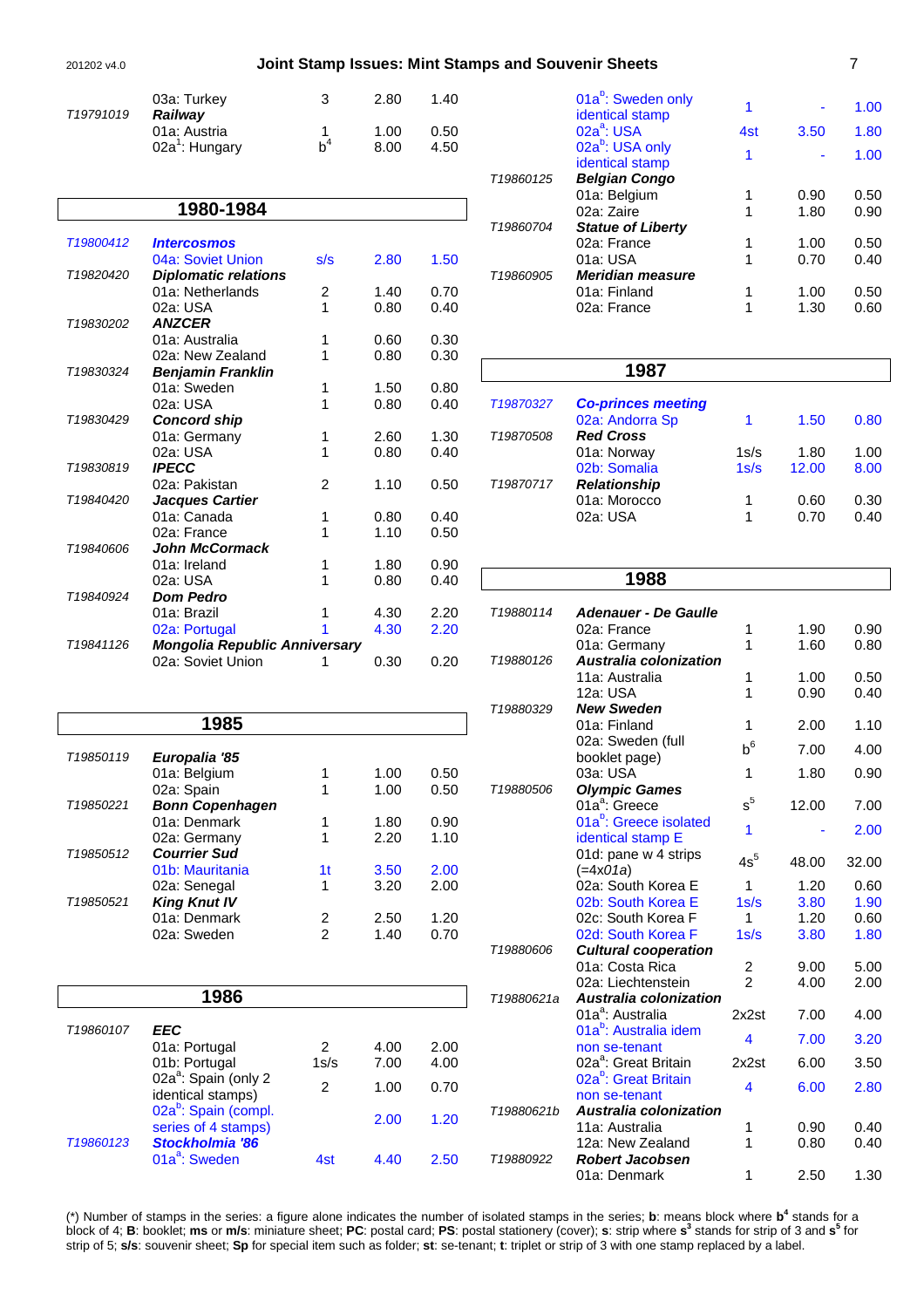| | | | | |
|---|---|---|---|---|
| | 03a: Turkey | 3 | 2.80 | 1.40 |
| T19791019 | ***Railway*** | | | |
| | 01a: Austria | 1 | 1.00 | 0.50 |
| | 02a[1]: Hungary | $b^4$ | 8.00 | 4.50 |

## 1980-1984

| | | | | |
|---|---|---|---|---|
| T19800412 | ***Intercosmos*** | | | |
| | 04a: Soviet Union | s/s | 2.80 | 1.50 |
| T19820420 | ***Diplomatic relations*** | | | |
| | 01a: Netherlands | 2 | 1.40 | 0.70 |
| | 02a: USA | 1 | 0.80 | 0.40 |
| T19830202 | ***ANZCER*** | | | |
| | 01a: Australia | 1 | 0.60 | 0.30 |
| | 02a: New Zealand | 1 | 0.80 | 0.30 |
| T19830324 | ***Benjamin Franklin*** | | | |
| | 01a: Sweden | 1 | 1.50 | 0.80 |
| | 02a: USA | 1 | 0.80 | 0.40 |
| T19830429 | ***Concord ship*** | | | |
| | 01a: Germany | 1 | 2.60 | 1.30 |
| | 02a: USA | 1 | 0.80 | 0.40 |
| T19830819 | ***IPECC*** | | | |
| | 02a: Pakistan | 2 | 1.10 | 0.50 |
| T19840420 | ***Jacques Cartier*** | | | |
| | 01a: Canada | 1 | 0.80 | 0.40 |
| | 02a: France | 1 | 1.10 | 0.50 |
| T19840606 | ***John McCormack*** | | | |
| | 01a: Ireland | 1 | 1.80 | 0.90 |
| | 02a: USA | 1 | 0.80 | 0.40 |
| T19840924 | ***Dom Pedro*** | | | |
| | 01a: Brazil | 1 | 4.30 | 2.20 |
| | 02a: Portugal | 1 | 4.30 | 2.20 |
| T19841126 | ***Mongolia Republic Anniversary*** | | | |
| | 02a: Soviet Union | 1 | 0.30 | 0.20 |

## 1985

| | | | | |
|---|---|---|---|---|
| T19850119 | ***Europalia '85*** | | | |
| | 01a: Belgium | 1 | 1.00 | 0.50 |
| | 02a: Spain | 1 | 1.00 | 0.50 |
| T19850221 | ***Bonn Copenhagen*** | | | |
| | 01a: Denmark | 1 | 1.80 | 0.90 |
| | 02a: Germany | 1 | 2.20 | 1.10 |
| T19850512 | ***Courrier Sud*** | | | |
| | 01b: Mauritania | 1t | 3.50 | 2.00 |
| | 02a: Senegal | 1 | 3.20 | 2.00 |
| T19850521 | ***King Knut IV*** | | | |
| | 01a: Denmark | 2 | 2.50 | 1.20 |
| | 02a: Sweden | 2 | 1.40 | 0.70 |

## 1986

| | | | | |
|---|---|---|---|---|
| T19860107 | ***EEC*** | | | |
| | 01a: Portugal | 2 | 4.00 | 2.00 |
| | 01b: Portugal | 1s/s | 7.00 | 4.00 |
| | 02a[a]: Spain (only 2 identical stamps) | 2 | 1.00 | 0.70 |
| | 02a[b]: Spain (compl. series of 4 stamps) | | 2.00 | 1.20 |
| T19860123 | ***Stockholmia '86*** | | | |
| | 01a[a]: Sweden | 4st | 4.40 | 2.50 |
| | 01a[b]: Sweden only identical stamp | 1 | - | 1.00 |
| | 02a[a]: USA | 4st | 3.50 | 1.80 |
| | 02a[b]: USA only identical stamp | 1 | - | 1.00 |
| T19860125 | ***Belgian Congo*** | | | |
| | 01a: Belgium | 1 | 0.90 | 0.50 |
| | 02a: Zaire | 1 | 1.80 | 0.90 |
| T19860704 | ***Statue of Liberty*** | | | |
| | 02a: France | 1 | 1.00 | 0.50 |
| | 01a: USA | 1 | 0.70 | 0.40 |
| T19860905 | ***Meridian measure*** | | | |
| | 01a: Finland | 1 | 1.00 | 0.50 |
| | 02a: France | 1 | 1.30 | 0.60 |

## 1987

| | | | | |
|---|---|---|---|---|
| T19870327 | ***Co-princes meeting*** | | | |
| | 02a: Andorra Sp | 1 | 1.50 | 0.80 |
| T19870508 | ***Red Cross*** | | | |
| | 01a: Norway | 1s/s | 1.80 | 1.00 |
| | 02b: Somalia | 1s/s | 12.00 | 8.00 |
| T19870717 | ***Relationship*** | | | |
| | 01a: Morocco | 1 | 0.60 | 0.30 |
| | 02a: USA | 1 | 0.70 | 0.40 |

## 1988

| | | | | |
|---|---|---|---|---|
| T19880114 | ***Adenauer - De Gaulle*** | | | |
| | 02a: France | 1 | 1.90 | 0.90 |
| | 01a: Germany | 1 | 1.60 | 0.80 |
| T19880126 | ***Australia colonization*** | | | |
| | 11a: Australia | 1 | 1.00 | 0.50 |
| | 12a: USA | 1 | 0.90 | 0.40 |
| T19880329 | ***New Sweden*** | | | |
| | 01a: Finland | 1 | 2.00 | 1.10 |
| | 02a: Sweden (full booklet page) | $b^6$ | 7.00 | 4.00 |
| | 03a: USA | 1 | 1.80 | 0.90 |
| T19880506 | ***Olympic Games*** | | | |
| | 01a[a]: Greece | $s^5$ | 12.00 | 7.00 |
| | 01a[b]: Greece isolated identical stamp E | 1 | - | 2.00 |
| | 01d: pane w 4 strips (=4x01a) | $4s^5$ | 48.00 | 32.00 |
| | 02a: South Korea E | 1 | 1.20 | 0.60 |
| | 02b: South Korea E | 1s/s | 3.80 | 1.90 |
| | 02c: South Korea F | 1 | 1.20 | 0.60 |
| | 02d: South Korea F | 1s/s | 3.80 | 1.80 |
| T19880606 | ***Cultural cooperation*** | | | |
| | 01a: Costa Rica | 2 | 9.00 | 5.00 |
| | 02a: Liechtenstein | 2 | 4.00 | 2.00 |
| T19880621a | ***Australia colonization*** | | | |
| | 01a[a]: Australia | 2x2st | 7.00 | 4.00 |
| | 01a[b]: Australia idem non se-tenant | 4 | 7.00 | 3.20 |
| | 02a[a]: Great Britain | 2x2st | 6.00 | 3.50 |
| | 02a[b]: Great Britain non se-tenant | 4 | 6.00 | 2.80 |
| T19880621b | ***Australia colonization*** | | | |
| | 11a: Australia | 1 | 0.90 | 0.40 |
| | 12a: New Zealand | 1 | 0.80 | 0.40 |
| T19880922 | ***Robert Jacobsen*** | | | |
| | 01a: Denmark | 1 | 2.50 | 1.30 |

(*) Number of stamps in the series: a figure alone indicates the number of isolated stamps in the series; **b**: means block where $b^4$ stands for a block of 4; **B**: booklet; **ms** or **m/s**: miniature sheet; **PC**: postal card; **PS**: postal stationery (cover); **s**: strip where $s^3$ stands for strip of 3 and $s^5$ for strip of 5; **s/s**: souvenir sheet; **Sp** for special item such as folder; **st**: se-tenant; **t**: triplet or strip of 3 with one stamp replaced by a label.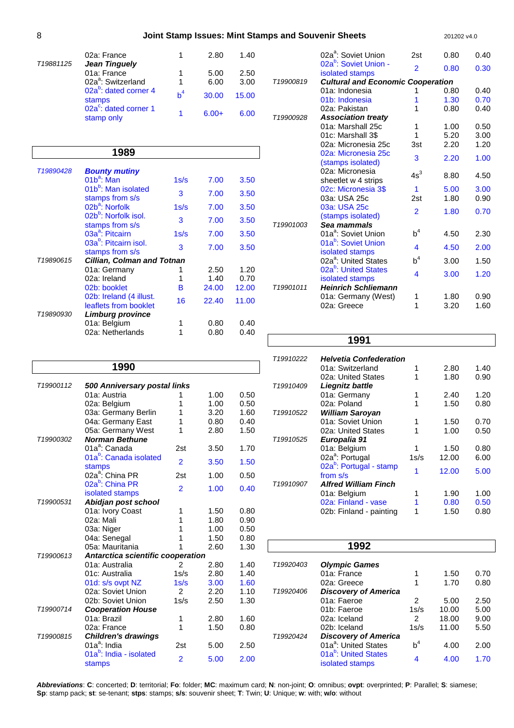| | | | | |
|---|---|---|---|---|
| | 02a: France | 1 | 2.80 | 1.40 |
| T19881125 | ***Jean Tinguely*** | | | |
| | 01a: France | 1 | 5.00 | 2.50 |
| | 02a[a]: Switzerland | 1 | 6.00 | 3.00 |
| | 02a[b]: dated corner 4 stamps | b[4] | 30.00 | 15.00 |
| | 02a[c]: dated corner 1 stamp only | 1 | 6.00+ | 6.00 |

## 1989

| | | | | |
|---|---|---|---|---|
| T19890428 | ***Bounty mutiny*** | | | |
| | 01b[a]: Man | 1s/s | 7.00 | 3.50 |
| | 01b[b]: Man isolated stamps from s/s | 3 | 7.00 | 3.50 |
| | 02b[a]: Norfolk | 1s/s | 7.00 | 3.50 |
| | 02b[b]: Norfolk isol. stamps from s/s | 3 | 7.00 | 3.50 |
| | 03a[a]: Pitcairn | 1s/s | 7.00 | 3.50 |
| | 03a[b]: Pitcairn isol. stamps from s/s | 3 | 7.00 | 3.50 |
| T19890615 | ***Cillian, Colman and Totnan*** | | | |
| | 01a: Germany | 1 | 2.50 | 1.20 |
| | 02a: Ireland | 1 | 1.40 | 0.70 |
| | 02b: booklet | B | 24.00 | 12.00 |
| | 02b: Ireland (4 illust. leaflets from booklet | 16 | 22.40 | 11.00 |
| T19890930 | ***Limburg province*** | | | |
| | 01a: Belgium | 1 | 0.80 | 0.40 |
| | 02a: Netherlands | 1 | 0.80 | 0.40 |

## 1990

| | | | | |
|---|---|---|---|---|
| T19900112 | ***500 Anniversary postal links*** | | | |
| | 01a: Austria | 1 | 1.00 | 0.50 |
| | 02a: Belgium | 1 | 1.00 | 0.50 |
| | 03a: Germany Berlin | 1 | 3.20 | 1.60 |
| | 04a: Germany East | 1 | 0.80 | 0.40 |
| | 05a: Germany West | 1 | 2.80 | 1.50 |
| T19900302 | ***Norman Bethune*** | | | |
| | 01a[a]: Canada | 2st | 3.50 | 1.70 |
| | 01a[b]: Canada isolated stamps | 2 | 3.50 | 1.50 |
| | 02a[a]: China PR | 2st | 1.00 | 0.50 |
| | 02a[b]: China PR isolated stamps | 2 | 1.00 | 0.40 |
| T19900531 | ***Abidjan post school*** | | | |
| | 01a: Ivory Coast | 1 | 1.50 | 0.80 |
| | 02a: Mali | 1 | 1.80 | 0.90 |
| | 03a: Niger | 1 | 1.00 | 0.50 |
| | 04a: Senegal | 1 | 1.50 | 0.80 |
| | 05a: Mauritania | 1 | 2.60 | 1.30 |
| T19900613 | ***Antarctica scientific cooperation*** | | | |
| | 01a: Australia | 2 | 2.80 | 1.40 |
| | 01c: Australia | 1s/s | 2.80 | 1.40 |
| | 01d: s/s ovpt NZ | 1s/s | 3.00 | 1.60 |
| | 02a: Soviet Union | 2 | 2.20 | 1.10 |
| | 02b: Soviet Union | 1s/s | 2.50 | 1.30 |
| T19900714 | ***Cooperation House*** | | | |
| | 01a: Brazil | 1 | 2.80 | 1.60 |
| | 02a: France | 1 | 1.50 | 0.80 |
| T19900815 | ***Children's drawings*** | | | |
| | 01a[a]: India | 2st | 5.00 | 2.50 |
| | 01a[b]: India - isolated stamps | 2 | 5.00 | 2.00 |
| | 02a[a]: Soviet Union | 2st | 0.80 | 0.40 |
| | 02a[b]: Soviet Union - isolated stamps | 2 | 0.80 | 0.30 |
| T19900819 | ***Cultural and Economic Cooperation*** | | | |
| | 01a: Indonesia | 1 | 0.80 | 0.40 |
| | 01b: Indonesia | 1 | 1.30 | 0.70 |
| | 02a: Pakistan | 1 | 0.80 | 0.40 |
| T19900928 | ***Association treaty*** | | | |
| | 01a: Marshall 25c | 1 | 1.00 | 0.50 |
| | 01c: Marshall 3$ | 1 | 5.20 | 3.00 |
| | 02a: Micronesia 25c | 3st | 2.20 | 1.20 |
| | 02a: Micronesia 25c (stamps isolated) | 3 | 2.20 | 1.00 |
| | 02a: Micronesia sheetlet w 4 strips | 4s[3] | 8.80 | 4.50 |
| | 02c: Micronesia 3$ | 1 | 5.00 | 3.00 |
| | 03a: USA 25c | 2st | 1.80 | 0.90 |
| | 03a: USA 25c (stamps isolated) | 2 | 1.80 | 0.70 |
| T19901003 | ***Sea mammals*** | | | |
| | 01a[a]: Soviet Union | b[4] | 4.50 | 2.30 |
| | 01a[b]: Soviet Union isolated stamps | 4 | 4.50 | 2.00 |
| | 02a[a]: United States | b[4] | 3.00 | 1.50 |
| | 02a[b]: United States isolated stamps | 4 | 3.00 | 1.20 |
| T19901011 | ***Heinrich Schliemann*** | | | |
| | 01a: Germany (West) | 1 | 1.80 | 0.90 |
| | 02a: Greece | 1 | 3.20 | 1.60 |

## 1991

| | | | | |
|---|---|---|---|---|
| T19910222 | ***Helvetia Confederation*** | | | |
| | 01a: Switzerland | 1 | 2.80 | 1.40 |
| | 02a: United States | 1 | 1.80 | 0.90 |
| T19910409 | ***Liegnitz battle*** | | | |
| | 01a: Germany | 1 | 2.40 | 1.20 |
| | 02a: Poland | 1 | 1.50 | 0.80 |
| T19910522 | ***William Saroyan*** | | | |
| | 01a: Soviet Union | 1 | 1.50 | 0.70 |
| | 02a: United States | 1 | 1.00 | 0.50 |
| T19910525 | ***Europalia 91*** | | | |
| | 01a: Belgium | 1 | 1.50 | 0.80 |
| | 02a[a]: Portugal | 1s/s | 12.00 | 6.00 |
| | 02a[b]: Portugal - stamp from s/s | 1 | 12.00 | 5.00 |
| T19910907 | ***Alfred William Finch*** | | | |
| | 01a: Belgium | 1 | 1.90 | 1.00 |
| | 02a: Finland - vase | 1 | 0.80 | 0.50 |
| | 02b: Finland - painting | 1 | 1.50 | 0.80 |

## 1992

| | | | | |
|---|---|---|---|---|
| T19920403 | ***Olympic Games*** | | | |
| | 01a: France | 1 | 1.50 | 0.70 |
| | 02a: Greece | 1 | 1.70 | 0.80 |
| T19920406 | ***Discovery of America*** | | | |
| | 01a: Faeroe | 2 | 5.00 | 2.50 |
| | 01b: Faeroe | 1s/s | 10.00 | 5.00 |
| | 02a: Iceland | 2 | 18.00 | 9.00 |
| | 02b: Iceland | 1s/s | 11.00 | 5.50 |
| T19920424 | ***Discovery of America*** | | | |
| | 01a[a]: United States | b[4] | 4.00 | 2.00 |
| | 01a[b]: United States isolated stamps | 4 | 4.00 | 1.70 |

***Abbreviations***: **C**: concerted; **D**: territorial; **Fo**: folder; **MC**: maximum card; **N**: non-joint; **O**: omnibus; **ovpt**: overprinted; **P**: Parallel; **S**: siamese; **Sp**: stamp pack; **st**: se-tenant; **stps**: stamps; **s/s**: souvenir sheet; **T**: Twin; **U**: Unique; **w**: with; **w/o**: without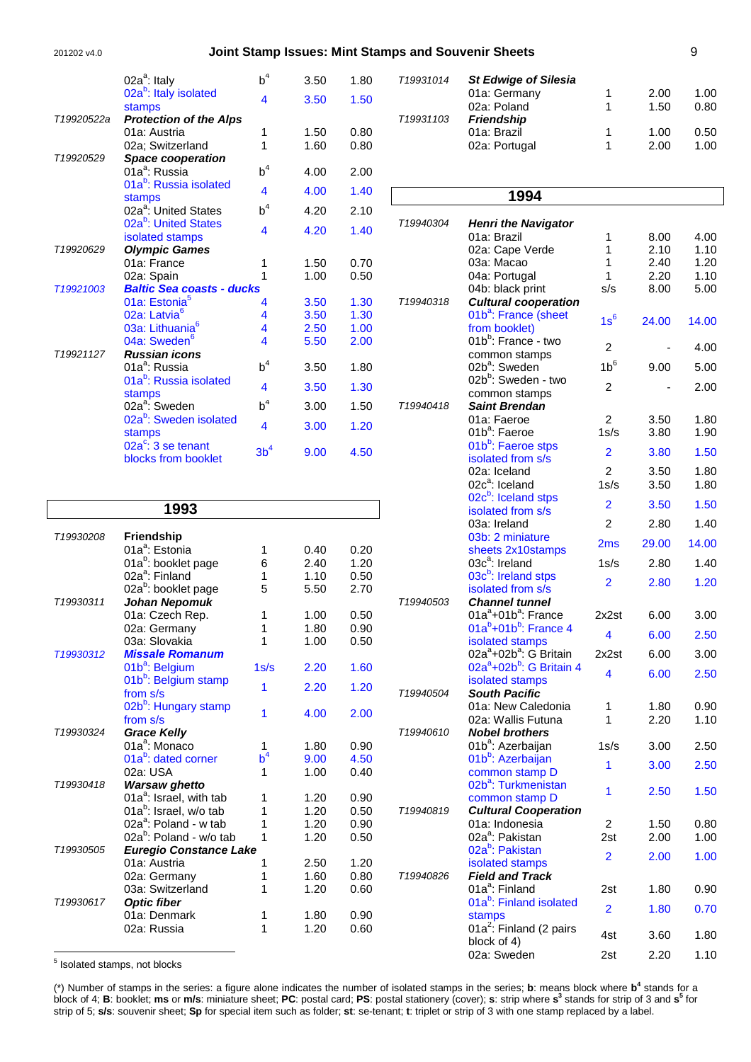| | | | | |
|---|---|---|---|---|
| | 02a[a]: Italy | b[4] | 3.50 | 1.80 |
| | 02a[b]: Italy isolated stamps | 4 | 3.50 | 1.50 |
| T19920522a | ***Protection of the Alps*** | | | |
| | 01a: Austria | 1 | 1.50 | 0.80 |
| | 02a; Switzerland | 1 | 1.60 | 0.80 |
| T19920529 | ***Space cooperation*** | | | |
| | 01a[a]: Russia | b[4] | 4.00 | 2.00 |
| | 01a[b]: Russia isolated stamps | 4 | 4.00 | 1.40 |
| | 02a[a]: United States | b[4] | 4.20 | 2.10 |
| | 02a[b]: United States isolated stamps | 4 | 4.20 | 1.40 |
| T19920629 | ***Olympic Games*** | | | |
| | 01a: France | 1 | 1.50 | 0.70 |
| | 02a: Spain | 1 | 1.00 | 0.50 |
| T19921003 | ***Baltic Sea coasts - ducks*** | | | |
| | 01a: Estonia[5] | 4 | 3.50 | 1.30 |
| | 02a: Latvia[6] | 4 | 3.50 | 1.30 |
| | 03a: Lithuania[6] | 4 | 2.50 | 1.00 |
| | 04a: Sweden[6] | 4 | 5.50 | 2.00 |
| T19921127 | ***Russian icons*** | | | |
| | 01a[a]: Russia | b[4] | 3.50 | 1.80 |
| | 01a[b]: Russia isolated stamps | 4 | 3.50 | 1.30 |
| | 02a[a]: Sweden | b[4] | 3.00 | 1.50 |
| | 02a[b]: Sweden isolated stamps | 4 | 3.00 | 1.20 |
| | 02a[c]: 3 se tenant blocks from booklet | 3b[4] | 9.00 | 4.50 |

## 1993

| | | | | |
|---|---|---|---|---|
| T19930208 | **Friendship** | | | |
| | 01a[a]: Estonia | 1 | 0.40 | 0.20 |
| | 01a[b]: booklet page | 6 | 2.40 | 1.20 |
| | 02a[a]: Finland | 1 | 1.10 | 0.50 |
| | 02a[b]: booklet page | 5 | 5.50 | 2.70 |
| T19930311 | ***Johan Nepomuk*** | | | |
| | 01a: Czech Rep. | 1 | 1.00 | 0.50 |
| | 02a: Germany | 1 | 1.80 | 0.90 |
| | 03a: Slovakia | 1 | 1.00 | 0.50 |
| T19930312 | ***Missale Romanum*** | | | |
| | 01b[a]: Belgium | 1s/s | 2.20 | 1.60 |
| | 01b[b]: Belgium stamp from s/s | 1 | 2.20 | 1.20 |
| | 02b[b]: Hungary stamp from s/s | 1 | 4.00 | 2.00 |
| T19930324 | ***Grace Kelly*** | | | |
| | 01a[a]: Monaco | 1 | 1.80 | 0.90 |
| | 01a[b]: dated corner | b[4] | 9.00 | 4.50 |
| | 02a: USA | 1 | 1.00 | 0.40 |
| T19930418 | ***Warsaw ghetto*** | | | |
| | 01a[a]: Israel, with tab | 1 | 1.20 | 0.90 |
| | 01a[b]: Israel, w/o tab | 1 | 1.20 | 0.50 |
| | 02a[a]: Poland - w tab | 1 | 1.20 | 0.90 |
| | 02a[b]: Poland - w/o tab | 1 | 1.20 | 0.50 |
| T19930505 | ***Euregio Constance Lake*** | | | |
| | 01a: Austria | 1 | 2.50 | 1.20 |
| | 02a: Germany | 1 | 1.60 | 0.80 |
| | 03a: Switzerland | 1 | 1.20 | 0.60 |
| T19930617 | ***Optic fiber*** | | | |
| | 01a: Denmark | 1 | 1.80 | 0.90 |
| | 02a: Russia | 1 | 1.20 | 0.60 |
| T19931014 | ***St Edwige of Silesia*** | | | |
| | 01a: Germany | 1 | 2.00 | 1.00 |
| | 02a: Poland | 1 | 1.50 | 0.80 |
| T19931103 | ***Friendship*** | | | |
| | 01a: Brazil | 1 | 1.00 | 0.50 |
| | 02a: Portugal | 1 | 2.00 | 1.00 |

## 1994

| | | | | |
|---|---|---|---|---|
| T19940304 | ***Henri the Navigator*** | | | |
| | 01a: Brazil | 1 | 8.00 | 4.00 |
| | 02a: Cape Verde | 1 | 2.10 | 1.10 |
| | 03a: Macao | 1 | 2.40 | 1.20 |
| | 04a: Portugal | 1 | 2.20 | 1.10 |
| | 04b: black print | s/s | 8.00 | 5.00 |
| T19940318 | ***Cultural cooperation*** | | | |
| | 01b[a]: France (sheet from booklet) | 1s[6] | 24.00 | 14.00 |
| | 01b[b]: France - two common stamps | 2 | - | 4.00 |
| | 02b[a]: Sweden | 1b[6] | 9.00 | 5.00 |
| | 02b[b]: Sweden - two common stamps | 2 | - | 2.00 |
| T19940418 | ***Saint Brendan*** | | | |
| | 01a: Faeroe | 2 | 3.50 | 1.80 |
| | 01b[a]: Faeroe | 1s/s | 3.80 | 1.90 |
| | 01b[b]: Faeroe stps isolated from s/s | 2 | 3.80 | 1.50 |
| | 02a: Iceland | 2 | 3.50 | 1.80 |
| | 02c[a]: Iceland | 1s/s | 3.50 | 1.80 |
| | 02c[b]: Iceland stps isolated from s/s | 2 | 3.50 | 1.50 |
| | 03a: Ireland | 2 | 2.80 | 1.40 |
| | 03b: 2 miniature sheets 2x10stamps | 2ms | 29.00 | 14.00 |
| | 03c[a]: Ireland | 1s/s | 2.80 | 1.40 |
| | 03c[b]: Ireland stps isolated from s/s | 2 | 2.80 | 1.20 |
| T19940503 | ***Channel tunnel*** | | | |
| | 01a[a]+01b[a]: France | 2x2st | 6.00 | 3.00 |
| | 01a[b]+01b[b]: France 4 isolated stamps | 4 | 6.00 | 2.50 |
| | 02a[a]+02b[a]: G Britain | 2x2st | 6.00 | 3.00 |
| | 02a[b]+02b[b]: G Britain 4 isolated stamps | 4 | 6.00 | 2.50 |
| T19940504 | ***South Pacific*** | | | |
| | 01a: New Caledonia | 1 | 1.80 | 0.90 |
| | 02a: Wallis Futuna | 1 | 2.20 | 1.10 |
| T19940610 | ***Nobel brothers*** | | | |
| | 01b[a]: Azerbaijan | 1s/s | 3.00 | 2.50 |
| | 01b[b]: Azerbaijan common stamp D | 1 | 3.00 | 2.50 |
| | 02b[a]: Turkmenistan common stamp D | 1 | 2.50 | 1.50 |
| T19940819 | ***Cultural Cooperation*** | | | |
| | 01a: Indonesia | 2 | 1.50 | 0.80 |
| | 02a[a]: Pakistan | 2st | 2.00 | 1.00 |
| | 02a[b]: Pakistan isolated stamps | 2 | 2.00 | 1.00 |
| T19940826 | ***Field and Track*** | | | |
| | 01a[a]: Finland | 2st | 1.80 | 0.90 |
| | 01a[b]: Finland isolated stamps | 2 | 1.80 | 0.70 |
| | 01a[z]: Finland (2 pairs block of 4) | 4st | 3.60 | 1.80 |
| | 02a: Sweden | 2st | 2.20 | 1.10 |

[5] Isolated stamps, not blocks

(*) Number of stamps in the series: a figure alone indicates the number of isolated stamps in the series; **b**: means block where **b[4]** stands for a block of 4; **B**: booklet; **ms** or **m/s**: miniature sheet; **PC**: postal card; **PS**: postal stationery (cover); **s**: strip where **s[3]** stands for strip of 3 and **s[5]** for strip of 5; **s/s**: souvenir sheet; **Sp** for special item such as folder; **st**: se-tenant; **t**: triplet or strip of 3 with one stamp replaced by a label.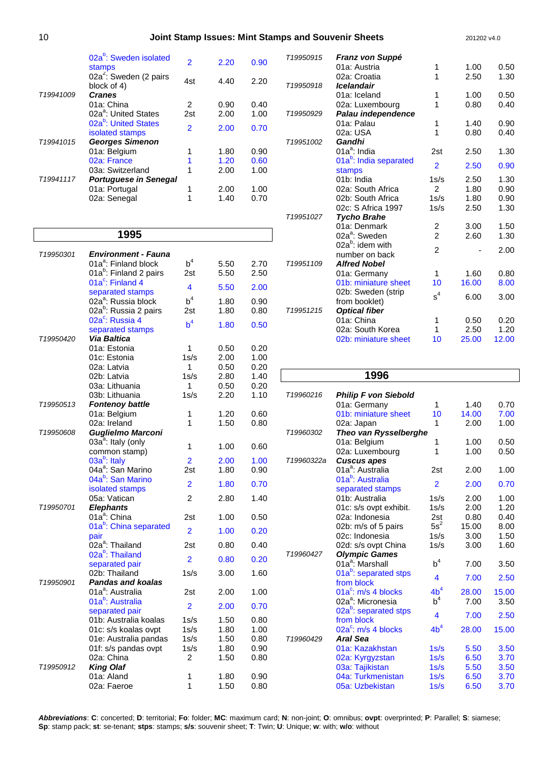| | | | | |
|---|---|---|---|---|
| | 02a[b]: Sweden isolated stamps | 2 | 2.20 | 0.90 |
| | 02a[z]: Sweden (2 pairs block of 4) | 4st | 4.40 | 2.20 |
| T19941009 | ***Cranes*** | | | |
| | 01a: China | 2 | 0.90 | 0.40 |
| | 02a[a]: United States | 2st | 2.00 | 1.00 |
| | 02a[b]: United States isolated stamps | 2 | 2.00 | 0.70 |
| T19941015 | ***Georges Simenon*** | | | |
| | 01a: Belgium | 1 | 1.80 | 0.90 |
| | 02a: France | 1 | 1.20 | 0.60 |
| | 03a: Switzerland | 1 | 2.00 | 1.00 |
| T19941117 | ***Portuguese in Senegal*** | | | |
| | 01a: Portugal | 1 | 2.00 | 1.00 |
| | 02a: Senegal | 1 | 1.40 | 0.70 |

## 1995

| | | | | |
|---|---|---|---|---|
| T19950301 | ***Environment - Fauna*** | | | |
| | 01a[a]: Finland block | b[4] | 5.50 | 2.70 |
| | 01a[b]: Finland 2 pairs | 2st | 5.50 | 2.50 |
| | 01a[c]: Finland 4 separated stamps | 4 | 5.50 | 2.00 |
| | 02a[a]: Russia block | b[4] | 1.80 | 0.90 |
| | 02a[b]: Russia 2 pairs | 2st | 1.80 | 0.80 |
| | 02a[c]: Russia 4 separated stamps | b[4] | 1.80 | 0.50 |
| T19950420 | ***Via Baltica*** | | | |
| | 01a: Estonia | 1 | 0.50 | 0.20 |
| | 01c: Estonia | 1s/s | 2.00 | 1.00 |
| | 02a: Latvia | 1 | 0.50 | 0.20 |
| | 02b: Latvia | 1s/s | 2.80 | 1.40 |
| | 03a: Lithuania | 1 | 0.50 | 0.20 |
| | 03b: Lithuania | 1s/s | 2.20 | 1.10 |
| T19950513 | ***Fontenoy battle*** | | | |
| | 01a: Belgium | 1 | 1.20 | 0.60 |
| | 02a: Ireland | 1 | 1.50 | 0.80 |
| T19950608 | ***Guglielmo Marconi*** | | | |
| | 03a[a]: Italy (only common stamp) | 1 | 1.00 | 0.60 |
| | 03a[b]: Italy | 2 | 2.00 | 1.00 |
| | 04a[a]: San Marino | 2st | 1.80 | 0.90 |
| | 04a[b]: San Marino isolated stamps | 2 | 1.80 | 0.70 |
| | 05a: Vatican | 2 | 2.80 | 1.40 |
| T19950701 | ***Elephants*** | | | |
| | 01a[a]: China | 2st | 1.00 | 0.50 |
| | 01a[b]: China separated pair | 2 | 1.00 | 0.20 |
| | 02a[a]: Thailand | 2st | 0.80 | 0.40 |
| | 02a[b]: Thailand separated pair | 2 | 0.80 | 0.20 |
| | 02b: Thailand | 1s/s | 3.00 | 1.60 |
| T19950901 | ***Pandas and koalas*** | | | |
| | 01a[a]: Australia | 2st | 2.00 | 1.00 |
| | 01a[b]: Australia separated pair | 2 | 2.00 | 0.70 |
| | 01b: Australia koalas | 1s/s | 1.50 | 0.80 |
| | 01c: s/s koalas ovpt | 1s/s | 1.80 | 1.00 |
| | 01e: Australia pandas | 1s/s | 1.50 | 0.80 |
| | 01f: s/s pandas ovpt | 1s/s | 1.80 | 0.90 |
| | 02a: China | 2 | 1.50 | 0.80 |
| T19950912 | ***King Olaf*** | | | |
| | 01a: Aland | 1 | 1.80 | 0.90 |
| | 02a: Faeroe | 1 | 1.50 | 0.80 |
| T19950915 | ***Franz von Suppé*** | | | |
| | 01a: Austria | 1 | 1.00 | 0.50 |
| | 02a: Croatia | 1 | 2.50 | 1.30 |
| T19950918 | ***Icelandair*** | | | |
| | 01a: Iceland | 1 | 1.00 | 0.50 |
| | 02a: Luxembourg | 1 | 0.80 | 0.40 |
| T19950929 | ***Palau independence*** | | | |
| | 01a: Palau | 1 | 1.40 | 0.90 |
| | 02a: USA | 1 | 0.80 | 0.40 |
| T19951002 | ***Gandhi*** | | | |
| | 01a[a]: India | 2st | 2.50 | 1.30 |
| | 01a[b]: India separated stamps | 2 | 2.50 | 0.90 |
| | 01b: India | 1s/s | 2.50 | 1.30 |
| | 02a: South Africa | 2 | 1.80 | 0.90 |
| | 02b: South Africa | 1s/s | 1.80 | 0.90 |
| | 02c: S Africa 1997 | 1s/s | 2.50 | 1.30 |
| T19951027 | ***Tycho Brahe*** | | | |
| | 01a: Denmark | 2 | 3.00 | 1.50 |
| | 02a[a]: Sweden | 2 | 2.60 | 1.30 |
| | 02a[b]: idem with number on back | 2 | - | 2.00 |
| T19951109 | ***Alfred Nobel*** | | | |
| | 01a: Germany | 1 | 1.60 | 0.80 |
| | 01b: miniature sheet | 10 | 16.00 | 8.00 |
| | 02b: Sweden (strip from booklet) | s[4] | 6.00 | 3.00 |
| T19951215 | ***Optical fiber*** | | | |
| | 01a: China | 1 | 0.50 | 0.20 |
| | 02a: South Korea | 1 | 2.50 | 1.20 |
| | 02b: miniature sheet | 10 | 25.00 | 12.00 |

## 1996

| | | | | |
|---|---|---|---|---|
| T19960216 | ***Philip F von Siebold*** | | | |
| | 01a: Germany | 1 | 1.40 | 0.70 |
| | 01b: miniature sheet | 10 | 14.00 | 7.00 |
| | 02a: Japan | 1 | 2.00 | 1.00 |
| T19960302 | ***Theo van Rysselberghe*** | | | |
| | 01a: Belgium | 1 | 1.00 | 0.50 |
| | 02a: Luxembourg | 1 | 1.00 | 0.50 |
| T19960322a | ***Cuscus apes*** | | | |
| | 01a[a]: Australia | 2st | 2.00 | 1.00 |
| | 01a[b]: Australia separated stamps | 2 | 2.00 | 0.70 |
| | 01b: Australia | 1s/s | 2.00 | 1.00 |
| | 01c: s/s ovpt exhibit. | 1s/s | 2.00 | 1.20 |
| | 02a: Indonesia | 2st | 0.80 | 0.40 |
| | 02b: m/s of 5 pairs | 5s[2] | 15.00 | 8.00 |
| | 02c: Indonesia | 1s/s | 3.00 | 1.50 |
| | 02d: s/s ovpt China | 1s/s | 3.00 | 1.60 |
| T19960427 | ***Olympic Games*** | | | |
| | 01a[a]: Marshall | b[4] | 7.00 | 3.50 |
| | 01a[b]: separated stps from block | 4 | 7.00 | 2.50 |
| | 01a[c]: m/s 4 blocks | 4b[4] | 28.00 | 15.00 |
| | 02a[a]: Micronesia | b[4] | 7.00 | 3.50 |
| | 02a[b]: separated stps from block | 4 | 7.00 | 2.50 |
| | 02a[c]: m/s 4 blocks | 4b[4] | 28.00 | 15.00 |
| T19960429 | ***Aral Sea*** | | | |
| | 01a: Kazakhstan | 1s/s | 5.50 | 3.50 |
| | 02a: Kyrgyzstan | 1s/s | 6.50 | 3.70 |
| | 03a: Tajikistan | 1s/s | 5.50 | 3.50 |
| | 04a: Turkmenistan | 1s/s | 6.50 | 3.70 |
| | 05a: Uzbekistan | 1s/s | 6.50 | 3.70 |

***Abbreviations***: **C**: concerted; **D**: territorial; **Fo**: folder; **MC**: maximum card; **N**: non-joint; **O**: omnibus; **ovpt**: overprinted; **P**: Parallel; **S**: siamese; **Sp**: stamp pack; **st**: se-tenant; **stps**: stamps; **s/s**: souvenir sheet; **T**: Twin; **U**: Unique; **w**: with; **w/o**: without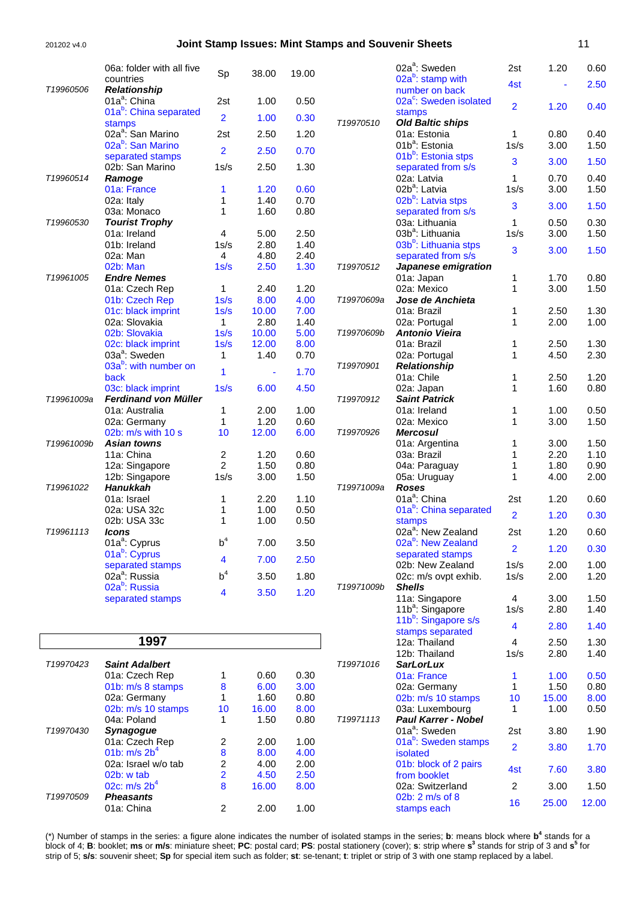| Code | Item | (*) | Mint | Used |
|---|---|---|---|---|
| | 06a: folder with all five countries | Sp | 38.00 | 19.00 |
| T19960506 | ***Relationship*** | | | |
| | 01a[a]: China | 2st | 1.00 | 0.50 |
| | 01a[b]: China separated stamps | 2 | 1.00 | 0.30 |
| | 02a[a]: San Marino | 2st | 2.50 | 1.20 |
| | 02a[b]: San Marino separated stamps | 2 | 2.50 | 0.70 |
| | 02b: San Marino | 1s/s | 2.50 | 1.30 |
| T19960514 | ***Ramoge*** | | | |
| | 01a: France | 1 | 1.20 | 0.60 |
| | 02a: Italy | 1 | 1.40 | 0.70 |
| | 03a: Monaco | 1 | 1.60 | 0.80 |
| T19960530 | ***Tourist Trophy*** | | | |
| | 01a: Ireland | 4 | 5.00 | 2.50 |
| | 01b: Ireland | 1s/s | 2.80 | 1.40 |
| | 02a: Man | 4 | 4.80 | 2.40 |
| | 02b: Man | 1s/s | 2.50 | 1.30 |
| T19961005 | ***Endre Nemes*** | | | |
| | 01a: Czech Rep | 1 | 2.40 | 1.20 |
| | 01b: Czech Rep | 1s/s | 8.00 | 4.00 |
| | 01c: black imprint | 1s/s | 10.00 | 7.00 |
| | 02a: Slovakia | 1 | 2.80 | 1.40 |
| | 02b: Slovakia | 1s/s | 10.00 | 5.00 |
| | 02c: black imprint | 1s/s | 12.00 | 8.00 |
| | 03a[a]: Sweden | 1 | 1.40 | 0.70 |
| | 03a[b]: with number on back | 1 | - | 1.70 |
| | 03c: black imprint | 1s/s | 6.00 | 4.50 |
| T19961009a | ***Ferdinand von Müller*** | | | |
| | 01a: Australia | 1 | 2.00 | 1.00 |
| | 02a: Germany | 1 | 1.20 | 0.60 |
| | 02b: m/s with 10 s | 10 | 12.00 | 6.00 |
| T19961009b | ***Asian towns*** | | | |
| | 11a: China | 2 | 1.20 | 0.60 |
| | 12a: Singapore | 2 | 1.50 | 0.80 |
| | 12b: Singapore | 1s/s | 3.00 | 1.50 |
| T19961022 | ***Hanukkah*** | | | |
| | 01a: Israel | 1 | 2.20 | 1.10 |
| | 02a: USA 32c | 1 | 1.00 | 0.50 |
| | 02b: USA 33c | 1 | 1.00 | 0.50 |
| T19961113 | ***Icons*** | | | |
| | 01a[a]: Cyprus | $b^4$ | 7.00 | 3.50 |
| | 01a[b]: Cyprus separated stamps | 4 | 7.00 | 2.50 |
| | 02a[a]: Russia | $b^4$ | 3.50 | 1.80 |
| | 02a[b]: Russia separated stamps | 4 | 3.50 | 1.20 |

## 1997

| Code | Item | (*) | Mint | Used |
|---|---|---|---|---|
| T19970423 | ***Saint Adalbert*** | | | |
| | 01a: Czech Rep | 1 | 0.60 | 0.30 |
| | 01b: m/s 8 stamps | 8 | 6.00 | 3.00 |
| | 02a: Germany | 1 | 1.60 | 0.80 |
| | 02b: m/s 10 stamps | 10 | 16.00 | 8.00 |
| | 04a: Poland | 1 | 1.50 | 0.80 |
| T19970430 | ***Synagogue*** | | | |
| | 01a: Czech Rep | 2 | 2.00 | 1.00 |
| | 01b: m/s $2b^4$ | 8 | 8.00 | 4.00 |
| | 02a: Israel w/o tab | 2 | 4.00 | 2.00 |
| | 02b: w tab | 2 | 4.50 | 2.50 |
| | 02c: m/s $2b^4$ | 8 | 16.00 | 8.00 |
| T19970509 | ***Pheasants*** | | | |
| | 01a: China | 2 | 2.00 | 1.00 |
| | 02a[a]: Sweden | 2st | 1.20 | 0.60 |
| | 02a[b]: stamp with number on back | 4st | - | 2.50 |
| | 02a[c]: Sweden isolated stamps | 2 | 1.20 | 0.40 |
| T19970510 | ***Old Baltic ships*** | | | |
| | 01a: Estonia | 1 | 0.80 | 0.40 |
| | 01b[a]: Estonia | 1s/s | 3.00 | 1.50 |
| | 01b[b]: Estonia stps separated from s/s | 3 | 3.00 | 1.50 |
| | 02a: Latvia | 1 | 0.70 | 0.40 |
| | 02b[a]: Latvia | 1s/s | 3.00 | 1.50 |
| | 02b[b]: Latvia stps separated from s/s | 3 | 3.00 | 1.50 |
| | 03a: Lithuania | 1 | 0.50 | 0.30 |
| | 03b[a]: Lithuania | 1s/s | 3.00 | 1.50 |
| | 03b[b]: Lithuania stps separated from s/s | 3 | 3.00 | 1.50 |
| T19970512 | ***Japanese emigration*** | | | |
| | 01a: Japan | 1 | 1.70 | 0.80 |
| | 02a: Mexico | 1 | 3.00 | 1.50 |
| T19970609a | ***Jose de Anchieta*** | | | |
| | 01a: Brazil | 1 | 2.50 | 1.30 |
| | 02a: Portugal | 1 | 2.00 | 1.00 |
| T19970609b | ***Antonio Vieira*** | | | |
| | 01a: Brazil | 1 | 2.50 | 1.30 |
| | 02a: Portugal | 1 | 4.50 | 2.30 |
| T19970901 | ***Relationship*** | | | |
| | 01a: Chile | 1 | 2.50 | 1.20 |
| | 02a: Japan | 1 | 1.60 | 0.80 |
| T19970912 | ***Saint Patrick*** | | | |
| | 01a: Ireland | 1 | 1.00 | 0.50 |
| | 02a: Mexico | 1 | 3.00 | 1.50 |
| T19970926 | ***Mercosul*** | | | |
| | 01a: Argentina | 1 | 3.00 | 1.50 |
| | 03a: Brazil | 1 | 2.20 | 1.10 |
| | 04a: Paraguay | 1 | 1.80 | 0.90 |
| | 05a: Uruguay | 1 | 4.00 | 2.00 |
| T19971009a | ***Roses*** | | | |
| | 01a[a]: China | 2st | 1.20 | 0.60 |
| | 01a[b]: China separated stamps | 2 | 1.20 | 0.30 |
| | 02a[a]: New Zealand | 2st | 1.20 | 0.60 |
| | 02a[b]: New Zealand separated stamps | 2 | 1.20 | 0.30 |
| | 02b: New Zealand | 1s/s | 2.00 | 1.00 |
| | 02c: m/s ovpt exhib. | 1s/s | 2.00 | 1.20 |
| T19971009b | ***Shells*** | | | |
| | 11a: Singapore | 4 | 3.00 | 1.50 |
| | 11b[a]: Singapore | 1s/s | 2.80 | 1.40 |
| | 11b[b]: Singapore s/s stamps separated | 4 | 2.80 | 1.40 |
| | 12a: Thailand | 4 | 2.50 | 1.30 |
| | 12b: Thailand | 1s/s | 2.80 | 1.40 |
| T19971016 | ***SarLorLux*** | | | |
| | 01a: France | 1 | 1.00 | 0.50 |
| | 02a: Germany | 1 | 1.50 | 0.80 |
| | 02b: m/s 10 stamps | 10 | 15.00 | 8.00 |
| | 03a: Luxembourg | 1 | 1.00 | 0.50 |
| T19971113 | ***Paul Karrer - Nobel*** | | | |
| | 01a[a]: Sweden | 2st | 3.80 | 1.90 |
| | 01a[b]: Sweden stamps isolated | 2 | 3.80 | 1.70 |
| | 01b: block of 2 pairs from booklet | 4st | 7.60 | 3.80 |
| | 02a: Switzerland | 2 | 3.00 | 1.50 |
| | 02b: 2 m/s of 8 stamps each | 16 | 25.00 | 12.00 |

(*) Number of stamps in the series: a figure alone indicates the number of isolated stamps in the series; **b**: means block where **$b^4$** stands for a block of 4; **B**: booklet; **ms** or **m/s**: miniature sheet; **PC**: postal card; **PS**: postal stationery (cover); **s**: strip where **$s^3$** stands for strip of 3 and **$s^5$** for strip of 5; **s/s**: souvenir sheet; **Sp** for special item such as folder; **st**: se-tenant; **t**: triplet or strip of 3 with one stamp replaced by a label.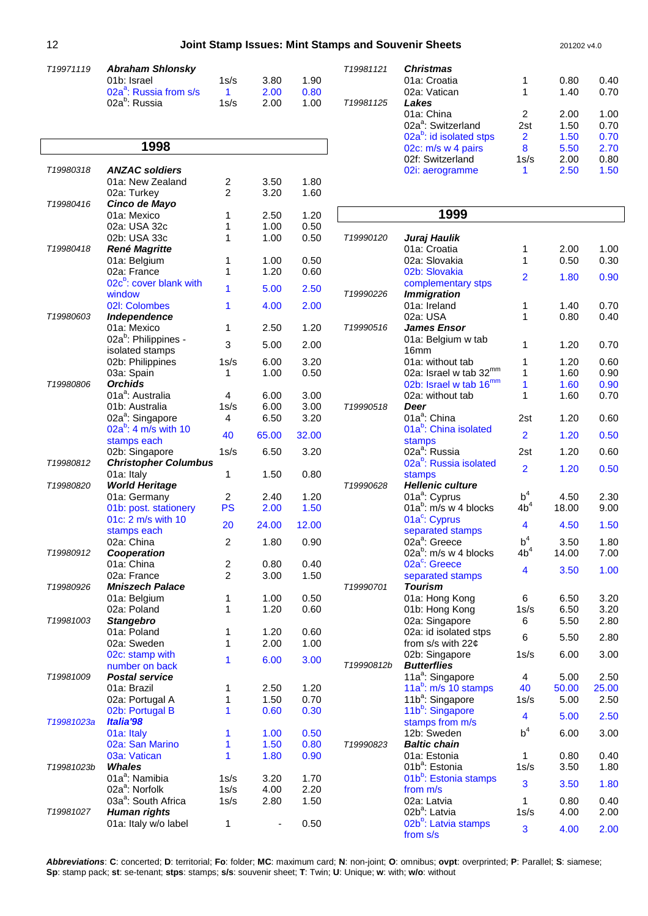| | | | | |
|---|---|---|---|---|
| T19971119 | ***Abraham Shlonsky*** | | | |
| | 01b: Israel | 1s/s | 3.80 | 1.90 |
| | 02a[a]: Russia from s/s | 1 | 2.00 | 0.80 |
| | 02a[b]: Russia | 1s/s | 2.00 | 1.00 |

## 1998

| | | | | |
|---|---|---|---|---|
| T19980318 | ***ANZAC soldiers*** | | | |
| | 01a: New Zealand | 2 | 3.50 | 1.80 |
| | 02a: Turkey | 2 | 3.20 | 1.60 |
| T19980416 | ***Cinco de Mayo*** | | | |
| | 01a: Mexico | 1 | 2.50 | 1.20 |
| | 02a: USA 32c | 1 | 1.00 | 0.50 |
| | 02b: USA 33c | 1 | 1.00 | 0.50 |
| T19980418 | ***René Magritte*** | | | |
| | 01a: Belgium | 1 | 1.00 | 0.50 |
| | 02a: France | 1 | 1.20 | 0.60 |
| | 02c[b]: cover blank with window | 1 | 5.00 | 2.50 |
| | 02l: Colombes | 1 | 4.00 | 2.00 |
| T19980603 | ***Independence*** | | | |
| | 01a: Mexico | 1 | 2.50 | 1.20 |
| | 02a[b]: Philippines - isolated stamps | 3 | 5.00 | 2.00 |
| | 02b: Philippines | 1s/s | 6.00 | 3.20 |
| | 03a: Spain | 1 | 1.00 | 0.50 |
| T19980806 | ***Orchids*** | | | |
| | 01a[a]: Australia | 4 | 6.00 | 3.00 |
| | 01b: Australia | 1s/s | 6.00 | 3.00 |
| | 02a[a]: Singapore | 4 | 6.50 | 3.20 |
| | 02a[b]: 4 m/s with 10 stamps each | 40 | 65.00 | 32.00 |
| | 02b: Singapore | 1s/s | 6.50 | 3.20 |
| T19980812 | ***Christopher Columbus*** | | | |
| | 01a: Italy | 1 | 1.50 | 0.80 |
| T19980820 | ***World Heritage*** | | | |
| | 01a: Germany | 2 | 2.40 | 1.20 |
| | 01b: post. stationery | PS | 2.00 | 1.50 |
| | 01c: 2 m/s with 10 stamps each | 20 | 24.00 | 12.00 |
| | 02a: China | 2 | 1.80 | 0.90 |
| T19980912 | ***Cooperation*** | | | |
| | 01a: China | 2 | 0.80 | 0.40 |
| | 02a: France | 2 | 3.00 | 1.50 |
| T19980926 | ***Mniszech Palace*** | | | |
| | 01a: Belgium | 1 | 1.00 | 0.50 |
| | 02a: Poland | 1 | 1.20 | 0.60 |
| T19981003 | ***Stangebro*** | | | |
| | 01a: Poland | 1 | 1.20 | 0.60 |
| | 02a: Sweden | 1 | 2.00 | 1.00 |
| | 02c: stamp with number on back | 1 | 6.00 | 3.00 |
| T19981009 | ***Postal service*** | | | |
| | 01a: Brazil | 1 | 2.50 | 1.20 |
| | 02a: Portugal A | 1 | 1.50 | 0.70 |
| | 02b: Portugal B | 1 | 0.60 | 0.30 |
| T19981023a | ***Italia'98*** | | | |
| | 01a: Italy | 1 | 1.00 | 0.50 |
| | 02a: San Marino | 1 | 1.50 | 0.80 |
| | 03a: Vatican | 1 | 1.80 | 0.90 |
| T19981023b | ***Whales*** | | | |
| | 01a[a]: Namibia | 1s/s | 3.20 | 1.70 |
| | 02a[a]: Norfolk | 1s/s | 4.00 | 2.20 |
| | 03a[a]: South Africa | 1s/s | 2.80 | 1.50 |
| T19981027 | ***Human rights*** | | | |
| | 01a: Italy w/o label | 1 | - | 0.50 |
| T19981121 | ***Christmas*** | | | |
| | 01a: Croatia | 1 | 0.80 | 0.40 |
| | 02a: Vatican | 1 | 1.40 | 0.70 |
| T19981125 | ***Lakes*** | | | |
| | 01a: China | 2 | 2.00 | 1.00 |
| | 02a[a]: Switzerland | 2st | 1.50 | 0.70 |
| | 02a[b]: id isolated stps | 2 | 1.50 | 0.70 |
| | 02c: m/s w 4 pairs | 8 | 5.50 | 2.70 |
| | 02f: Switzerland | 1s/s | 2.00 | 0.80 |
| | 02i: aerogramme | 1 | 2.50 | 1.50 |

## 1999

| | | | | |
|---|---|---|---|---|
| T19990120 | ***Juraj Haulik*** | | | |
| | 01a: Croatia | 1 | 2.00 | 1.00 |
| | 02a: Slovakia | 1 | 0.50 | 0.30 |
| | 02b: Slovakia complementary stps | 2 | 1.80 | 0.90 |
| T19990226 | ***Immigration*** | | | |
| | 01a: Ireland | 1 | 1.40 | 0.70 |
| | 02a: USA | 1 | 0.80 | 0.40 |
| T19990516 | ***James Ensor*** | | | |
| | 01a: Belgium w tab 16mm | 1 | 1.20 | 0.70 |
| | 01a: without tab | 1 | 1.20 | 0.60 |
| | 02a: Israel w tab 32[mm] | 1 | 1.60 | 0.90 |
| | 02b: Israel w tab 16[mm] | 1 | 1.60 | 0.90 |
| | 02a: without tab | 1 | 1.60 | 0.70 |
| T19990518 | ***Deer*** | | | |
| | 01a[a]: China | 2st | 1.20 | 0.60 |
| | 01a[b]: China isolated stamps | 2 | 1.20 | 0.50 |
| | 02a[a]: Russia | 2st | 1.20 | 0.60 |
| | 02a[b]: Russia isolated stamps | 2 | 1.20 | 0.50 |
| T19990628 | ***Hellenic culture*** | | | |
| | 01a[a]: Cyprus | $b^4$ | 4.50 | 2.30 |
| | 01a[b]: m/s w 4 blocks | $4b^4$ | 18.00 | 9.00 |
| | 01a[c]: Cyprus separated stamps | 4 | 4.50 | 1.50 |
| | 02a[a]: Greece | $b^4$ | 3.50 | 1.80 |
| | 02a[b]: m/s w 4 blocks | $4b^4$ | 14.00 | 7.00 |
| | 02a[c]: Greece separated stamps | 4 | 3.50 | 1.00 |
| T19990701 | ***Tourism*** | | | |
| | 01a: Hong Kong | 6 | 6.50 | 3.20 |
| | 01b: Hong Kong | 1s/s | 6.50 | 3.20 |
| | 02a: Singapore | 6 | 5.50 | 2.80 |
| | 02a: id isolated stps from s/s with 22¢ | 6 | 5.50 | 2.80 |
| | 02b: Singapore | 1s/s | 6.00 | 3.00 |
| T19990812b | ***Butterflies*** | | | |
| | 11a[a]: Singapore | 4 | 5.00 | 2.50 |
| | 11a[b]: m/s 10 stamps | 40 | 50.00 | 25.00 |
| | 11b[a]: Singapore | 1s/s | 5.00 | 2.50 |
| | 11b[b]: Singapore stamps from m/s | 4 | 5.00 | 2.50 |
| | 12b: Sweden | $b^4$ | 6.00 | 3.00 |
| T19990823 | ***Baltic chain*** | | | |
| | 01a: Estonia | 1 | 0.80 | 0.40 |
| | 01b[a]: Estonia | 1s/s | 3.50 | 1.80 |
| | 01b[b]: Estonia stamps from m/s | 3 | 3.50 | 1.80 |
| | 02a: Latvia | 1 | 0.80 | 0.40 |
| | 02b[a]: Latvia | 1s/s | 4.00 | 2.00 |
| | 02b[b]: Latvia stamps from s/s | 3 | 4.00 | 2.00 |

**Abbreviations**: **C**: concerted; **D**: territorial; **Fo**: folder; **MC**: maximum card; **N**: non-joint; **O**: omnibus; **ovpt**: overprinted; **P**: Parallel; **S**: siamese; **Sp**: stamp pack; **st**: se-tenant; **stps**: stamps; **s/s**: souvenir sheet; **T**: Twin; **U**: Unique; **w**: with; **w/o**: without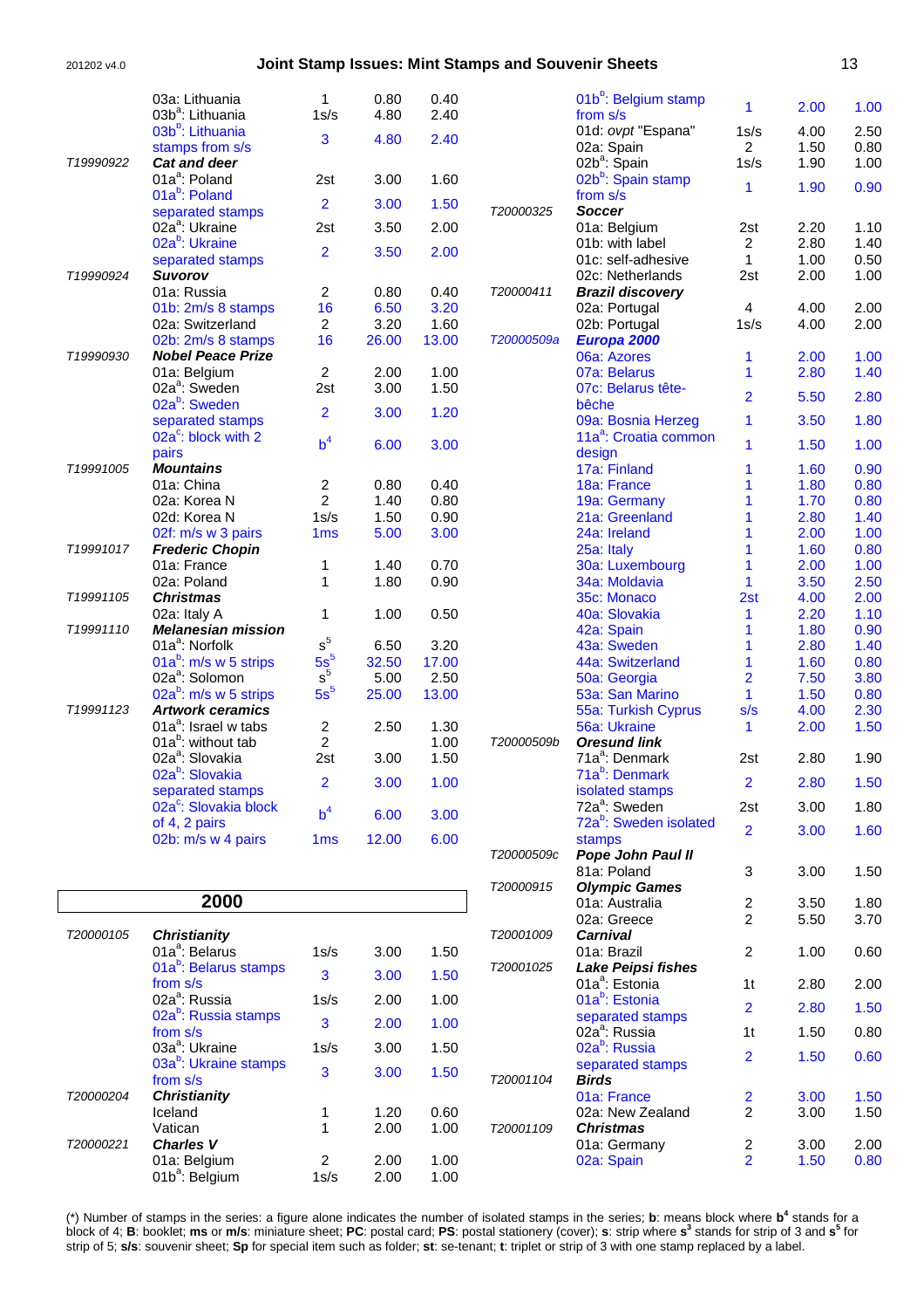| | | | | |
|---|---|---|---|---|
| | 03a: Lithuania | 1 | 0.80 | 0.40 |
| | 03b[a]: Lithuania | 1s/s | 4.80 | 2.40 |
| | 03b[b]: Lithuania stamps from s/s | 3 | 4.80 | 2.40 |
| T19990922 | ***Cat and deer*** | | | |
| | 01a[a]: Poland | 2st | 3.00 | 1.60 |
| | 01a[b]: Poland separated stamps | 2 | 3.00 | 1.50 |
| | 02a[a]: Ukraine | 2st | 3.50 | 2.00 |
| | 02a[b]: Ukraine separated stamps | 2 | 3.50 | 2.00 |
| T19990924 | ***Suvorov*** | | | |
| | 01a: Russia | 2 | 0.80 | 0.40 |
| | 01b: 2m/s 8 stamps | 16 | 6.50 | 3.20 |
| | 02a: Switzerland | 2 | 3.20 | 1.60 |
| | 02b: 2m/s 8 stamps | 16 | 26.00 | 13.00 |
| T19990930 | ***Nobel Peace Prize*** | | | |
| | 01a: Belgium | 2 | 2.00 | 1.00 |
| | 02a[a]: Sweden | 2st | 3.00 | 1.50 |
| | 02a[b]: Sweden separated stamps | 2 | 3.00 | 1.20 |
| | 02a[c]: block with 2 pairs | $b^4$ | 6.00 | 3.00 |
| T19991005 | ***Mountains*** | | | |
| | 01a: China | 2 | 0.80 | 0.40 |
| | 02a: Korea N | 2 | 1.40 | 0.80 |
| | 02d: Korea N | 1s/s | 1.50 | 0.90 |
| | 02f: m/s w 3 pairs | 1ms | 5.00 | 3.00 |
| T19991017 | ***Frederic Chopin*** | | | |
| | 01a: France | 1 | 1.40 | 0.70 |
| | 02a: Poland | 1 | 1.80 | 0.90 |
| T19991105 | ***Christmas*** | | | |
| | 02a: Italy A | 1 | 1.00 | 0.50 |
| T19991110 | ***Melanesian mission*** | | | |
| | 01a[a]: Norfolk | $s^5$ | 6.50 | 3.20 |
| | 01a[b]: m/s w 5 strips | $5s^5$ | 32.50 | 17.00 |
| | 02a[a]: Solomon | $s^5$ | 5.00 | 2.50 |
| | 02a[b]: m/s w 5 strips | $5s^5$ | 25.00 | 13.00 |
| T19991123 | ***Artwork ceramics*** | | | |
| | 01a[a]: Israel w tabs | 2 | 2.50 | 1.30 |
| | 01a[b]: without tab | 2 | | 1.00 |
| | 02a[a]: Slovakia | 2st | 3.00 | 1.50 |
| | 02a[b]: Slovakia separated stamps | 2 | 3.00 | 1.00 |
| | 02a[c]: Slovakia block of 4, 2 pairs | $b^4$ | 6.00 | 3.00 |
| | 02b: m/s w 4 pairs | 1ms | 12.00 | 6.00 |

## 2000

| | | | | |
|---|---|---|---|---|
| T20000105 | ***Christianity*** | | | |
| | 01a[a]: Belarus | 1s/s | 3.00 | 1.50 |
| | 01a[b]: Belarus stamps from s/s | 3 | 3.00 | 1.50 |
| | 02a[a]: Russia | 1s/s | 2.00 | 1.00 |
| | 02a[b]: Russia stamps from s/s | 3 | 2.00 | 1.00 |
| | 03a[a]: Ukraine | 1s/s | 3.00 | 1.50 |
| | 03a[b]: Ukraine stamps from s/s | 3 | 3.00 | 1.50 |
| T20000204 | ***Christianity*** | | | |
| | Iceland | 1 | 1.20 | 0.60 |
| | Vatican | 1 | 2.00 | 1.00 |
| T20000221 | ***Charles V*** | | | |
| | 01a: Belgium | 2 | 2.00 | 1.00 |
| | 01b[a]: Belgium | 1s/s | 2.00 | 1.00 |
| | 01b[b]: Belgium stamp from s/s | 1 | 2.00 | 1.00 |
| | 01d: *ovpt* "Espana" | 1s/s | 4.00 | 2.50 |
| | 02a: Spain | 2 | 1.50 | 0.80 |
| | 02b[a]: Spain | 1s/s | 1.90 | 1.00 |
| | 02b[b]: Spain stamp from s/s | 1 | 1.90 | 0.90 |
| T20000325 | ***Soccer*** | | | |
| | 01a: Belgium | 2st | 2.20 | 1.10 |
| | 01b: with label | 2 | 2.80 | 1.40 |
| | 01c: self-adhesive | 1 | 1.00 | 0.50 |
| | 02c: Netherlands | 2st | 2.00 | 1.00 |
| T20000411 | ***Brazil discovery*** | | | |
| | 02a: Portugal | 4 | 4.00 | 2.00 |
| | 02b: Portugal | 1s/s | 4.00 | 2.00 |
| T20000509a | ***Europa 2000*** | | | |
| | 06a: Azores | 1 | 2.00 | 1.00 |
| | 07a: Belarus | 1 | 2.80 | 1.40 |
| | 07c: Belarus tête-bêche | 2 | 5.50 | 2.80 |
| | 09a: Bosnia Herzeg | 1 | 3.50 | 1.80 |
| | 11a[a]: Croatia common design | 1 | 1.50 | 1.00 |
| | 17a: Finland | 1 | 1.60 | 0.90 |
| | 18a: France | 1 | 1.80 | 0.80 |
| | 19a: Germany | 1 | 1.70 | 0.80 |
| | 21a: Greenland | 1 | 2.80 | 1.40 |
| | 24a: Ireland | 1 | 2.00 | 1.00 |
| | 25a: Italy | 1 | 1.60 | 0.80 |
| | 30a: Luxembourg | 1 | 2.00 | 1.00 |
| | 34a: Moldavia | 1 | 3.50 | 2.50 |
| | 35c: Monaco | 2st | 4.00 | 2.00 |
| | 40a: Slovakia | 1 | 2.20 | 1.10 |
| | 42a: Spain | 1 | 1.80 | 0.90 |
| | 43a: Sweden | 1 | 2.80 | 1.40 |
| | 44a: Switzerland | 1 | 1.60 | 0.80 |
| | 50a: Georgia | 2 | 7.50 | 3.80 |
| | 53a: San Marino | 1 | 1.50 | 0.80 |
| | 55a: Turkish Cyprus | s/s | 4.00 | 2.30 |
| | 56a: Ukraine | 1 | 2.00 | 1.50 |
| T20000509b | ***Oresund link*** | | | |
| | 71a[a]: Denmark | 2st | 2.80 | 1.90 |
| | 71a[b]: Denmark isolated stamps | 2 | 2.80 | 1.50 |
| | 72a[a]: Sweden | 2st | 3.00 | 1.80 |
| | 72a[b]: Sweden isolated stamps | 2 | 3.00 | 1.60 |
| T20000509c | ***Pope John Paul II*** | | | |
| | 81a: Poland | 3 | 3.00 | 1.50 |
| T20000915 | ***Olympic Games*** | | | |
| | 01a: Australia | 2 | 3.50 | 1.80 |
| | 02a: Greece | 2 | 5.50 | 3.70 |
| T20001009 | ***Carnival*** | | | |
| | 01a: Brazil | 2 | 1.00 | 0.60 |
| T20001025 | ***Lake Peipsi fishes*** | | | |
| | 01a[a]: Estonia | 1t | 2.80 | 2.00 |
| | 01a[b]: Estonia separated stamps | 2 | 2.80 | 1.50 |
| | 02a[a]: Russia | 1t | 1.50 | 0.80 |
| | 02a[b]: Russia separated stamps | 2 | 1.50 | 0.60 |
| T20001104 | ***Birds*** | | | |
| | 01a: France | 2 | 3.00 | 1.50 |
| | 02a: New Zealand | 2 | 3.00 | 1.50 |
| T20001109 | ***Christmas*** | | | |
| | 01a: Germany | 2 | 3.00 | 2.00 |
| | 02a: Spain | 2 | 1.50 | 0.80 |

(*) Number of stamps in the series: a figure alone indicates the number of isolated stamps in the series; **b**: means block where $\mathbf{b^4}$ stands for a block of 4; **B**: booklet; **ms** or **m/s**: miniature sheet; **PC**: postal card; **PS**: postal stationery (cover); **s**: strip where $\mathbf{s^3}$ stands for strip of 3 and $\mathbf{s^5}$ for strip of 5; **s/s**: souvenir sheet; **Sp** for special item such as folder; **st**: se-tenant; **t**: triplet or strip of 3 with one stamp replaced by a label.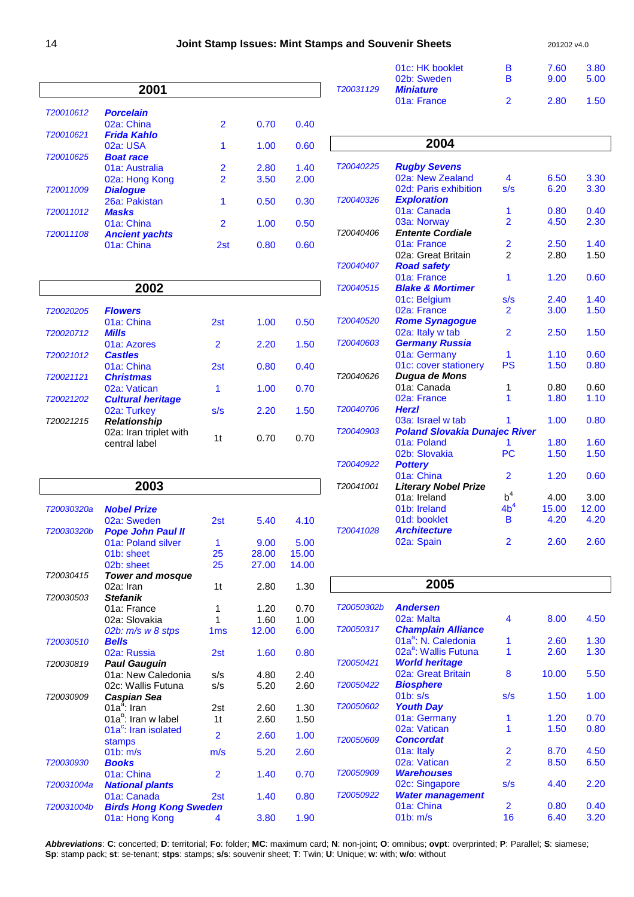## 2001

| | | | | |
|---|---|---|---|---|
| T20010612 | **Porcelain** | | | |
| | 02a: China | 2 | 0.70 | 0.40 |
| T20010621 | **Frida Kahlo** | | | |
| | 02a: USA | 1 | 1.00 | 0.60 |
| T20010625 | **Boat race** | | | |
| | 01a: Australia | 2 | 2.80 | 1.40 |
| | 02a: Hong Kong | 2 | 3.50 | 2.00 |
| T20011009 | **Dialogue** | | | |
| | 26a: Pakistan | 1 | 0.50 | 0.30 |
| T20011012 | **Masks** | | | |
| | 01a: China | 2 | 1.00 | 0.50 |
| T20011108 | **Ancient yachts** | | | |
| | 01a: China | 2st | 0.80 | 0.60 |

## 2002

| | | | | |
|---|---|---|---|---|
| T20020205 | **Flowers** | | | |
| | 01a: China | 2st | 1.00 | 0.50 |
| T20020712 | **Mills** | | | |
| | 01a: Azores | 2 | 2.20 | 1.50 |
| T20021012 | **Castles** | | | |
| | 01a: China | 2st | 0.80 | 0.40 |
| T20021121 | **Christmas** | | | |
| | 02a: Vatican | 1 | 1.00 | 0.70 |
| T20021202 | **Cultural heritage** | | | |
| | 02a: Turkey | s/s | 2.20 | 1.50 |
| T20021215 | **Relationship** | | | |
| | 02a: Iran triplet with central label | 1t | 0.70 | 0.70 |

## 2003

| | | | | |
|---|---|---|---|---|
| T20030320a | **Nobel Prize** | | | |
| | 02a: Sweden | 2st | 5.40 | 4.10 |
| T20030320b | **Pope John Paul II** | | | |
| | 01a: Poland silver | 1 | 9.00 | 5.00 |
| | 01b: sheet | 25 | 28.00 | 15.00 |
| | 02b: sheet | 25 | 27.00 | 14.00 |
| T20030415 | **Tower and mosque** | | | |
| | 02a: Iran | 1t | 2.80 | 1.30 |
| T20030503 | **Stefanik** | | | |
| | 01a: France | 1 | 1.20 | 0.70 |
| | 02a: Slovakia | 1 | 1.60 | 1.00 |
| | *02b: m/s w 8 stps* | 1ms | 12.00 | 6.00 |
| T20030510 | **Bells** | | | |
| | 02a: Russia | 2st | 1.60 | 0.80 |
| T20030819 | **Paul Gauguin** | | | |
| | 01a: New Caledonia | s/s | 4.80 | 2.40 |
| | 02c: Wallis Futuna | s/s | 5.20 | 2.60 |
| T20030909 | **Caspian Sea** | | | |
| | 01a[a]: Iran | 2st | 2.60 | 1.30 |
| | 01a[b]: Iran w label | 1t | 2.60 | 1.50 |
| | 01a[c]: Iran isolated stamps | 2 | 2.60 | 1.00 |
| | 01b: m/s | m/s | 5.20 | 2.60 |
| T20030930 | **Books** | | | |
| | 01a: China | 2 | 1.40 | 0.70 |
| T20031004a | **National plants** | | | |
| | 01a: Canada | 2st | 1.40 | 0.80 |
| T20031004b | **Birds Hong Kong Sweden** | | | |
| | 01a: Hong Kong | 4 | 3.80 | 1.90 |
| | 01c: HK booklet | B | 7.60 | 3.80 |
| | 02b: Sweden | B | 9.00 | 5.00 |
| T20031129 | **Miniature** | | | |
| | 01a: France | 2 | 2.80 | 1.50 |

## 2004

| | | | | |
|---|---|---|---|---|
| T20040225 | **Rugby Sevens** | | | |
| | 02a: New Zealand | 4 | 6.50 | 3.30 |
| | 02d: Paris exhibition | s/s | 6.20 | 3.30 |
| T20040326 | **Exploration** | | | |
| | 01a: Canada | 1 | 0.80 | 0.40 |
| | 03a: Norway | 2 | 4.50 | 2.30 |
| T20040406 | **Entente Cordiale** | | | |
| | 01a: France | 2 | 2.50 | 1.40 |
| | 02a: Great Britain | 2 | 2.80 | 1.50 |
| T20040407 | **Road safety** | | | |
| | 01a: France | 1 | 1.20 | 0.60 |
| T20040515 | **Blake & Mortimer** | | | |
| | 01c: Belgium | s/s | 2.40 | 1.40 |
| | 02a: France | 2 | 3.00 | 1.50 |
| T20040520 | **Rome Synagogue** | | | |
| | 02a: Italy w tab | 2 | 2.50 | 1.50 |
| T20040603 | **Germany Russia** | | | |
| | 01a: Germany | 1 | 1.10 | 0.60 |
| | 01c: cover stationery | PS | 1.50 | 0.80 |
| T20040626 | **Dugua de Mons** | | | |
| | 01a: Canada | 1 | 0.80 | 0.60 |
| | 02a: France | 1 | 1.80 | 1.10 |
| T20040706 | **Herzl** | | | |
| | 03a: Israel w tab | 1 | 1.00 | 0.80 |
| T20040903 | **Poland Slovakia Dunajec River** | | | |
| | 01a: Poland | 1 | 1.80 | 1.60 |
| | 02b: Slovakia | PC | 1.50 | 1.50 |
| T20040922 | **Pottery** | | | |
| | 01a: China | 2 | 1.20 | 0.60 |
| T20041001 | **Literary Nobel Prize** | | | |
| | 01a: Ireland | $b^4$ | 4.00 | 3.00 |
| | 01b: Ireland | $4b^4$ | 15.00 | 12.00 |
| | 01d: booklet | B | 4.20 | 4.20 |
| T20041028 | **Architecture** | | | |
| | 02a: Spain | 2 | 2.60 | 2.60 |

## 2005

| | | | | |
|---|---|---|---|---|
| T20050302b | **Andersen** | | | |
| | 02a: Malta | 4 | 8.00 | 4.50 |
| T20050317 | **Champlain Alliance** | | | |
| | 01a[a]: N. Caledonia | 1 | 2.60 | 1.30 |
| | 02a[a]: Wallis Futuna | 1 | 2.60 | 1.30 |
| T20050421 | **World heritage** | | | |
| | 02a: Great Britain | 8 | 10.00 | 5.50 |
| T20050422 | **Biosphere** | | | |
| | 01b: s/s | s/s | 1.50 | 1.00 |
| T20050602 | **Youth Day** | | | |
| | 01a: Germany | 1 | 1.20 | 0.70 |
| | 02a: Vatican | 1 | 1.50 | 0.80 |
| T20050609 | **Concordat** | | | |
| | 01a: Italy | 2 | 8.70 | 4.50 |
| | 02a: Vatican | 2 | 8.50 | 6.50 |
| T20050909 | **Warehouses** | | | |
| | 02c: Singapore | s/s | 4.40 | 2.20 |
| T20050922 | **Water management** | | | |
| | 01a: China | 2 | 0.80 | 0.40 |
| | 01b: m/s | 16 | 6.40 | 3.20 |

***Abbreviations***: **C**: concerted; **D**: territorial; **Fo**: folder; **MC**: maximum card; **N**: non-joint; **O**: omnibus; **ovpt**: overprinted; **P**: Parallel; **S**: siamese; **Sp**: stamp pack; **st**: se-tenant; **stps**: stamps; **s/s**: souvenir sheet; **T**: Twin; **U**: Unique; **w**: with; **w/o**: without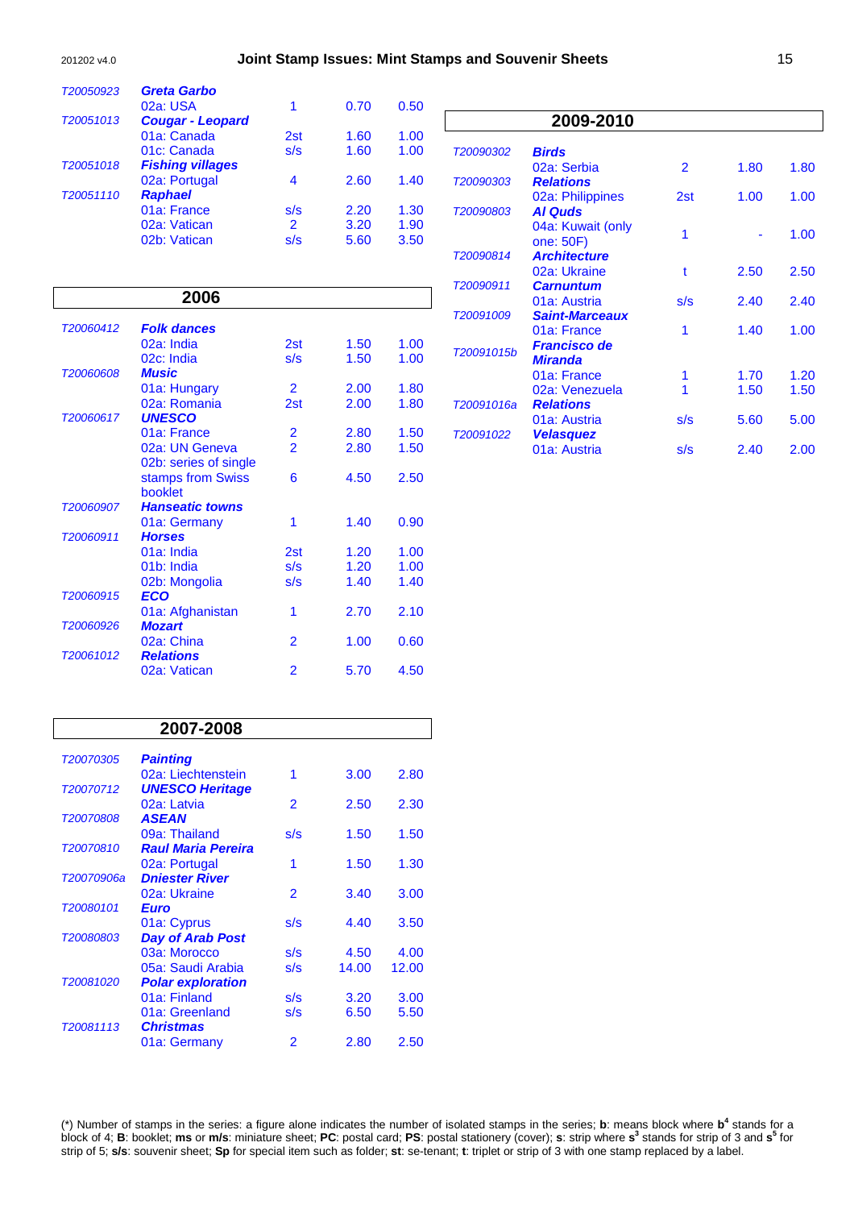| | | | | |
|---|---|---|---|---|
| T20050923 | ***Greta Garbo*** | | | |
| | 02a: USA | 1 | 0.70 | 0.50 |
| T20051013 | ***Cougar - Leopard*** | | | |
| | 01a: Canada | 2st | 1.60 | 1.00 |
| | 01c: Canada | s/s | 1.60 | 1.00 |
| T20051018 | ***Fishing villages*** | | | |
| | 02a: Portugal | 4 | 2.60 | 1.40 |
| T20051110 | ***Raphael*** | | | |
| | 01a: France | s/s | 2.20 | 1.30 |
| | 02a: Vatican | 2 | 3.20 | 1.90 |
| | 02b: Vatican | s/s | 5.60 | 3.50 |

## 2006

| | | | | |
|---|---|---|---|---|
| T20060412 | ***Folk dances*** | | | |
| | 02a: India | 2st | 1.50 | 1.00 |
| | 02c: India | s/s | 1.50 | 1.00 |
| T20060608 | ***Music*** | | | |
| | 01a: Hungary | 2 | 2.00 | 1.80 |
| | 02a: Romania | 2st | 2.00 | 1.80 |
| T20060617 | ***UNESCO*** | | | |
| | 01a: France | 2 | 2.80 | 1.50 |
| | 02a: UN Geneva | 2 | 2.80 | 1.50 |
| | 02b: series of single stamps from Swiss booklet | 6 | 4.50 | 2.50 |
| T20060907 | ***Hanseatic towns*** | | | |
| | 01a: Germany | 1 | 1.40 | 0.90 |
| T20060911 | ***Horses*** | | | |
| | 01a: India | 2st | 1.20 | 1.00 |
| | 01b: India | s/s | 1.20 | 1.00 |
| | 02b: Mongolia | s/s | 1.40 | 1.40 |
| T20060915 | ***ECO*** | | | |
| | 01a: Afghanistan | 1 | 2.70 | 2.10 |
| T20060926 | ***Mozart*** | | | |
| | 02a: China | 2 | 1.00 | 0.60 |
| T20061012 | ***Relations*** | | | |
| | 02a: Vatican | 2 | 5.70 | 4.50 |

## 2007-2008

| | | | | |
|---|---|---|---|---|
| T20070305 | ***Painting*** | | | |
| | 02a: Liechtenstein | 1 | 3.00 | 2.80 |
| T20070712 | ***UNESCO Heritage*** | | | |
| | 02a: Latvia | 2 | 2.50 | 2.30 |
| T20070808 | ***ASEAN*** | | | |
| | 09a: Thailand | s/s | 1.50 | 1.50 |
| T20070810 | ***Raul Maria Pereira*** | | | |
| | 02a: Portugal | 1 | 1.50 | 1.30 |
| T20070906a | ***Dniester River*** | | | |
| | 02a: Ukraine | 2 | 3.40 | 3.00 |
| T20080101 | ***Euro*** | | | |
| | 01a: Cyprus | s/s | 4.40 | 3.50 |
| T20080803 | ***Day of Arab Post*** | | | |
| | 03a: Morocco | s/s | 4.50 | 4.00 |
| | 05a: Saudi Arabia | s/s | 14.00 | 12.00 |
| T20081020 | ***Polar exploration*** | | | |
| | 01a: Finland | s/s | 3.20 | 3.00 |
| | 01a: Greenland | s/s | 6.50 | 5.50 |
| T20081113 | ***Christmas*** | | | |
| | 01a: Germany | 2 | 2.80 | 2.50 |

## 2009-2010

| | | | | |
|---|---|---|---|---|
| T20090302 | ***Birds*** | | | |
| | 02a: Serbia | 2 | 1.80 | 1.80 |
| T20090303 | ***Relations*** | | | |
| | 02a: Philippines | 2st | 1.00 | 1.00 |
| T20090803 | ***Al Quds*** | | | |
| | 04a: Kuwait (only one: 50F) | 1 | - | 1.00 |
| T20090814 | ***Architecture*** | | | |
| | 02a: Ukraine | t | 2.50 | 2.50 |
| T20090911 | ***Carnuntum*** | | | |
| | 01a: Austria | s/s | 2.40 | 2.40 |
| T20091009 | ***Saint-Marceaux*** | | | |
| | 01a: France | 1 | 1.40 | 1.00 |
| T20091015b | ***Francisco de Miranda*** | | | |
| | 01a: France | 1 | 1.70 | 1.20 |
| | 02a: Venezuela | 1 | 1.50 | 1.50 |
| T20091016a | ***Relations*** | | | |
| | 01a: Austria | s/s | 5.60 | 5.00 |
| T20091022 | ***Velasquez*** | | | |
| | 01a: Austria | s/s | 2.40 | 2.00 |

(*) Number of stamps in the series: a figure alone indicates the number of isolated stamps in the series; **b**: means block where **b**$^4$ stands for a block of 4; **B**: booklet; **ms** or **m/s**: miniature sheet; **PC**: postal card; **PS**: postal stationery (cover); **s**: strip where **s**$^3$ stands for strip of 3 and **s**$^5$ for strip of 5; **s/s**: souvenir sheet; **Sp** for special item such as folder; **st**: se-tenant; **t**: triplet or strip of 3 with one stamp replaced by a label.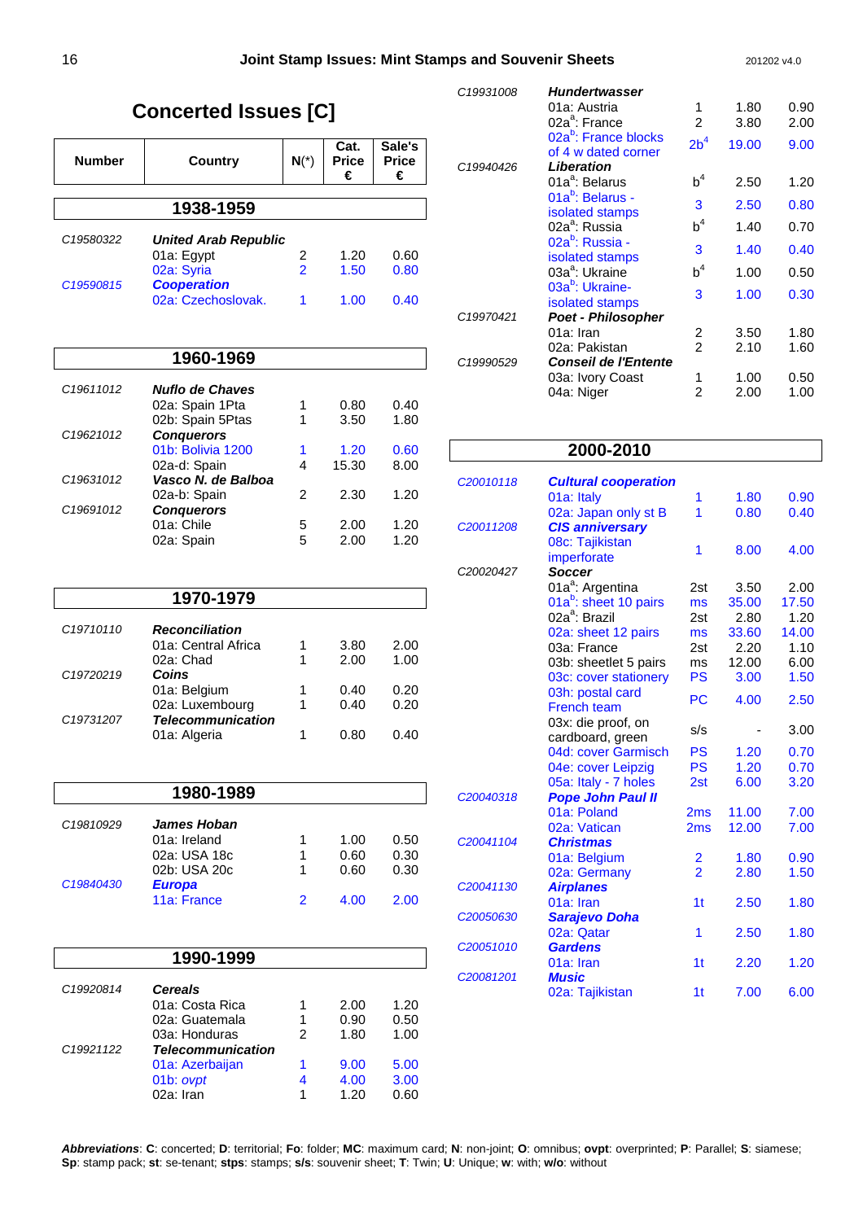## Concerted Issues [C]

| Number | Country | N(*) | Cat. Price € | Sale's Price € |
|---|---|---|---|---|
| **1938-1959** | | | | |
| *C19580322* | ***United Arab Republic*** | | | |
| | 01a: Egypt | 2 | 1.20 | 0.60 |
| | 02a: Syria | 2 | 1.50 | 0.80 |
| *C19590815* | ***Cooperation*** | | | |
| | 02a: Czechoslovak. | 1 | 1.00 | 0.40 |
| **1960-1969** | | | | |
| *C19611012* | ***Nuflo de Chaves*** | | | |
| | 02a: Spain 1Pta | 1 | 0.80 | 0.40 |
| | 02b: Spain 5Ptas | 1 | 3.50 | 1.80 |
| *C19621012* | ***Conquerors*** | | | |
| | 01b: Bolivia 1200 | 1 | 1.20 | 0.60 |
| | 02a-d: Spain | 4 | 15.30 | 8.00 |
| *C19631012* | ***Vasco N. de Balboa*** | | | |
| | 02a-b: Spain | 2 | 2.30 | 1.20 |
| *C19691012* | ***Conquerors*** | | | |
| | 01a: Chile | 5 | 2.00 | 1.20 |
| | 02a: Spain | 5 | 2.00 | 1.20 |
| **1970-1979** | | | | |
| *C19710110* | ***Reconciliation*** | | | |
| | 01a: Central Africa | 1 | 3.80 | 2.00 |
| | 02a: Chad | 1 | 2.00 | 1.00 |
| *C19720219* | ***Coins*** | | | |
| | 01a: Belgium | 1 | 0.40 | 0.20 |
| | 02a: Luxembourg | 1 | 0.40 | 0.20 |
| *C19731207* | ***Telecommunication*** | | | |
| | 01a: Algeria | 1 | 0.80 | 0.40 |
| **1980-1989** | | | | |
| *C19810929* | ***James Hoban*** | | | |
| | 01a: Ireland | 1 | 1.00 | 0.50 |
| | 02a: USA 18c | 1 | 0.60 | 0.30 |
| | 02b: USA 20c | 1 | 0.60 | 0.30 |
| *C19840430* | ***Europa*** | | | |
| | 11a: France | 2 | 4.00 | 2.00 |
| **1990-1999** | | | | |
| *C19920814* | ***Cereals*** | | | |
| | 01a: Costa Rica | 1 | 2.00 | 1.20 |
| | 02a: Guatemala | 1 | 0.90 | 0.50 |
| | 03a: Honduras | 2 | 1.80 | 1.00 |
| *C19921122* | ***Telecommunication*** | | | |
| | 01a: Azerbaijan | 1 | 9.00 | 5.00 |
| | 01b: *ovpt* | 4 | 4.00 | 3.00 |
| | 02a: Iran | 1 | 1.20 | 0.60 |
| *C19931008* | ***Hundertwasser*** | | | |
| | 01a: Austria | 1 | 1.80 | 0.90 |
| | 02a[a]: France | 2 | 3.80 | 2.00 |
| | 02a[b]: France blocks of 4 w dated corner | 2b[4] | 19.00 | 9.00 |
| *C19940426* | ***Liberation*** | | | |
| | 01a[a]: Belarus | b[4] | 2.50 | 1.20 |
| | 01a[b]: Belarus - isolated stamps | 3 | 2.50 | 0.80 |
| | 02a[a]: Russia | b[4] | 1.40 | 0.70 |
| | 02a[b]: Russia - isolated stamps | 3 | 1.40 | 0.40 |
| | 03a[a]: Ukraine | b[4] | 1.00 | 0.50 |
| | 03a[b]: Ukraine- isolated stamps | 3 | 1.00 | 0.30 |
| *C19970421* | ***Poet - Philosopher*** | | | |
| | 01a: Iran | 2 | 3.50 | 1.80 |
| | 02a: Pakistan | 2 | 2.10 | 1.60 |
| *C19990529* | ***Conseil de l'Entente*** | | | |
| | 03a: Ivory Coast | 1 | 1.00 | 0.50 |
| | 04a: Niger | 2 | 2.00 | 1.00 |
| **2000-2010** | | | | |
| *C20010118* | ***Cultural cooperation*** | | | |
| | 01a: Italy | 1 | 1.80 | 0.90 |
| | 02a: Japan only st B | 1 | 0.80 | 0.40 |
| *C20011208* | ***CIS anniversary*** | | | |
| | 08c: Tajikistan imperforate | 1 | 8.00 | 4.00 |
| *C20020427* | ***Soccer*** | | | |
| | 01a[a]: Argentina | 2st | 3.50 | 2.00 |
| | 01a[b]: sheet 10 pairs | ms | 35.00 | 17.50 |
| | 02a[a]: Brazil | 2st | 2.80 | 1.20 |
| | 02a: sheet 12 pairs | ms | 33.60 | 14.00 |
| | 03a: France | 2st | 2.20 | 1.10 |
| | 03b: sheetlet 5 pairs | ms | 12.00 | 6.00 |
| | 03c: cover stationery | PS | 3.00 | 1.50 |
| | 03h: postal card French team | PC | 4.00 | 2.50 |
| | 03x: die proof, on cardboard, green | s/s | - | 3.00 |
| | 04d: cover Garmisch | PS | 1.20 | 0.70 |
| | 04e: cover Leipzig | PS | 1.20 | 0.70 |
| | 05a: Italy - 7 holes | 2st | 6.00 | 3.20 |
| *C20040318* | ***Pope John Paul II*** | | | |
| | 01a: Poland | 2ms | 11.00 | 7.00 |
| | 02a: Vatican | 2ms | 12.00 | 7.00 |
| *C20041104* | ***Christmas*** | | | |
| | 01a: Belgium | 2 | 1.80 | 0.90 |
| | 02a: Germany | 2 | 2.80 | 1.50 |
| *C20041130* | ***Airplanes*** | | | |
| | 01a: Iran | 1t | 2.50 | 1.80 |
| *C20050630* | ***Sarajevo Doha*** | | | |
| | 02a: Qatar | 1 | 2.50 | 1.80 |
| *C20051010* | ***Gardens*** | | | |
| | 01a: Iran | 1t | 2.20 | 1.20 |
| *C20081201* | ***Music*** | | | |
| | 02a: Tajikistan | 1t | 7.00 | 6.00 |

***Abbreviations***: **C**: concerted; **D**: territorial; **Fo**: folder; **MC**: maximum card; **N**: non-joint; **O**: omnibus; **ovpt**: overprinted; **P**: Parallel; **S**: siamese; **Sp**: stamp pack; **st**: se-tenant; **stps**: stamps; **s/s**: souvenir sheet; **T**: Twin; **U**: Unique; **w**: with; **w/o**: without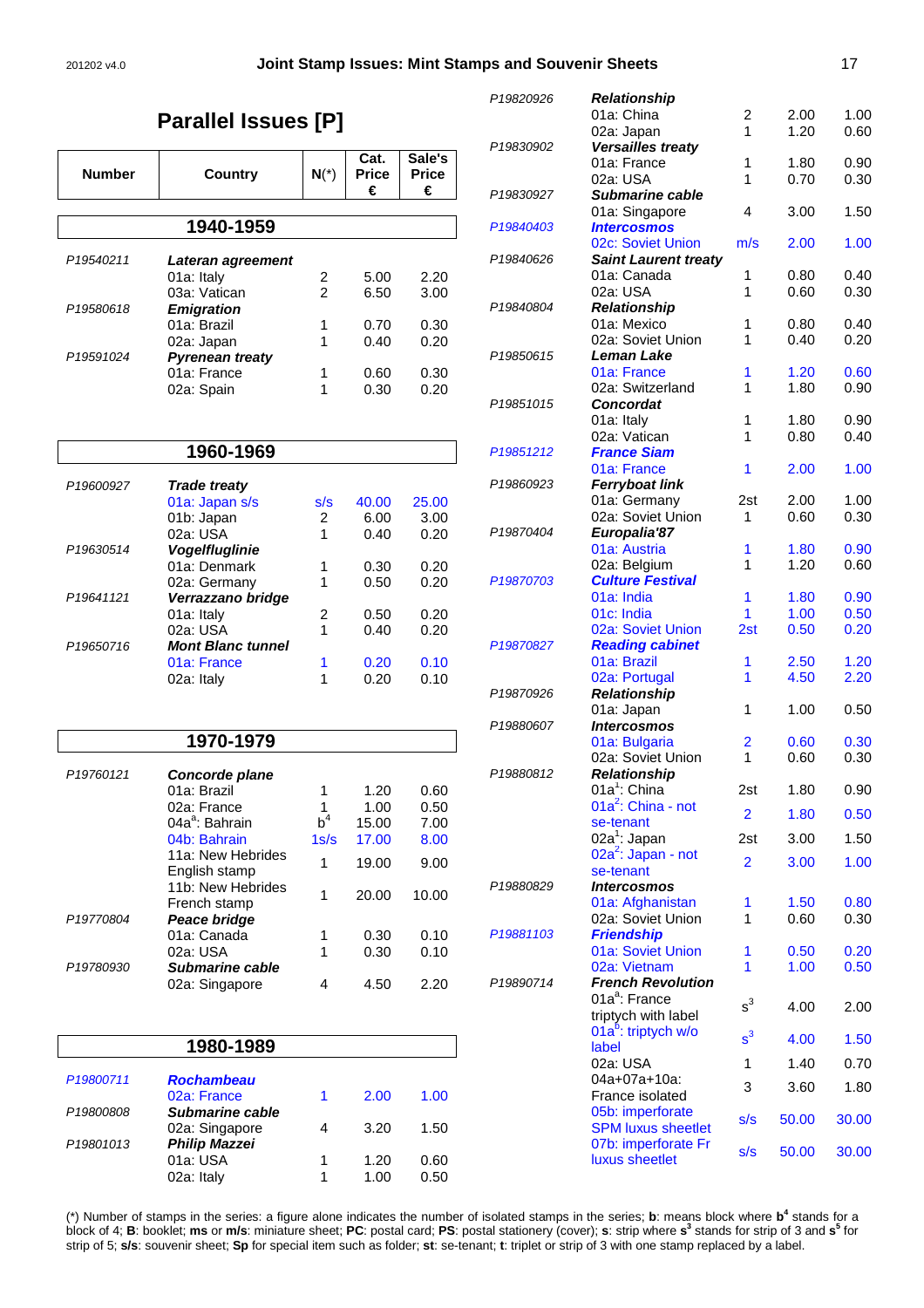# Parallel Issues [P]

| Number | Country | N(*) | Cat. Price € | Sale's Price € |
|---|---|---|---|---|
| | **1940-1959** | | | |
| P19540211 | ***Lateran agreement*** | | | |
| | 01a: Italy | 2 | 5.00 | 2.20 |
| | 03a: Vatican | 2 | 6.50 | 3.00 |
| P19580618 | ***Emigration*** | | | |
| | 01a: Brazil | 1 | 0.70 | 0.30 |
| | 02a: Japan | 1 | 0.40 | 0.20 |
| P19591024 | ***Pyrenean treaty*** | | | |
| | 01a: France | 1 | 0.60 | 0.30 |
| | 02a: Spain | 1 | 0.30 | 0.20 |
| | **1960-1969** | | | |
| P19600927 | ***Trade treaty*** | | | |
| | 01a: Japan s/s | s/s | 40.00 | 25.00 |
| | 01b: Japan | 2 | 6.00 | 3.00 |
| | 02a: USA | 1 | 0.40 | 0.20 |
| P19630514 | ***Vogelfluglinie*** | | | |
| | 01a: Denmark | 1 | 0.30 | 0.20 |
| | 02a: Germany | 1 | 0.50 | 0.20 |
| P19641121 | ***Verrazzano bridge*** | | | |
| | 01a: Italy | 2 | 0.50 | 0.20 |
| | 02a: USA | 1 | 0.40 | 0.20 |
| P19650716 | ***Mont Blanc tunnel*** | | | |
| | 01a: France | 1 | 0.20 | 0.10 |
| | 02a: Italy | 1 | 0.20 | 0.10 |
| | **1970-1979** | | | |
| P19760121 | ***Concorde plane*** | | | |
| | 01a: Brazil | 1 | 1.20 | 0.60 |
| | 02a: France | 1 | 1.00 | 0.50 |
| | 04a[a]: Bahrain | b[4] | 15.00 | 7.00 |
| | 04b: Bahrain | 1s/s | 17.00 | 8.00 |
| | 11a: New Hebrides English stamp | 1 | 19.00 | 9.00 |
| | 11b: New Hebrides French stamp | 1 | 20.00 | 10.00 |
| P19770804 | ***Peace bridge*** | | | |
| | 01a: Canada | 1 | 0.30 | 0.10 |
| | 02a: USA | 1 | 0.30 | 0.10 |
| P19780930 | ***Submarine cable*** | | | |
| | 02a: Singapore | 4 | 4.50 | 2.20 |
| | **1980-1989** | | | |
| P19800711 | ***Rochambeau*** | | | |
| | 02a: France | 1 | 2.00 | 1.00 |
| P19800808 | ***Submarine cable*** | | | |
| | 02a: Singapore | 4 | 3.20 | 1.50 |
| P19801013 | ***Philip Mazzei*** | | | |
| | 01a: USA | 1 | 1.20 | 0.60 |
| | 02a: Italy | 1 | 1.00 | 0.50 |
| P19820926 | ***Relationship*** | | | |
| | 01a: China | 2 | 2.00 | 1.00 |
| | 02a: Japan | 1 | 1.20 | 0.60 |
| P19830902 | ***Versailles treaty*** | | | |
| | 01a: France | 1 | 1.80 | 0.90 |
| | 02a: USA | 1 | 0.70 | 0.30 |
| P19830927 | ***Submarine cable*** | | | |
| | 01a: Singapore | 4 | 3.00 | 1.50 |
| P19840403 | ***Intercosmos*** | | | |
| | 02c: Soviet Union | m/s | 2.00 | 1.00 |
| P19840626 | ***Saint Laurent treaty*** | | | |
| | 01a: Canada | 1 | 0.80 | 0.40 |
| | 02a: USA | 1 | 0.60 | 0.30 |
| P19840804 | ***Relationship*** | | | |
| | 01a: Mexico | 1 | 0.80 | 0.40 |
| | 02a: Soviet Union | 1 | 0.40 | 0.20 |
| P19850615 | ***Leman Lake*** | | | |
| | 01a: France | 1 | 1.20 | 0.60 |
| | 02a: Switzerland | 1 | 1.80 | 0.90 |
| P19851015 | ***Concordat*** | | | |
| | 01a: Italy | 1 | 1.80 | 0.90 |
| | 02a: Vatican | 1 | 0.80 | 0.40 |
| P19851212 | ***France Siam*** | | | |
| | 01a: France | 1 | 2.00 | 1.00 |
| P19860923 | ***Ferryboat link*** | | | |
| | 01a: Germany | 2st | 2.00 | 1.00 |
| | 02a: Soviet Union | 1 | 0.60 | 0.30 |
| P19870404 | ***Europalia'87*** | | | |
| | 01a: Austria | 1 | 1.80 | 0.90 |
| | 02a: Belgium | 1 | 1.20 | 0.60 |
| P19870703 | ***Culture Festival*** | | | |
| | 01a: India | 1 | 1.80 | 0.90 |
| | 01c: India | 1 | 1.00 | 0.50 |
| | 02a: Soviet Union | 2st | 0.50 | 0.20 |
| P19870827 | ***Reading cabinet*** | | | |
| | 01a: Brazil | 1 | 2.50 | 1.20 |
| | 02a: Portugal | 1 | 4.50 | 2.20 |
| P19870926 | ***Relationship*** | | | |
| | 01a: Japan | 1 | 1.00 | 0.50 |
| P19880607 | ***Intercosmos*** | | | |
| | 01a: Bulgaria | 2 | 0.60 | 0.30 |
| | 02a: Soviet Union | 1 | 0.60 | 0.30 |
| P19880812 | ***Relationship*** | | | |
| | 01a[1]: China | 2st | 1.80 | 0.90 |
| | 01a[2]: China - not se-tenant | 2 | 1.80 | 0.50 |
| | 02a[1]: Japan | 2st | 3.00 | 1.50 |
| | 02a[2]: Japan - not se-tenant | 2 | 3.00 | 1.00 |
| P19880829 | ***Intercosmos*** | | | |
| | 01a: Afghanistan | 1 | 1.50 | 0.80 |
| | 02a: Soviet Union | 1 | 0.60 | 0.30 |
| P19881103 | ***Friendship*** | | | |
| | 01a: Soviet Union | 1 | 0.50 | 0.20 |
| | 02a: Vietnam | 1 | 1.00 | 0.50 |
| P19890714 | ***French Revolution*** | | | |
| | 01a[a]: France triptych with label | s[3] | 4.00 | 2.00 |
| | 01a[b]: triptych w/o label | s[3] | 4.00 | 1.50 |
| | 02a: USA | 1 | 1.40 | 0.70 |
| | 04a+07a+10a: France isolated | 3 | 3.60 | 1.80 |
| | 05b: imperforate SPM luxus sheetlet | s/s | 50.00 | 30.00 |
| | 07b: imperforate Fr luxus sheetlet | s/s | 50.00 | 30.00 |

(*) Number of stamps in the series: a figure alone indicates the number of isolated stamps in the series; **b**: means block where **b[4]** stands for a block of 4; **B**: booklet; **ms** or **m/s**: miniature sheet; **PC**: postal card; **PS**: postal stationery (cover); **s**: strip where **s[3]** stands for strip of 3 and **s[5]** for strip of 5; **s/s**: souvenir sheet; **Sp** for special item such as folder; **st**: se-tenant; **t**: triplet or strip of 3 with one stamp replaced by a label.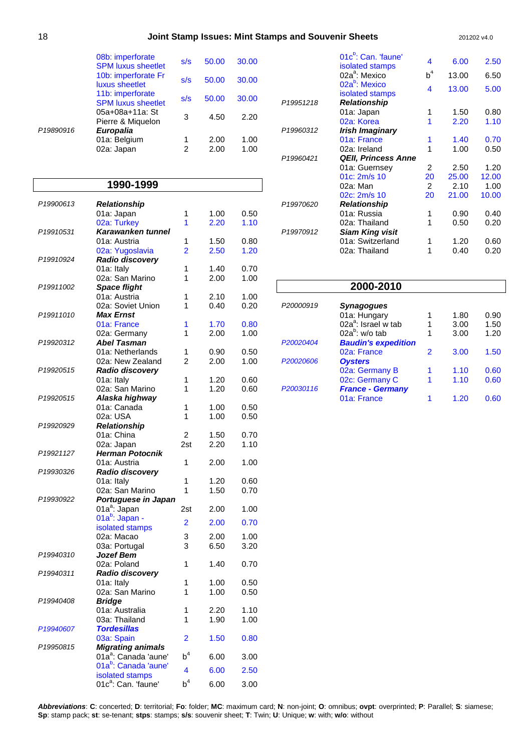| | | | | |
|---|---|---|---|---|
| | 08b: imperforate SPM luxus sheetlet | s/s | 50.00 | 30.00 |
| | 10b: imperforate Fr luxus sheetlet | s/s | 50.00 | 30.00 |
| | 11b: imperforate SPM luxus sheetlet | s/s | 50.00 | 30.00 |
| | 05a+08a+11a: St Pierre & Miquelon | 3 | 4.50 | 2.20 |
| P19890916 | ***Europalia*** | | | |
| | 01a: Belgium | 1 | 2.00 | 1.00 |
| | 02a: Japan | 2 | 2.00 | 1.00 |

## 1990-1999

| | | | | |
|---|---|---|---|---|
| P19900613 | ***Relationship*** | | | |
| | 01a: Japan | 1 | 1.00 | 0.50 |
| | 02a: Turkey | 1 | 2.20 | 1.10 |
| P19910531 | ***Karawanken tunnel*** | | | |
| | 01a: Austria | 1 | 1.50 | 0.80 |
| | 02a: Yugoslavia | 2 | 2.50 | 1.20 |
| P19910924 | ***Radio discovery*** | | | |
| | 01a: Italy | 1 | 1.40 | 0.70 |
| | 02a: San Marino | 1 | 2.00 | 1.00 |
| P19911002 | ***Space flight*** | | | |
| | 01a: Austria | 1 | 2.10 | 1.00 |
| | 02a: Soviet Union | 1 | 0.40 | 0.20 |
| P19911010 | ***Max Ernst*** | | | |
| | 01a: France | 1 | 1.70 | 0.80 |
| | 02a: Germany | 1 | 2.00 | 1.00 |
| P19920312 | ***Abel Tasman*** | | | |
| | 01a: Netherlands | 1 | 0.90 | 0.50 |
| | 02a: New Zealand | 2 | 2.00 | 1.00 |
| P19920515 | ***Radio discovery*** | | | |
| | 01a: Italy | 1 | 1.20 | 0.60 |
| | 02a: San Marino | 1 | 1.20 | 0.60 |
| P19920515 | ***Alaska highway*** | | | |
| | 01a: Canada | 1 | 1.00 | 0.50 |
| | 02a: USA | 1 | 1.00 | 0.50 |
| P19920929 | ***Relationship*** | | | |
| | 01a: China | 2 | 1.50 | 0.70 |
| | 02a: Japan | 2st | 2.20 | 1.10 |
| P19921127 | ***Herman Potocnik*** | | | |
| | 01a: Austria | 1 | 2.00 | 1.00 |
| P19930326 | ***Radio discovery*** | | | |
| | 01a: Italy | 1 | 1.20 | 0.60 |
| | 02a: San Marino | 1 | 1.50 | 0.70 |
| P19930922 | ***Portuguese in Japan*** | | | |
| | 01a[a]: Japan | 2st | 2.00 | 1.00 |
| | 01a[b]: Japan - isolated stamps | 2 | 2.00 | 0.70 |
| | 02a: Macao | 3 | 2.00 | 1.00 |
| | 03a: Portugal | 3 | 6.50 | 3.20 |
| P19940310 | ***Jozef Bem*** | | | |
| | 02a: Poland | 1 | 1.40 | 0.70 |
| P19940311 | ***Radio discovery*** | | | |
| | 01a: Italy | 1 | 1.00 | 0.50 |
| | 02a: San Marino | 1 | 1.00 | 0.50 |
| P19940408 | ***Bridge*** | | | |
| | 01a: Australia | 1 | 2.20 | 1.10 |
| | 03a: Thailand | 1 | 1.90 | 1.00 |
| P19940607 | ***Tordesillas*** | | | |
| | 03a: Spain | 2 | 1.50 | 0.80 |
| P19950815 | ***Migrating animals*** | | | |
| | 01a[a]: Canada 'aune' | b[4] | 6.00 | 3.00 |
| | 01a[b]: Canada 'aune' isolated stamps | 4 | 6.00 | 2.50 |
| | 01c[a]: Can. 'faune' | b[4] | 6.00 | 3.00 |
| | 01c[b]: Can. 'faune' isolated stamps | 4 | 6.00 | 2.50 |
| | 02a[a]: Mexico | b[4] | 13.00 | 6.50 |
| | 02a[b]: Mexico isolated stamps | 4 | 13.00 | 5.00 |
| P19951218 | ***Relationship*** | | | |
| | 01a: Japan | 1 | 1.50 | 0.80 |
| | 02a: Korea | 1 | 2.20 | 1.10 |
| P19960312 | ***Irish Imaginary*** | | | |
| | 01a: France | 1 | 1.40 | 0.70 |
| | 02a: Ireland | 1 | 1.00 | 0.50 |
| P19960421 | ***QEII, Princess Anne*** | | | |
| | 01a: Guernsey | 2 | 2.50 | 1.20 |
| | 01c: 2m/s 10 | 20 | 25.00 | 12.00 |
| | 02a: Man | 2 | 2.10 | 1.00 |
| | 02c: 2m/s 10 | 20 | 21.00 | 10.00 |
| P19970620 | ***Relationship*** | | | |
| | 01a: Russia | 1 | 0.90 | 0.40 |
| | 02a: Thailand | 1 | 0.50 | 0.20 |
| P19970912 | ***Siam King visit*** | | | |
| | 01a: Switzerland | 1 | 1.20 | 0.60 |
| | 02a: Thailand | 1 | 0.40 | 0.20 |

## 2000-2010

| | | | | |
|---|---|---|---|---|
| P20000919 | ***Synagogues*** | | | |
| | 01a: Hungary | 1 | 1.80 | 0.90 |
| | 02a[a]: Israel w tab | 1 | 3.00 | 1.50 |
| | 02a[b]: w/o tab | 1 | 3.00 | 1.20 |
| P20020404 | ***Baudin's expedition*** | | | |
| | 02a: France | 2 | 3.00 | 1.50 |
| P20020606 | ***Oysters*** | | | |
| | 02a: Germany B | 1 | 1.10 | 0.60 |
| | 02c: Germany C | 1 | 1.10 | 0.60 |
| P20030116 | ***France - Germany*** | | | |
| | 01a: France | 1 | 1.20 | 0.60 |

***Abbreviations***: **C**: concerted; **D**: territorial; **Fo**: folder; **MC**: maximum card; **N**: non-joint; **O**: omnibus; **ovpt**: overprinted; **P**: Parallel; **S**: siamese; **Sp**: stamp pack; **st**: se-tenant; **stps**: stamps; **s/s**: souvenir sheet; **T**: Twin; **U**: Unique; **w**: with; **w/o**: without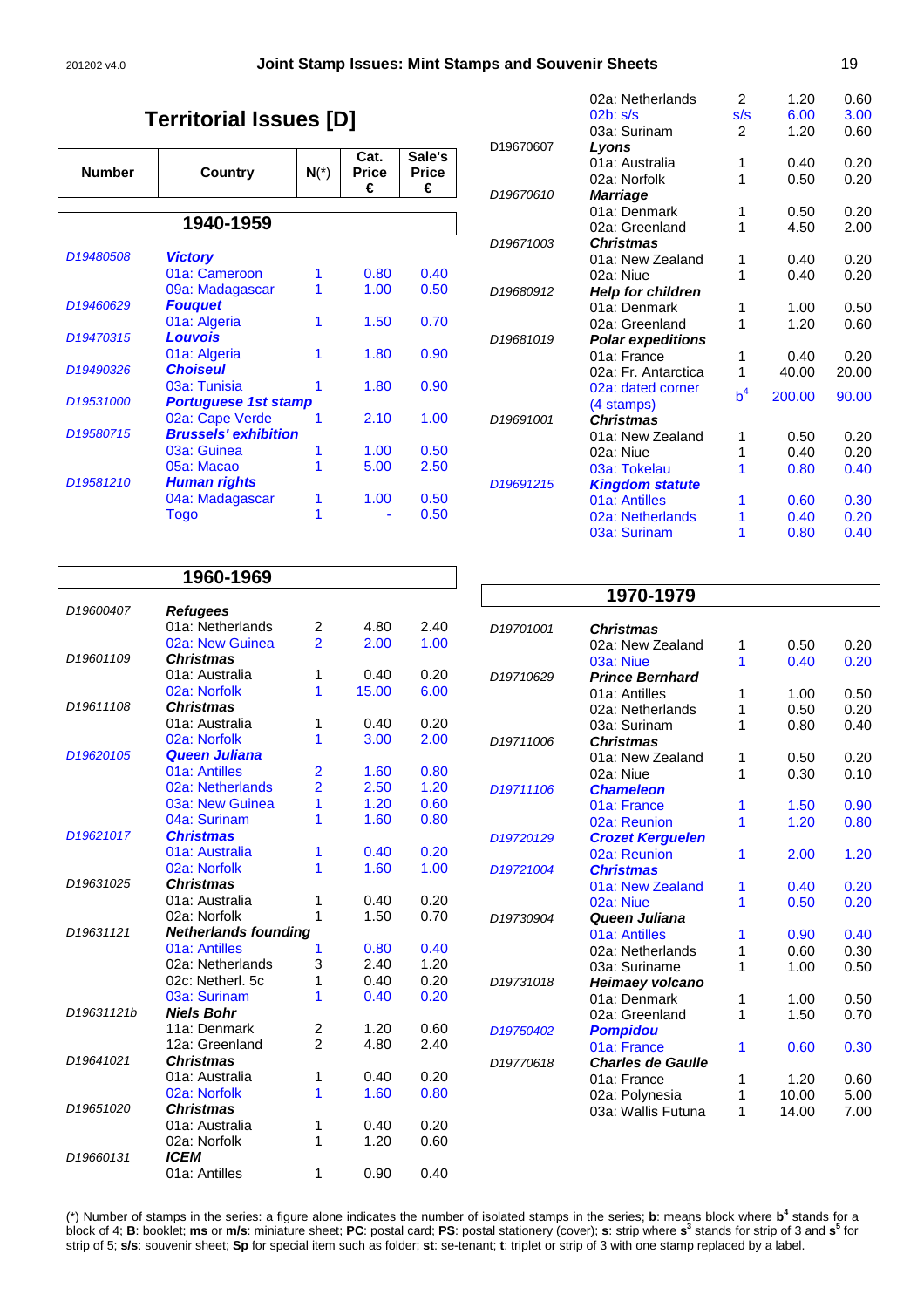# Territorial Issues [D]

| Number | Country | N(*) | Cat. Price € | Sale's Price € |
|---|---|---|---|---|
| | **1940-1959** | | | |
| *D19480508* | ***Victory*** | | | |
| | 01a: Cameroon | 1 | 0.80 | 0.40 |
| | 09a: Madagascar | 1 | 1.00 | 0.50 |
| *D19460629* | ***Fouquet*** | | | |
| | 01a: Algeria | 1 | 1.50 | 0.70 |
| *D19470315* | ***Louvois*** | | | |
| | 01a: Algeria | 1 | 1.80 | 0.90 |
| *D19490326* | ***Choiseul*** | | | |
| | 03a: Tunisia | 1 | 1.80 | 0.90 |
| *D19531000* | ***Portuguese 1st stamp*** | | | |
| | 02a: Cape Verde | 1 | 2.10 | 1.00 |
| *D19580715* | ***Brussels' exhibition*** | | | |
| | 03a: Guinea | 1 | 1.00 | 0.50 |
| | 05a: Macao | 1 | 5.00 | 2.50 |
| *D19581210* | ***Human rights*** | | | |
| | 04a: Madagascar | 1 | 1.00 | 0.50 |
| | Togo | 1 | - | 0.50 |
| | **1960-1969** | | | |
| *D19600407* | ***Refugees*** | | | |
| | 01a: Netherlands | 2 | 4.80 | 2.40 |
| | 02a: New Guinea | 2 | 2.00 | 1.00 |
| *D19601109* | ***Christmas*** | | | |
| | 01a: Australia | 1 | 0.40 | 0.20 |
| | 02a: Norfolk | 1 | 15.00 | 6.00 |
| *D19611108* | ***Christmas*** | | | |
| | 01a: Australia | 1 | 0.40 | 0.20 |
| | 02a: Norfolk | 1 | 3.00 | 2.00 |
| *D19620105* | ***Queen Juliana*** | | | |
| | 01a: Antilles | 2 | 1.60 | 0.80 |
| | 02a: Netherlands | 2 | 2.50 | 1.20 |
| | 03a: New Guinea | 1 | 1.20 | 0.60 |
| | 04a: Surinam | 1 | 1.60 | 0.80 |
| *D19621017* | ***Christmas*** | | | |
| | 01a: Australia | 1 | 0.40 | 0.20 |
| | 02a: Norfolk | 1 | 1.60 | 1.00 |
| *D19631025* | ***Christmas*** | | | |
| | 01a: Australia | 1 | 0.40 | 0.20 |
| | 02a: Norfolk | 1 | 1.50 | 0.70 |
| *D19631121* | ***Netherlands founding*** | | | |
| | 01a: Antilles | 1 | 0.80 | 0.40 |
| | 02a: Netherlands | 3 | 2.40 | 1.20 |
| | 02c: Netherl. 5c | 1 | 0.40 | 0.20 |
| | 03a: Surinam | 1 | 0.40 | 0.20 |
| *D19631121b* | ***Niels Bohr*** | | | |
| | 11a: Denmark | 2 | 1.20 | 0.60 |
| | 12a: Greenland | 2 | 4.80 | 2.40 |
| *D19641021* | ***Christmas*** | | | |
| | 01a: Australia | 1 | 0.40 | 0.20 |
| | 02a: Norfolk | 1 | 1.60 | 0.80 |
| *D19651020* | ***Christmas*** | | | |
| | 01a: Australia | 1 | 0.40 | 0.20 |
| | 02a: Norfolk | 1 | 1.20 | 0.60 |
| *D19660131* | ***ICEM*** | | | |
| | 01a: Antilles | 1 | 0.90 | 0.40 |
| | 02a: Netherlands | 2 | 1.20 | 0.60 |
| | 02b: s/s | s/s | 6.00 | 3.00 |
| | 03a: Surinam | 2 | 1.20 | 0.60 |
| D19670607 | ***Lyons*** | | | |
| | 01a: Australia | 1 | 0.40 | 0.20 |
| | 02a: Norfolk | 1 | 0.50 | 0.20 |
| *D19670610* | ***Marriage*** | | | |
| | 01a: Denmark | 1 | 0.50 | 0.20 |
| | 02a: Greenland | 1 | 4.50 | 2.00 |
| *D19671003* | ***Christmas*** | | | |
| | 01a: New Zealand | 1 | 0.40 | 0.20 |
| | 02a: Niue | 1 | 0.40 | 0.20 |
| *D19680912* | ***Help for children*** | | | |
| | 01a: Denmark | 1 | 1.00 | 0.50 |
| | 02a: Greenland | 1 | 1.20 | 0.60 |
| *D19681019* | ***Polar expeditions*** | | | |
| | 01a: France | 1 | 0.40 | 0.20 |
| | 02a: Fr. Antarctica | 1 | 40.00 | 20.00 |
| | 02a: dated corner (4 stamps) | $b^4$ | 200.00 | 90.00 |
| *D19691001* | ***Christmas*** | | | |
| | 01a: New Zealand | 1 | 0.50 | 0.20 |
| | 02a: Niue | 1 | 0.40 | 0.20 |
| | 03a: Tokelau | 1 | 0.80 | 0.40 |
| *D19691215* | ***Kingdom statute*** | | | |
| | 01a: Antilles | 1 | 0.60 | 0.30 |
| | 02a: Netherlands | 1 | 0.40 | 0.20 |
| | 03a: Surinam | 1 | 0.80 | 0.40 |
| | **1970-1979** | | | |
| *D19701001* | ***Christmas*** | | | |
| | 02a: New Zealand | 1 | 0.50 | 0.20 |
| | 03a: Niue | 1 | 0.40 | 0.20 |
| *D19710629* | ***Prince Bernhard*** | | | |
| | 01a: Antilles | 1 | 1.00 | 0.50 |
| | 02a: Netherlands | 1 | 0.50 | 0.20 |
| | 03a: Surinam | 1 | 0.80 | 0.40 |
| *D19711006* | ***Christmas*** | | | |
| | 01a: New Zealand | 1 | 0.50 | 0.20 |
| | 02a: Niue | 1 | 0.30 | 0.10 |
| *D19711106* | ***Chameleon*** | | | |
| | 01a: France | 1 | 1.50 | 0.90 |
| | 02a: Reunion | 1 | 1.20 | 0.80 |
| *D19720129* | ***Crozet Kerguelen*** | | | |
| | 02a: Reunion | 1 | 2.00 | 1.20 |
| *D19721004* | ***Christmas*** | | | |
| | 01a: New Zealand | 1 | 0.40 | 0.20 |
| | 02a: Niue | 1 | 0.50 | 0.20 |
| *D19730904* | ***Queen Juliana*** | | | |
| | 01a: Antilles | 1 | 0.90 | 0.40 |
| | 02a: Netherlands | 1 | 0.60 | 0.30 |
| | 03a: Suriname | 1 | 1.00 | 0.50 |
| *D19731018* | ***Heimaey volcano*** | | | |
| | 01a: Denmark | 1 | 1.00 | 0.50 |
| | 02a: Greenland | 1 | 1.50 | 0.70 |
| *D19750402* | ***Pompidou*** | | | |
| | 01a: France | 1 | 0.60 | 0.30 |
| *D19770618* | ***Charles de Gaulle*** | | | |
| | 01a: France | 1 | 1.20 | 0.60 |
| | 02a: Polynesia | 1 | 10.00 | 5.00 |
| | 03a: Wallis Futuna | 1 | 14.00 | 7.00 |

(*) Number of stamps in the series: a figure alone indicates the number of isolated stamps in the series; **b**: means block where $\mathbf{b^4}$ stands for a block of 4; **B**: booklet; **ms** or **m/s**: miniature sheet; **PC**: postal card; **PS**: postal stationery (cover); **s**: strip where $\mathbf{s^3}$ stands for strip of 3 and $\mathbf{s^5}$ for strip of 5; **s/s**: souvenir sheet; **Sp** for special item such as folder; **st**: se-tenant; **t**: triplet or strip of 3 with one stamp replaced by a label.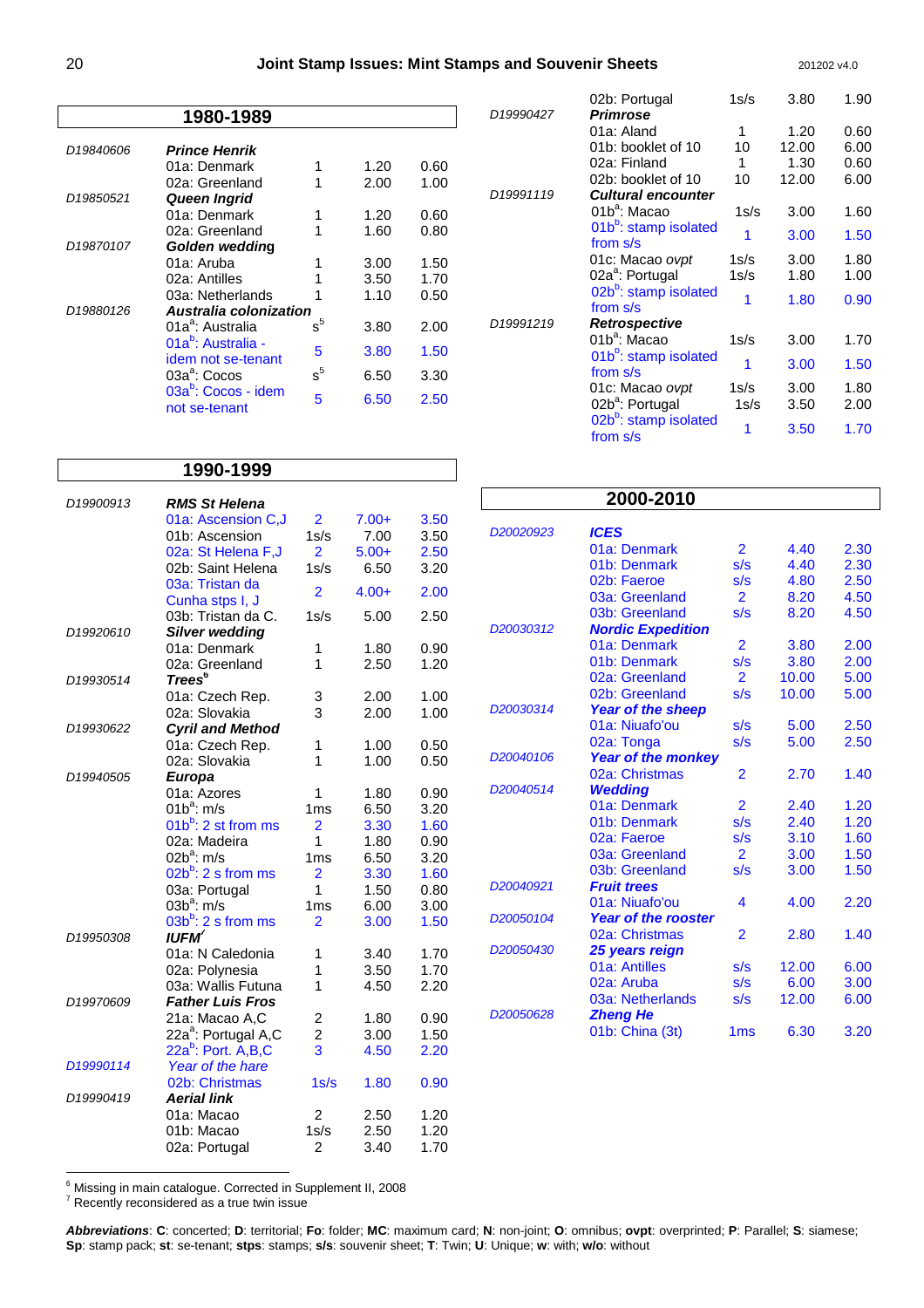## 1980-1989

| Code | Issue | Qty | Mint | Used |
|---|---|---|---|---|
| D19840606 | ***Prince Henrik*** | | | |
| | 01a: Denmark | 1 | 1.20 | 0.60 |
| | 02a: Greenland | 1 | 2.00 | 1.00 |
| D19850521 | ***Queen Ingrid*** | | | |
| | 01a: Denmark | 1 | 1.20 | 0.60 |
| | 02a: Greenland | 1 | 1.60 | 0.80 |
| D19870107 | ***Golden wedding*** | | | |
| | 01a: Aruba | 1 | 3.00 | 1.50 |
| | 02a: Antilles | 1 | 3.50 | 1.70 |
| | 03a: Netherlands | 1 | 1.10 | 0.50 |
| D19880126 | ***Australia colonization*** | | | |
| | 01a[a]: Australia | s[5] | 3.80 | 2.00 |
| | 01a[b]: Australia - idem not se-tenant | 5 | 3.80 | 1.50 |
| | 03a[a]: Cocos | s[5] | 6.50 | 3.30 |
| | 03a[b]: Cocos - idem not se-tenant | 5 | 6.50 | 2.50 |

## 1990-1999

| Code | Issue | Qty | Mint | Used |
|---|---|---|---|---|
| D19900913 | ***RMS St Helena*** | | | |
| | 01a: Ascension C,J | 2 | 7.00+ | 3.50 |
| | 01b: Ascension | 1s/s | 7.00 | 3.50 |
| | 02a: St Helena F,J | 2 | 5.00+ | 2.50 |
| | 02b: Saint Helena | 1s/s | 6.50 | 3.20 |
| | 03a: Tristan da Cunha stps I, J | 2 | 4.00+ | 2.00 |
| | 03b: Tristan da C. | 1s/s | 5.00 | 2.50 |
| D19920610 | ***Silver wedding*** | | | |
| | 01a: Denmark | 1 | 1.80 | 0.90 |
| | 02a: Greenland | 1 | 2.50 | 1.20 |
| D19930514 | ***Trees***[6] | | | |
| | 01a: Czech Rep. | 3 | 2.00 | 1.00 |
| | 02a: Slovakia | 3 | 2.00 | 1.00 |
| D19930622 | ***Cyril and Method*** | | | |
| | 01a: Czech Rep. | 1 | 1.00 | 0.50 |
| | 02a: Slovakia | 1 | 1.00 | 0.50 |
| D19940505 | ***Europa*** | | | |
| | 01a: Azores | 1 | 1.80 | 0.90 |
| | 01b[a]: m/s | 1ms | 6.50 | 3.20 |
| | 01b[b]: 2 st from ms | 2 | 3.30 | 1.60 |
| | 02a: Madeira | 1 | 1.80 | 0.90 |
| | 02b[a]: m/s | 1ms | 6.50 | 3.20 |
| | 02b[b]: 2 s from ms | 2 | 3.30 | 1.60 |
| | 03a: Portugal | 1 | 1.50 | 0.80 |
| | 03b[a]: m/s | 1ms | 6.00 | 3.00 |
| | 03b[b]: 2 s from ms | 2 | 3.00 | 1.50 |
| D19950308 | ***IUFM***[7] | | | |
| | 01a: N Caledonia | 1 | 3.40 | 1.70 |
| | 02a: Polynesia | 1 | 3.50 | 1.70 |
| | 03a: Wallis Futuna | 1 | 4.50 | 2.20 |
| D19970609 | ***Father Luis Fros*** | | | |
| | 21a: Macao A,C | 2 | 1.80 | 0.90 |
| | 22a[a]: Portugal A,C | 2 | 3.00 | 1.50 |
| | 22a[b]: Port. A,B,C | 3 | 4.50 | 2.20 |
| *D19990114* | *Year of the hare* | | | |
| | 02b: Christmas | 1s/s | 1.80 | 0.90 |
| D19990419 | ***Aerial link*** | | | |
| | 01a: Macao | 2 | 2.50 | 1.20 |
| | 01b: Macao | 1s/s | 2.50 | 1.20 |
| | 02a: Portugal | 2 | 3.40 | 1.70 |
| | 02b: Portugal | 1s/s | 3.80 | 1.90 |
| D19990427 | ***Primrose*** | | | |
| | 01a: Aland | 1 | 1.20 | 0.60 |
| | 01b: booklet of 10 | 10 | 12.00 | 6.00 |
| | 02a: Finland | 1 | 1.30 | 0.60 |
| | 02b: booklet of 10 | 10 | 12.00 | 6.00 |
| D19991119 | ***Cultural encounter*** | | | |
| | 01b[a]: Macao | 1s/s | 3.00 | 1.60 |
| | 01b[b]: stamp isolated from s/s | 1 | 3.00 | 1.50 |
| | 01c: Macao *ovpt* | 1s/s | 3.00 | 1.80 |
| | 02a[a]: Portugal | 1s/s | 1.80 | 1.00 |
| | 02b[b]: stamp isolated from s/s | 1 | 1.80 | 0.90 |
| D19991219 | ***Retrospective*** | | | |
| | 01b[a]: Macao | 1s/s | 3.00 | 1.70 |
| | 01b[b]: stamp isolated from s/s | 1 | 3.00 | 1.50 |
| | 01c: Macao *ovpt* | 1s/s | 3.00 | 1.80 |
| | 02b[a]: Portugal | 1s/s | 3.50 | 2.00 |
| | 02b[b]: stamp isolated from s/s | 1 | 3.50 | 1.70 |

## 2000-2010

| Code | Issue | Qty | Mint | Used |
|---|---|---|---|---|
| *D20020923* | ***ICES*** | | | |
| | 01a: Denmark | 2 | 4.40 | 2.30 |
| | 01b: Denmark | s/s | 4.40 | 2.30 |
| | 02b: Faeroe | s/s | 4.80 | 2.50 |
| | 03a: Greenland | 2 | 8.20 | 4.50 |
| | 03b: Greenland | s/s | 8.20 | 4.50 |
| *D20030312* | ***Nordic Expedition*** | | | |
| | 01a: Denmark | 2 | 3.80 | 2.00 |
| | 01b: Denmark | s/s | 3.80 | 2.00 |
| | 02a: Greenland | 2 | 10.00 | 5.00 |
| | 02b: Greenland | s/s | 10.00 | 5.00 |
| *D20030314* | ***Year of the sheep*** | | | |
| | 01a: Niuafo'ou | s/s | 5.00 | 2.50 |
| | 02a: Tonga | s/s | 5.00 | 2.50 |
| *D20040106* | ***Year of the monkey*** | | | |
| | 02a: Christmas | 2 | 2.70 | 1.40 |
| *D20040514* | ***Wedding*** | | | |
| | 01a: Denmark | 2 | 2.40 | 1.20 |
| | 01b: Denmark | s/s | 2.40 | 1.20 |
| | 02a: Faeroe | s/s | 3.10 | 1.60 |
| | 03a: Greenland | 2 | 3.00 | 1.50 |
| | 03b: Greenland | s/s | 3.00 | 1.50 |
| *D20040921* | ***Fruit trees*** | | | |
| | 01a: Niuafo'ou | 4 | 4.00 | 2.20 |
| *D20050104* | ***Year of the rooster*** | | | |
| | 02a: Christmas | 2 | 2.80 | 1.40 |
| *D20050430* | ***25 years reign*** | | | |
| | 01a: Antilles | s/s | 12.00 | 6.00 |
| | 02a: Aruba | s/s | 6.00 | 3.00 |
| | 03a: Netherlands | s/s | 12.00 | 6.00 |
| *D20050628* | ***Zheng He*** | | | |
| | 01b: China (3t) | 1ms | 6.30 | 3.20 |

[6] Missing in main catalogue. Corrected in Supplement II, 2008
[7] Recently reconsidered as a true twin issue

***Abbreviations***: **C**: concerted; **D**: territorial; **Fo**: folder; **MC**: maximum card; **N**: non-joint; **O**: omnibus; **ovpt**: overprinted; **P**: Parallel; **S**: siamese; **Sp**: stamp pack; **st**: se-tenant; **stps**: stamps; **s/s**: souvenir sheet; **T**: Twin; **U**: Unique; **w**: with; **w/o**: without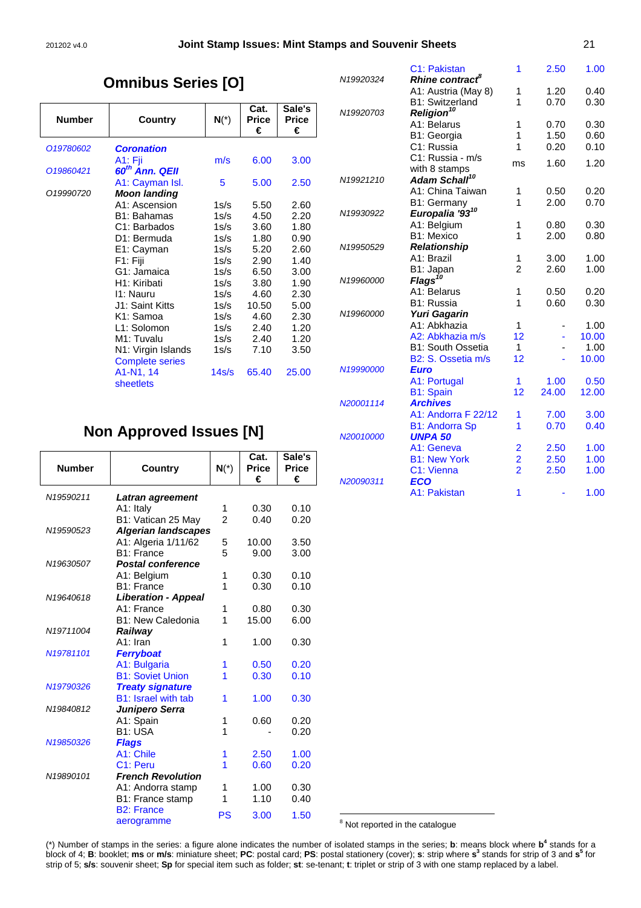# Omnibus Series [O]

| Number | Country | N(*) | Cat. Price € | Sale's Price € |
|---|---|---|---|---|
| O19780602 | ***Coronation*** | | | |
| | A1: Fiji | m/s | 6.00 | 3.00 |
| O19860421 | ***60th Ann. QEII*** | | | |
| | A1: Cayman Isl. | 5 | 5.00 | 2.50 |
| O19990720 | ***Moon landing*** | | | |
| | A1: Ascension | 1s/s | 5.50 | 2.60 |
| | B1: Bahamas | 1s/s | 4.50 | 2.20 |
| | C1: Barbados | 1s/s | 3.60 | 1.80 |
| | D1: Bermuda | 1s/s | 1.80 | 0.90 |
| | E1: Cayman | 1s/s | 5.20 | 2.60 |
| | F1: Fiji | 1s/s | 2.90 | 1.40 |
| | G1: Jamaica | 1s/s | 6.50 | 3.00 |
| | H1: Kiribati | 1s/s | 3.80 | 1.90 |
| | I1: Nauru | 1s/s | 4.60 | 2.30 |
| | J1: Saint Kitts | 1s/s | 10.50 | 5.00 |
| | K1: Samoa | 1s/s | 4.60 | 2.30 |
| | L1: Solomon | 1s/s | 2.40 | 1.20 |
| | M1: Tuvalu | 1s/s | 2.40 | 1.20 |
| | N1: Virgin Islands | 1s/s | 7.10 | 3.50 |
| | Complete series A1-N1, 14 sheetlets | 14s/s | 65.40 | 25.00 |

# Non Approved Issues [N]

| Number | Country | N(*) | Cat. Price € | Sale's Price € |
|---|---|---|---|---|
| N19590211 | ***Latran agreement*** | | | |
| | A1: Italy | 1 | 0.30 | 0.10 |
| | B1: Vatican 25 May | 2 | 0.40 | 0.20 |
| N19590523 | ***Algerian landscapes*** | | | |
| | A1: Algeria 1/11/62 | 5 | 10.00 | 3.50 |
| | B1: France | 5 | 9.00 | 3.00 |
| N19630507 | ***Postal conference*** | | | |
| | A1: Belgium | 1 | 0.30 | 0.10 |
| | B1: France | 1 | 0.30 | 0.10 |
| N19640618 | ***Liberation - Appeal*** | | | |
| | A1: France | 1 | 0.80 | 0.30 |
| | B1: New Caledonia | 1 | 15.00 | 6.00 |
| N19711004 | ***Railway*** | | | |
| | A1: Iran | 1 | 1.00 | 0.30 |
| N19781101 | ***Ferryboat*** | | | |
| | A1: Bulgaria | 1 | 0.50 | 0.20 |
| | B1: Soviet Union | 1 | 0.30 | 0.10 |
| N19790326 | ***Treaty signature*** | | | |
| | B1: Israel with tab | 1 | 1.00 | 0.30 |
| N19840812 | ***Junipero Serra*** | | | |
| | A1: Spain | 1 | 0.60 | 0.20 |
| | B1: USA | 1 | - | 0.20 |
| N19850326 | ***Flags*** | | | |
| | A1: Chile | 1 | 2.50 | 1.00 |
| | C1: Peru | 1 | 0.60 | 0.20 |
| N19890101 | ***French Revolution*** | | | |
| | A1: Andorra stamp | 1 | 1.00 | 0.30 |
| | B1: France stamp | 1 | 1.10 | 0.40 |
| | B2: France aerogramme | PS | 3.00 | 1.50 |
| | C1: Pakistan | 1 | 2.50 | 1.00 |
| N19920324 | ***Rhine contract[8]*** | | | |
| | A1: Austria (May 8) | 1 | 1.20 | 0.40 |
| | B1: Switzerland | 1 | 0.70 | 0.30 |
| N19920703 | ***Religion[10]*** | | | |
| | A1: Belarus | 1 | 0.70 | 0.30 |
| | B1: Georgia | 1 | 1.50 | 0.60 |
| | C1: Russia | 1 | 0.20 | 0.10 |
| | C1: Russia - m/s with 8 stamps | ms | 1.60 | 1.20 |
| N19921210 | ***Adam Schall[10]*** | | | |
| | A1: China Taiwan | 1 | 0.50 | 0.20 |
| | B1: Germany | 1 | 2.00 | 0.70 |
| N19930922 | ***Europalia '93[10]*** | | | |
| | A1: Belgium | 1 | 0.80 | 0.30 |
| | B1: Mexico | 1 | 2.00 | 0.80 |
| N19950529 | ***Relationship*** | | | |
| | A1: Brazil | 1 | 3.00 | 1.00 |
| | B1: Japan | 2 | 2.60 | 1.00 |
| N19960000 | ***Flags[10]*** | | | |
| | A1: Belarus | 1 | 0.50 | 0.20 |
| | B1: Russia | 1 | 0.60 | 0.30 |
| N19960000 | ***Yuri Gagarin*** | | | |
| | A1: Abkhazia | 1 | - | 1.00 |
| | A2: Abkhazia m/s | 12 | - | 10.00 |
| | B1: South Ossetia | 1 | - | 1.00 |
| | B2: S. Ossetia m/s | 12 | - | 10.00 |
| N19990000 | ***Euro*** | | | |
| | A1: Portugal | 1 | 1.00 | 0.50 |
| | B1: Spain | 12 | 24.00 | 12.00 |
| N20001114 | ***Archives*** | | | |
| | A1: Andorra F 22/12 | 1 | 7.00 | 3.00 |
| | B1: Andorra Sp | 1 | 0.70 | 0.40 |
| N20010000 | ***UNPA 50*** | | | |
| | A1: Geneva | 2 | 2.50 | 1.00 |
| | B1: New York | 2 | 2.50 | 1.00 |
| | C1: Vienna | 2 | 2.50 | 1.00 |
| N20090311 | ***ECO*** | | | |
| | A1: Pakistan | 1 | - | 1.00 |

[8] Not reported in the catalogue

(*) Number of stamps in the series: a figure alone indicates the number of isolated stamps in the series; **b**: means block where **b**[4] stands for a block of 4; **B**: booklet; **ms** or **m/s**: miniature sheet; **PC**: postal card; **PS**: postal stationery (cover); **s**: strip where **s**[3] stands for strip of 3 and **s**[5] for strip of 5; **s/s**: souvenir sheet; **Sp** for special item such as folder; **st**: se-tenant; **t**: triplet or strip of 3 with one stamp replaced by a label.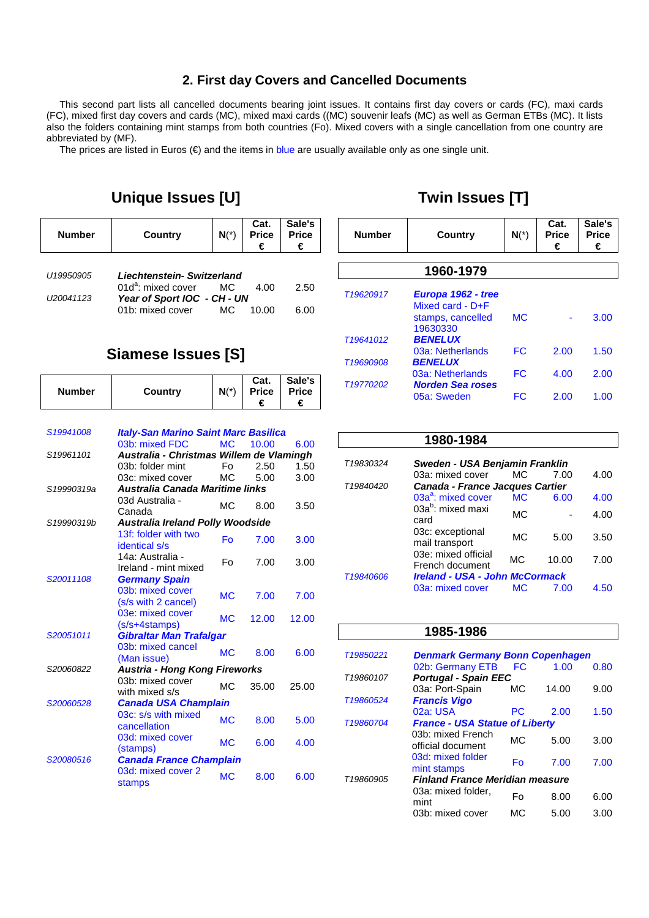## 2. First day Covers and Cancelled Documents

This second part lists all cancelled documents bearing joint issues. It contains first day covers or cards (FC), maxi cards (FC), mixed first day covers and cards (MC), mixed maxi cards ((MC) souvenir leafs (MC) as well as German ETBs (MC). It lists also the folders containing mint stamps from both countries (Fo). Mixed covers with a single cancellation from one country are abbreviated by (MF).

The prices are listed in Euros (€) and the items in blue are usually available only as one single unit.

### Unique Issues [U]

| Number | Country | N(*) | Cat. Price € | Sale's Price € |
|---|---|---|---|---|
| U19950905 | ***Liechtenstein- Switzerland*** | | | |
| | 01d[a]: mixed cover | MC | 4.00 | 2.50 |
| U20041123 | ***Year of Sport IOC - CH - UN*** | | | |
| | 01b: mixed cover | MC | 10.00 | 6.00 |

### Siamese Issues [S]

| Number | Country | N(*) | Cat. Price € | Sale's Price € |
|---|---|---|---|---|
| S19941008 | ***Italy-San Marino Saint Marc Basilica*** | | | |
| | 03b: mixed FDC | MC | 10.00 | 6.00 |
| S19961101 | ***Australia - Christmas Willem de Vlamingh*** | | | |
| | 03b: folder mint | Fo | 2.50 | 1.50 |
| | 03c: mixed cover | MC | 5.00 | 3.00 |
| S19990319a | ***Australia Canada Maritime links*** | | | |
| | 03d Australia - Canada | MC | 8.00 | 3.50 |
| S19990319b | ***Australia Ireland Polly Woodside*** | | | |
| | 13f: folder with two identical s/s | Fo | 7.00 | 3.00 |
| | 14a: Australia - Ireland - mint mixed | Fo | 7.00 | 3.00 |
| S20011108 | ***Germany Spain*** | | | |
| | 03b: mixed cover (s/s with 2 cancel) | MC | 7.00 | 7.00 |
| | 03e: mixed cover (s/s+4stamps) | MC | 12.00 | 12.00 |
| S20051011 | ***Gibraltar Man Trafalgar*** | | | |
| | 03b: mixed cancel (Man issue) | MC | 8.00 | 6.00 |
| S20060822 | ***Austria - Hong Kong Fireworks*** | | | |
| | 03b: mixed cover with mixed s/s | MC | 35.00 | 25.00 |
| S20060528 | ***Canada USA Champlain*** | | | |
| | 03c: s/s with mixed cancellation | MC | 8.00 | 5.00 |
| | 03d: mixed cover (stamps) | MC | 6.00 | 4.00 |
| S20080516 | ***Canada France Champlain*** | | | |
| | 03d: mixed cover 2 stamps | MC | 8.00 | 6.00 |

### Twin Issues [T]

| Number | Country | N(*) | Cat. Price € | Sale's Price € |
|---|---|---|---|---|
| | **1960-1979** | | | |
| T19620917 | ***Europa 1962 - tree*** | | | |
| | Mixed card - D+F stamps, cancelled 19630330 | MC | - | 3.00 |
| T19641012 | ***BENELUX*** | | | |
| | 03a: Netherlands | FC | 2.00 | 1.50 |
| T19690908 | ***BENELUX*** | | | |
| | 03a: Netherlands | FC | 4.00 | 2.00 |
| T19770202 | ***Norden Sea roses*** | | | |
| | 05a: Sweden | FC | 2.00 | 1.00 |
| | **1980-1984** | | | |
| T19830324 | ***Sweden - USA Benjamin Franklin*** | | | |
| | 03a: mixed cover | MC | 7.00 | 4.00 |
| T19840420 | ***Canada - France Jacques Cartier*** | | | |
| | 03a[a]: mixed cover | MC | 6.00 | 4.00 |
| | 03a[b]: mixed maxi card | MC | - | 4.00 |
| | 03c: exceptional mail transport | MC | 5.00 | 3.50 |
| | 03e: mixed official French document | MC | 10.00 | 7.00 |
| T19840606 | ***Ireland - USA - John McCormack*** | | | |
| | 03a: mixed cover | MC | 7.00 | 4.50 |
| | **1985-1986** | | | |
| T19850221 | ***Denmark Germany Bonn Copenhagen*** | | | |
| | 02b: Germany ETB | FC | 1.00 | 0.80 |
| T19860107 | ***Portugal - Spain EEC*** | | | |
| | 03a: Port-Spain | MC | 14.00 | 9.00 |
| T19860524 | ***Francis Vigo*** | | | |
| | 02a: USA | PC | 2.00 | 1.50 |
| T19860704 | ***France - USA Statue of Liberty*** | | | |
| | 03b: mixed French official document | MC | 5.00 | 3.00 |
| | 03d: mixed folder mint stamps | Fo | 7.00 | 7.00 |
| T19860905 | ***Finland France Meridian measure*** | | | |
| | 03a: mixed folder, mint | Fo | 8.00 | 6.00 |
| | 03b: mixed cover | MC | 5.00 | 3.00 |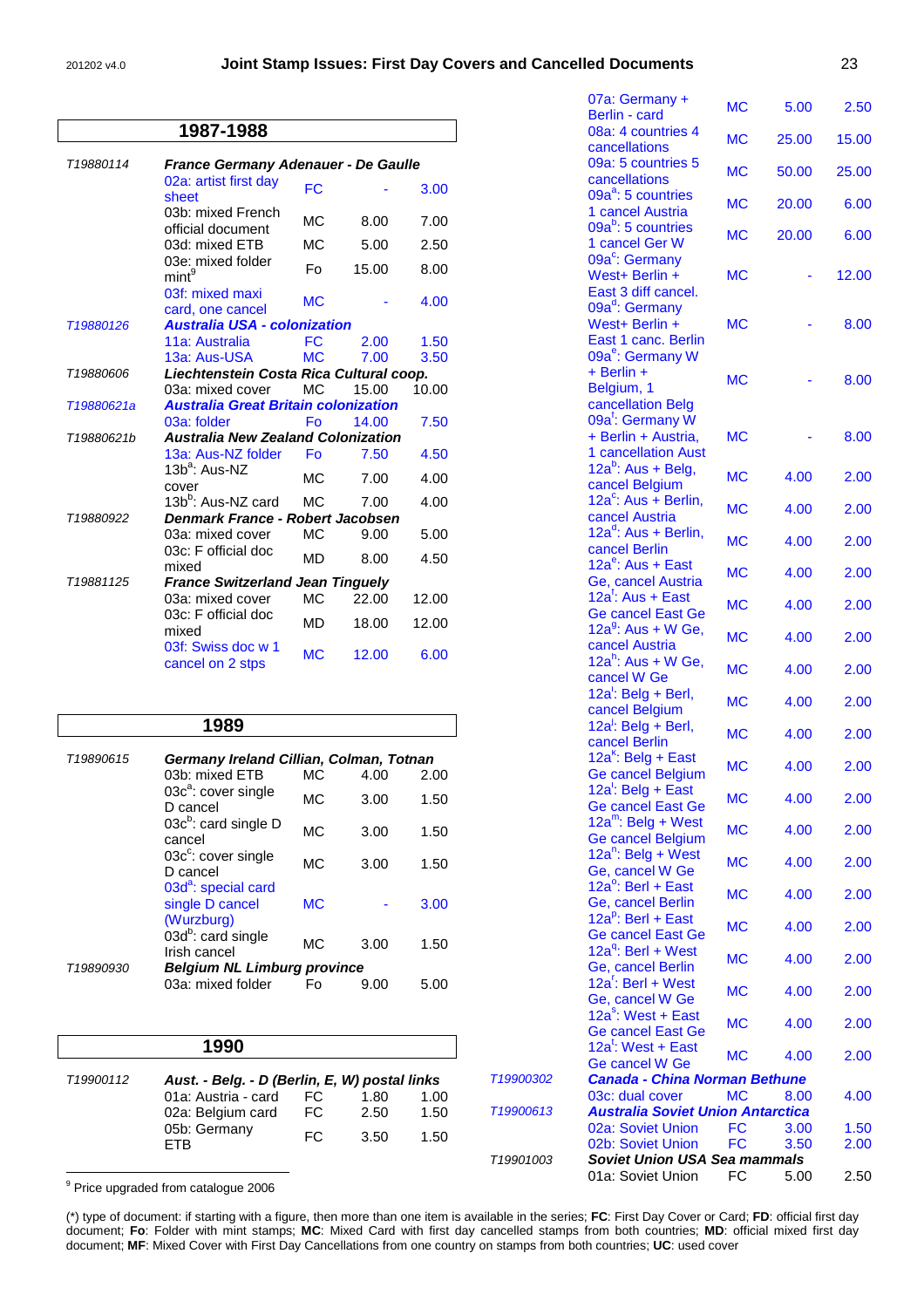## 1987-1988

| | | | | |
|---|---|---|---|---|
| T19880114 | ***France Germany Adenauer - De Gaulle*** | | | |
| | 02a: artist first day sheet | FC | - | 3.00 |
| | 03b: mixed French official document | MC | 8.00 | 7.00 |
| | 03d: mixed ETB | MC | 5.00 | 2.50 |
| | 03e: mixed folder mint[9] | Fo | 15.00 | 8.00 |
| | 03f: mixed maxi card, one cancel | MC | - | 4.00 |
| T19880126 | ***Australia USA - colonization*** | | | |
| | 11a: Australia | FC | 2.00 | 1.50 |
| | 13a: Aus-USA | MC | 7.00 | 3.50 |
| T19880606 | ***Liechtenstein Costa Rica Cultural coop.*** | | | |
| | 03a: mixed cover | MC | 15.00 | 10.00 |
| T19880621a | ***Australia Great Britain colonization*** | | | |
| | 03a: folder | Fo | 14.00 | 7.50 |
| T19880621b | ***Australia New Zealand Colonization*** | | | |
| | 13a: Aus-NZ folder | Fo | 7.50 | 4.50 |
| | 13b[a]: Aus-NZ cover | MC | 7.00 | 4.00 |
| | 13b[b]: Aus-NZ card | MC | 7.00 | 4.00 |
| T19880922 | ***Denmark France - Robert Jacobsen*** | | | |
| | 03a: mixed cover | MC | 9.00 | 5.00 |
| | 03c: F official doc mixed | MD | 8.00 | 4.50 |
| T19881125 | ***France Switzerland Jean Tinguely*** | | | |
| | 03a: mixed cover | MC | 22.00 | 12.00 |
| | 03c: F official doc mixed | MD | 18.00 | 12.00 |
| | 03f: Swiss doc w 1 cancel on 2 stps | MC | 12.00 | 6.00 |

## 1989

| | | | | |
|---|---|---|---|---|
| T19890615 | ***Germany Ireland Cillian, Colman, Totnan*** | | | |
| | 03b: mixed ETB | MC | 4.00 | 2.00 |
| | 03c[a]: cover single D cancel | MC | 3.00 | 1.50 |
| | 03c[b]: card single D cancel | MC | 3.00 | 1.50 |
| | 03c[c]: cover single D cancel | MC | 3.00 | 1.50 |
| | 03d[a]: special card single D cancel (Wurzburg) | MC | - | 3.00 |
| | 03d[b]: card single Irish cancel | MC | 3.00 | 1.50 |
| T19890930 | ***Belgium NL Limburg province*** | | | |
| | 03a: mixed folder | Fo | 9.00 | 5.00 |

## 1990

| | | | | |
|---|---|---|---|---|
| T19900112 | ***Aust. - Belg. - D (Berlin, E, W) postal links*** | | | |
| | 01a: Austria - card | FC | 1.80 | 1.00 |
| | 02a: Belgium card | FC | 2.50 | 1.50 |
| | 05b: Germany ETB | FC | 3.50 | 1.50 |
| | 07a: Germany + Berlin - card | MC | 5.00 | 2.50 |
| | 08a: 4 countries 4 cancellations | MC | 25.00 | 15.00 |
| | 09a: 5 countries 5 cancellations | MC | 50.00 | 25.00 |
| | 09a[a]: 5 countries 1 cancel Austria | MC | 20.00 | 6.00 |
| | 09a[b]: 5 countries 1 cancel Ger W | MC | 20.00 | 6.00 |
| | 09a[c]: Germany West+ Berlin + East 3 diff cancel. | MC | - | 12.00 |
| | 09a[d]: Germany West+ Berlin + East 1 canc. Berlin | MC | - | 8.00 |
| | 09a[e]: Germany W + Berlin + Belgium, 1 cancellation Belg | MC | - | 8.00 |
| | 09a[f]: Germany W + Berlin + Austria, 1 cancellation Aust | MC | - | 8.00 |
| | 12a[b]: Aus + Belg, cancel Belgium | MC | 4.00 | 2.00 |
| | 12a[c]: Aus + Berlin, cancel Austria | MC | 4.00 | 2.00 |
| | 12a[d]: Aus + Berlin, cancel Berlin | MC | 4.00 | 2.00 |
| | 12a[e]: Aus + East Ge, cancel Austria | MC | 4.00 | 2.00 |
| | 12a[f]: Aus + East Ge cancel East Ge | MC | 4.00 | 2.00 |
| | 12a[g]: Aus + W Ge, cancel Austria | MC | 4.00 | 2.00 |
| | 12a[h]: Aus + W Ge, cancel W Ge | MC | 4.00 | 2.00 |
| | 12a[i]: Belg + Berl, cancel Belgium | MC | 4.00 | 2.00 |
| | 12a[j]: Belg + Berl, cancel Berlin | MC | 4.00 | 2.00 |
| | 12a[k]: Belg + East Ge cancel Belgium | MC | 4.00 | 2.00 |
| | 12a[l]: Belg + East Ge cancel East Ge | MC | 4.00 | 2.00 |
| | 12a[m]: Belg + West Ge cancel Belgium | MC | 4.00 | 2.00 |
| | 12a[n]: Belg + West Ge, cancel W Ge | MC | 4.00 | 2.00 |
| | 12a[o]: Berl + East Ge, cancel Berlin | MC | 4.00 | 2.00 |
| | 12a[p]: Berl + East Ge cancel East Ge | MC | 4.00 | 2.00 |
| | 12a[q]: Berl + West Ge, cancel Berlin | MC | 4.00 | 2.00 |
| | 12a[r]: Berl + West Ge, cancel W Ge | MC | 4.00 | 2.00 |
| | 12a[s]: West + East Ge cancel East Ge | MC | 4.00 | 2.00 |
| | 12a[t]: West + East Ge cancel W Ge | MC | 4.00 | 2.00 |
| T19900302 | ***Canada - China Norman Bethune*** | | | |
| | 03c: dual cover | MC | 8.00 | 4.00 |
| T19900613 | ***Australia Soviet Union Antarctica*** | | | |
| | 02a: Soviet Union | FC | 3.00 | 1.50 |
| | 02b: Soviet Union | FC | 3.50 | 2.00 |
| T19901003 | ***Soviet Union USA Sea mammals*** | | | |
| | 01a: Soviet Union | FC | 5.00 | 2.50 |

[9] Price upgraded from catalogue 2006

(*) type of document: if starting with a figure, then more than one item is available in the series; **FC**: First Day Cover or Card; **FD**: official first day document; **Fo**: Folder with mint stamps; **MC**: Mixed Card with first day cancelled stamps from both countries; **MD**: official mixed first day document; **MF**: Mixed Cover with First Day Cancellations from one country on stamps from both countries; **UC**: used cover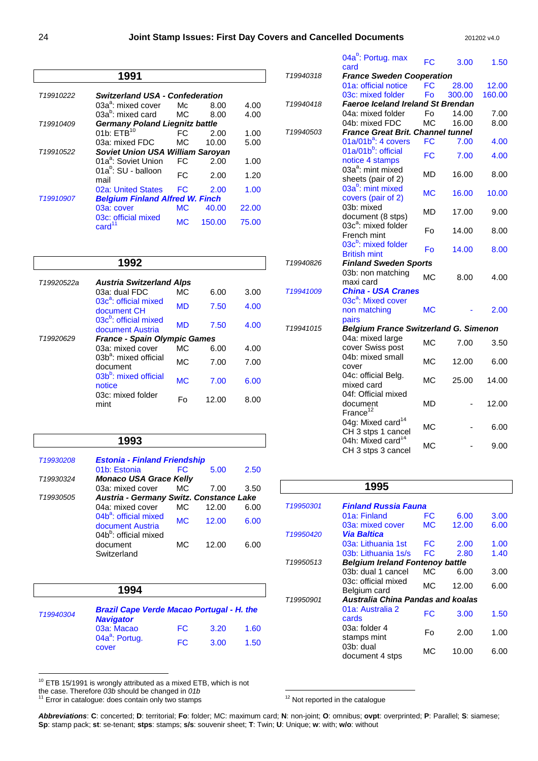## 1991

| | | | | |
|---|---|---|---|---|
| T19910222 | ***Switzerland USA - Confederation*** | | | |
| | 03a[a]: mixed cover | Mc | 8.00 | 4.00 |
| | 03a[b]: mixed card | MC | 8.00 | 4.00 |
| T19910409 | ***Germany Poland Liegnitz battle*** | | | |
| | 01b: ETB[10] | FC | 2.00 | 1.00 |
| | 03a: mixed FDC | MC | 10.00 | 5.00 |
| T19910522 | ***Soviet Union USA William Saroyan*** | | | |
| | 01a[a]: Soviet Union | FC | 2.00 | 1.00 |
| | 01a[b]: SU - balloon mail | FC | 2.00 | 1.20 |
| | 02a: United States | FC | 2.00 | 1.00 |
| T19910907 | ***Belgium Finland Alfred W. Finch*** | | | |
| | 03a: cover | MC | 40.00 | 22.00 |
| | 03c: official mixed card[11] | MC | 150.00 | 75.00 |

## 1992

| | | | | |
|---|---|---|---|---|
| T19920522a | ***Austria Switzerland Alps*** | | | |
| | 03a: dual FDC | MC | 6.00 | 3.00 |
| | 03c[a]: official mixed document CH | MD | 7.50 | 4.00 |
| | 03c[b]: official mixed document Austria | MD | 7.50 | 4.00 |
| T19920629 | ***France - Spain Olympic Games*** | | | |
| | 03a: mixed cover | MC | 6.00 | 4.00 |
| | 03b[a]: mixed official document | MC | 7.00 | 7.00 |
| | 03b[b]: mixed official notice | MC | 7.00 | 6.00 |
| | 03c: mixed folder mint | Fo | 12.00 | 8.00 |

## 1993

| | | | | |
|---|---|---|---|---|
| T19930208 | ***Estonia - Finland Friendship*** | | | |
| | 01b: Estonia | FC | 5.00 | 2.50 |
| T19930324 | ***Monaco USA Grace Kelly*** | | | |
| | 03a: mixed cover | MC | 7.00 | 3.50 |
| T19930505 | ***Austria - Germany Switz. Constance Lake*** | | | |
| | 04a: mixed cover | MC | 12.00 | 6.00 |
| | 04b[a]: official mixed document Austria | MC | 12.00 | 6.00 |
| | 04b[b]: official mixed document Switzerland | MC | 12.00 | 6.00 |

## 1994

| | | | | |
|---|---|---|---|---|
| T19940304 | ***Brazil Cape Verde Macao Portugal - H. the Navigator*** | | | |
| | 03a: Macao | FC | 3.20 | 1.60 |
| | 04a[a]: Portug. cover | FC | 3.00 | 1.50 |
| | 04a[b]: Portug. max card | FC | 3.00 | 1.50 |
| T19940318 | ***France Sweden Cooperation*** | | | |
| | 01a: official notice | FC | 28.00 | 12.00 |
| | 03c: mixed folder | Fo | 300.00 | 160.00 |
| T19940418 | ***Faeroe Iceland Ireland St Brendan*** | | | |
| | 04a: mixed folder | Fo | 14.00 | 7.00 |
| | 04b: mixed FDC | MC | 16.00 | 8.00 |
| T19940503 | ***France Great Brit. Channel tunnel*** | | | |
| | 01a/01b[a]: 4 covers | FC | 7.00 | 4.00 |
| | 01a/01b[b]: official notice 4 stamps | FC | 7.00 | 4.00 |
| | 03a[a]: mint mixed sheets (pair of 2) | MD | 16.00 | 8.00 |
| | 03a[b]: mint mixed covers (pair of 2) | MC | 16.00 | 10.00 |
| | 03b: mixed document (8 stps) | MD | 17.00 | 9.00 |
| | 03c[a]: mixed folder French mint | Fo | 14.00 | 8.00 |
| | 03c[b]: mixed folder British mint | Fo | 14.00 | 8.00 |
| T19940826 | ***Finland Sweden Sports*** | | | |
| | 03b: non matching maxi card | MC | 8.00 | 4.00 |
| T19941009 | ***China - USA Cranes*** | | | |
| | 03c[a]: Mixed cover non matching pairs | MC | - | 2.00 |
| T19941015 | ***Belgium France Switzerland G. Simenon*** | | | |
| | 04a: mixed large cover Swiss post | MC | 7.00 | 3.50 |
| | 04b: mixed small cover | MC | 12.00 | 6.00 |
| | 04c: official Belg. mixed card | MC | 25.00 | 14.00 |
| | 04f: Official mixed document France[12] | MD | - | 12.00 |
| | 04g: Mixed card[14] CH 3 stps 1 cancel | MC | - | 6.00 |
| | 04h: Mixed card[14] CH 3 stps 3 cancel | MC | - | 9.00 |

## 1995

| | | | | |
|---|---|---|---|---|
| T19950301 | ***Finland Russia Fauna*** | | | |
| | 01a: Finland | FC | 6.00 | 3.00 |
| | 03a: mixed cover | MC | 12.00 | 6.00 |
| T19950420 | ***Via Baltica*** | | | |
| | 03a: Lithuania 1st | FC | 2.00 | 1.00 |
| | 03b: Lithuania 1s/s | FC | 2.80 | 1.40 |
| T19950513 | ***Belgium Ireland Fontenoy battle*** | | | |
| | 03b: dual 1 cancel | MC | 6.00 | 3.00 |
| | 03c: official mixed Belgium card | MC | 12.00 | 6.00 |
| T19950901 | ***Australia China Pandas and koalas*** | | | |
| | 01a: Australia 2 cards | FC | 3.00 | 1.50 |
| | 03a: folder 4 stamps mint | Fo | 2.00 | 1.00 |
| | 03b: dual document 4 stps | MC | 10.00 | 6.00 |

[10] ETB 15/1991 is wrongly attributed as a mixed ETB, which is not the case. Therefore *03b* should be changed in *01b*
[11] Error in catalogue: does contain only two stamps

[12] Not reported in the catalogue

***Abbreviations***: **C**: concerted; **D**: territorial; **Fo**: folder; **MC**: maximum card; **N**: non-joint; **O**: omnibus; **ovpt**: overprinted; **P**: Parallel; **S**: siamese; **Sp**: stamp pack; **st**: se-tenant; **stps**: stamps; **s/s**: souvenir sheet; **T**: Twin; **U**: Unique; **w**: with; **w/o**: without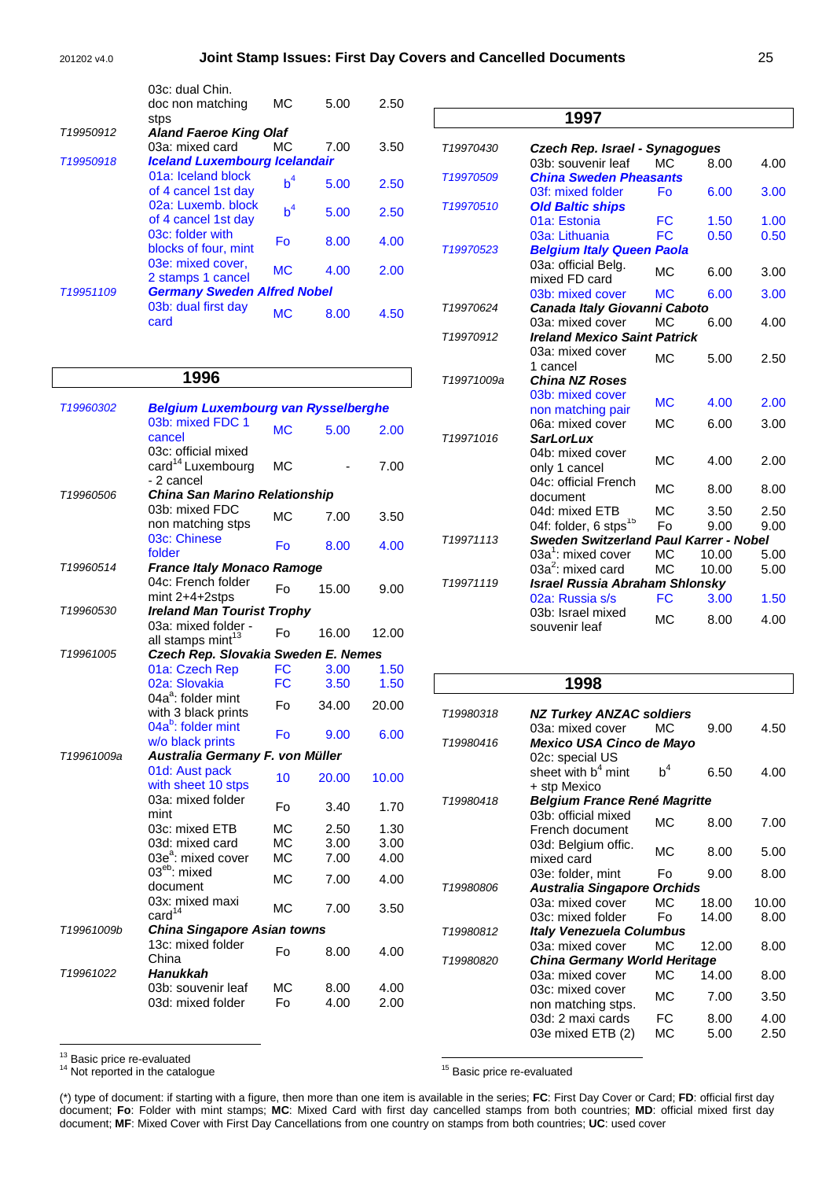| | | | | |
|---|---|---|---|---|
| | 03c: dual Chin. doc non matching stps | MC | 5.00 | 2.50 |
| T19950912 | ***Aland Faeroe King Olaf*** | | | |
| | 03a: mixed card | MC | 7.00 | 3.50 |
| T19950918 | ***Iceland Luxembourg Icelandair*** | | | |
| | 01a: Iceland block of 4 cancel 1st day | $b^4$ | 5.00 | 2.50 |
| | 02a: Luxemb. block of 4 cancel 1st day | $b^4$ | 5.00 | 2.50 |
| | 03c: folder with blocks of four, mint | Fo | 8.00 | 4.00 |
| | 03e: mixed cover, 2 stamps 1 cancel | MC | 4.00 | 2.00 |
| T19951109 | ***Germany Sweden Alfred Nobel*** | | | |
| | 03b: dual first day card | MC | 8.00 | 4.50 |

## 1996

| | | | | |
|---|---|---|---|---|
| T19960302 | ***Belgium Luxembourg van Rysselberghe*** | | | |
| | 03b: mixed FDC 1 cancel | MC | 5.00 | 2.00 |
| | 03c: official mixed card[14] Luxembourg - 2 cancel | MC | - | 7.00 |
| T19960506 | ***China San Marino Relationship*** | | | |
| | 03b: mixed FDC non matching stps | MC | 7.00 | 3.50 |
| | 03c: Chinese folder | Fo | 8.00 | 4.00 |
| T19960514 | ***France Italy Monaco Ramoge*** | | | |
| | 04c: French folder mint 2+4+2stps | Fo | 15.00 | 9.00 |
| T19960530 | ***Ireland Man Tourist Trophy*** | | | |
| | 03a: mixed folder - all stamps mint[13] | Fo | 16.00 | 12.00 |
| T19961005 | ***Czech Rep. Slovakia Sweden E. Nemes*** | | | |
| | 01a: Czech Rep | FC | 3.00 | 1.50 |
| | 02a: Slovakia | FC | 3.50 | 1.50 |
| | 04a[a]: folder mint with 3 black prints | Fo | 34.00 | 20.00 |
| | 04a[b]: folder mint w/o black prints | Fo | 9.00 | 6.00 |
| T19961009a | ***Australia Germany F. von Müller*** | | | |
| | 01d: Aust pack with sheet 10 stps | 10 | 20.00 | 10.00 |
| | 03a: mixed folder mint | Fo | 3.40 | 1.70 |
| | 03c: mixed ETB | MC | 2.50 | 1.30 |
| | 03d: mixed card | MC | 3.00 | 3.00 |
| | 03e[a]: mixed cover | MC | 7.00 | 4.00 |
| | 03[eb]: mixed document | MC | 7.00 | 4.00 |
| | 03x: mixed maxi card[14] | MC | 7.00 | 3.50 |
| T19961009b | ***China Singapore Asian towns*** | | | |
| | 13c: mixed folder China | Fo | 8.00 | 4.00 |
| T19961022 | ***Hanukkah*** | | | |
| | 03b: souvenir leaf | MC | 8.00 | 4.00 |
| | 03d: mixed folder | Fo | 4.00 | 2.00 |

[13] Basic price re-evaluated
[14] Not reported in the catalogue

## 1997

| | | | | |
|---|---|---|---|---|
| T19970430 | ***Czech Rep. Israel - Synagogues*** | | | |
| | 03b: souvenir leaf | MC | 8.00 | 4.00 |
| T19970509 | ***China Sweden Pheasants*** | | | |
| | 03f: mixed folder | Fo | 6.00 | 3.00 |
| T19970510 | ***Old Baltic ships*** | | | |
| | 01a: Estonia | FC | 1.50 | 1.00 |
| | 03a: Lithuania | FC | 0.50 | 0.50 |
| T19970523 | ***Belgium Italy Queen Paola*** | | | |
| | 03a: official Belg. mixed FD card | MC | 6.00 | 3.00 |
| | 03b: mixed cover | MC | 6.00 | 3.00 |
| T19970624 | ***Canada Italy Giovanni Caboto*** | | | |
| | 03a: mixed cover | MC | 6.00 | 4.00 |
| T19970912 | ***Ireland Mexico Saint Patrick*** | | | |
| | 03a: mixed cover 1 cancel | MC | 5.00 | 2.50 |
| T19971009a | ***China NZ Roses*** | | | |
| | 03b: mixed cover non matching pair | MC | 4.00 | 2.00 |
| | 06a: mixed cover | MC | 6.00 | 3.00 |
| T19971016 | ***SarLorLux*** | | | |
| | 04b: mixed cover only 1 cancel | MC | 4.00 | 2.00 |
| | 04c: official French document | MC | 8.00 | 8.00 |
| | 04d: mixed ETB | MC | 3.50 | 2.50 |
| | 04f: folder, 6 stps[15] | Fo | 9.00 | 9.00 |
| T19971113 | ***Sweden Switzerland Paul Karrer - Nobel*** | | | |
| | 03a[1]: mixed cover | MC | 10.00 | 5.00 |
| | 03a[2]: mixed card | MC | 10.00 | 5.00 |
| T19971119 | ***Israel Russia Abraham Shlonsky*** | | | |
| | 02a: Russia s/s | FC | 3.00 | 1.50 |
| | 03b: Israel mixed souvenir leaf | MC | 8.00 | 4.00 |

## 1998

| | | | | |
|---|---|---|---|---|
| T19980318 | ***NZ Turkey ANZAC soldiers*** | | | |
| | 03a: mixed cover | MC | 9.00 | 4.50 |
| T19980416 | ***Mexico USA Cinco de Mayo*** | | | |
| | 02c: special US sheet with $b^4$ mint + stp Mexico | $b^4$ | 6.50 | 4.00 |
| T19980418 | ***Belgium France René Magritte*** | | | |
| | 03b: official mixed French document | MC | 8.00 | 7.00 |
| | 03d: Belgium offic. mixed card | MC | 8.00 | 5.00 |
| | 03e: folder, mint | Fo | 9.00 | 8.00 |
| T19980806 | ***Australia Singapore Orchids*** | | | |
| | 03a: mixed cover | MC | 18.00 | 10.00 |
| | 03c: mixed folder | Fo | 14.00 | 8.00 |
| T19980812 | ***Italy Venezuela Columbus*** | | | |
| | 03a: mixed cover | MC | 12.00 | 8.00 |
| T19980820 | ***China Germany World Heritage*** | | | |
| | 03a: mixed cover | MC | 14.00 | 8.00 |
| | 03c: mixed cover non matching stps. | MC | 7.00 | 3.50 |
| | 03d: 2 maxi cards | FC | 8.00 | 4.00 |
| | 03e mixed ETB (2) | MC | 5.00 | 2.50 |

[15] Basic price re-evaluated

(*) type of document: if starting with a figure, then more than one item is available in the series; **FC**: First Day Cover or Card; **FD**: official first day document; **Fo**: Folder with mint stamps; **MC**: Mixed Card with first day cancelled stamps from both countries; **MD**: official mixed first day document; **MF**: Mixed Cover with First Day Cancellations from one country on stamps from both countries; **UC**: used cover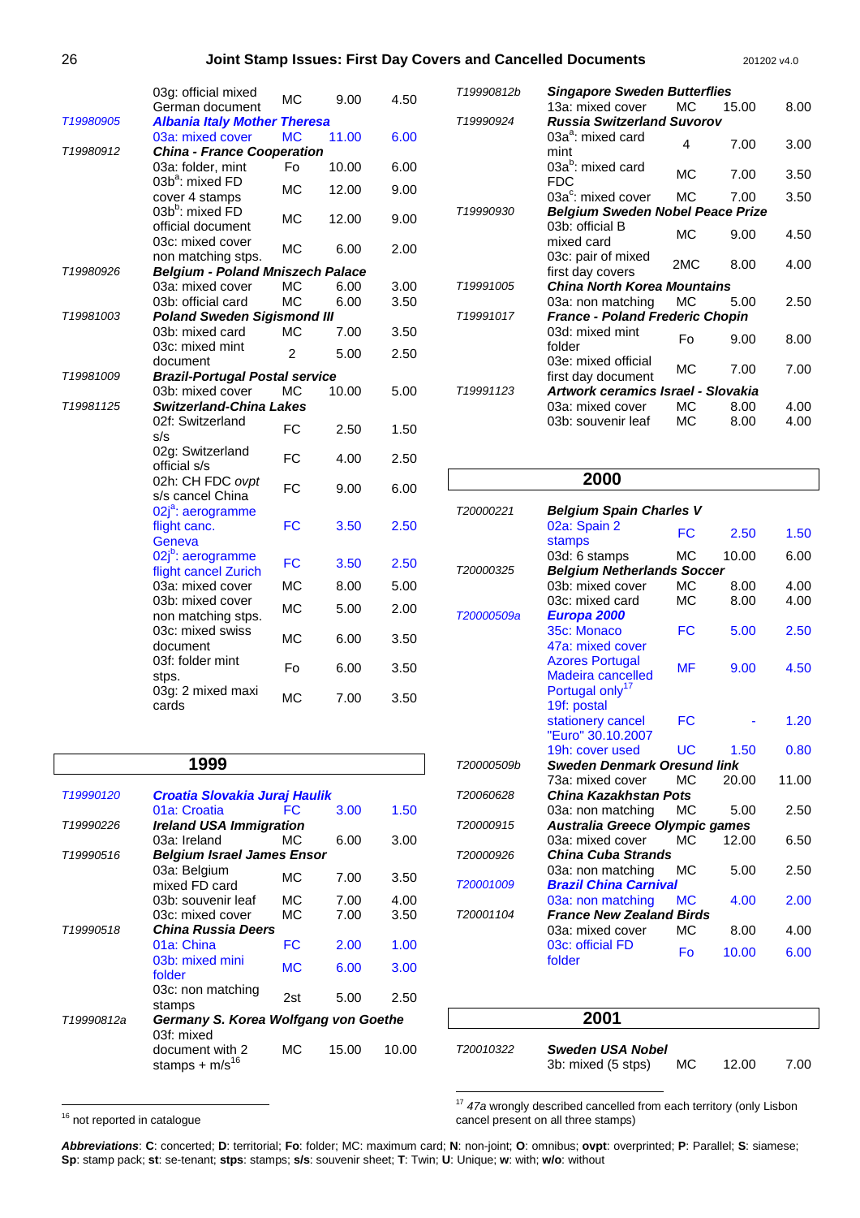| | | | | |
|---|---|---|---|---|
| | 03g: official mixed German document | MC | 9.00 | 4.50 |
| T19980905 | ***Albania Italy Mother Theresa*** | | | |
| | 03a: mixed cover | MC | 11.00 | 6.00 |
| T19980912 | ***China - France Cooperation*** | | | |
| | 03a: folder, mint | Fo | 10.00 | 6.00 |
| | 03b[a]: mixed FD cover 4 stamps | MC | 12.00 | 9.00 |
| | 03b[b]: mixed FD official document | MC | 12.00 | 9.00 |
| | 03c: mixed cover non matching stps. | MC | 6.00 | 2.00 |
| T19980926 | ***Belgium - Poland Mniszech Palace*** | | | |
| | 03a: mixed cover | MC | 6.00 | 3.00 |
| | 03b: official card | MC | 6.00 | 3.50 |
| T19981003 | ***Poland Sweden Sigismond III*** | | | |
| | 03b: mixed card | MC | 7.00 | 3.50 |
| | 03c: mixed mint document | 2 | 5.00 | 2.50 |
| T19981009 | ***Brazil-Portugal Postal service*** | | | |
| | 03b: mixed cover | MC | 10.00 | 5.00 |
| T19981125 | ***Switzerland-China Lakes*** | | | |
| | 02f: Switzerland s/s | FC | 2.50 | 1.50 |
| | 02g: Switzerland official s/s | FC | 4.00 | 2.50 |
| | 02h: CH FDC *ovpt* s/s cancel China | FC | 9.00 | 6.00 |
| | 02j[a]: aerogramme flight canc. Geneva | FC | 3.50 | 2.50 |
| | 02j[b]: aerogramme flight cancel Zurich | FC | 3.50 | 2.50 |
| | 03a: mixed cover | MC | 8.00 | 5.00 |
| | 03b: mixed cover non matching stps. | MC | 5.00 | 2.00 |
| | 03c: mixed swiss document | MC | 6.00 | 3.50 |
| | 03f: folder mint stps. | Fo | 6.00 | 3.50 |
| | 03g: 2 mixed maxi cards | MC | 7.00 | 3.50 |

## 1999

| | | | | |
|---|---|---|---|---|
| T19990120 | ***Croatia Slovakia Juraj Haulik*** | | | |
| | 01a: Croatia | FC | 3.00 | 1.50 |
| T19990226 | ***Ireland USA Immigration*** | | | |
| | 03a: Ireland | MC | 6.00 | 3.00 |
| T19990516 | ***Belgium Israel James Ensor*** | | | |
| | 03a: Belgium mixed FD card | MC | 7.00 | 3.50 |
| | 03b: souvenir leaf | MC | 7.00 | 4.00 |
| | 03c: mixed cover | MC | 7.00 | 3.50 |
| T19990518 | ***China Russia Deers*** | | | |
| | 01a: China | FC | 2.00 | 1.00 |
| | 03b: mixed mini folder | MC | 6.00 | 3.00 |
| | 03c: non matching stamps | 2st | 5.00 | 2.50 |
| T19990812a | ***Germany S. Korea Wolfgang von Goethe*** | | | |
| | 03f: mixed document with 2 stamps + m/s[16] | MC | 15.00 | 10.00 |
| T19990812b | ***Singapore Sweden Butterflies*** | | | |
| | 13a: mixed cover | MC | 15.00 | 8.00 |
| T19990924 | ***Russia Switzerland Suvorov*** | | | |
| | 03a[a]: mixed card mint | 4 | 7.00 | 3.00 |
| | 03a[b]: mixed card FDC | MC | 7.00 | 3.50 |
| | 03a[c]: mixed cover | MC | 7.00 | 3.50 |
| T19990930 | ***Belgium Sweden Nobel Peace Prize*** | | | |
| | 03b: official B mixed card | MC | 9.00 | 4.50 |
| | 03c: pair of mixed first day covers | 2MC | 8.00 | 4.00 |
| T19991005 | ***China North Korea Mountains*** | | | |
| | 03a: non matching | MC | 5.00 | 2.50 |
| T19991017 | ***France - Poland Frederic Chopin*** | | | |
| | 03d: mixed mint folder | Fo | 9.00 | 8.00 |
| | 03e: mixed official first day document | MC | 7.00 | 7.00 |
| T19991123 | ***Artwork ceramics Israel - Slovakia*** | | | |
| | 03a: mixed cover | MC | 8.00 | 4.00 |
| | 03b: souvenir leaf | MC | 8.00 | 4.00 |

## 2000

| | | | | |
|---|---|---|---|---|
| T20000221 | ***Belgium Spain Charles V*** | | | |
| | 02a: Spain 2 stamps | FC | 2.50 | 1.50 |
| | 03d: 6 stamps | MC | 10.00 | 6.00 |
| T20000325 | ***Belgium Netherlands Soccer*** | | | |
| | 03b: mixed cover | MC | 8.00 | 4.00 |
| | 03c: mixed card | MC | 8.00 | 4.00 |
| T20000509a | ***Europa 2000*** | | | |
| | 35c: Monaco | FC | 5.00 | 2.50 |
| | 47a: mixed cover Azores Portugal Madeira cancelled Portugal only[17] | MF | 9.00 | 4.50 |
| | 19f: postal stationery cancel "Euro" 30.10.2007 | FC | - | 1.20 |
| | 19h: cover used | UC | 1.50 | 0.80 |
| T20000509b | ***Sweden Denmark Oresund link*** | | | |
| | 73a: mixed cover | MC | 20.00 | 11.00 |
| T20060628 | ***China Kazakhstan Pots*** | | | |
| | 03a: non matching | MC | 5.00 | 2.50 |
| T20000915 | ***Australia Greece Olympic games*** | | | |
| | 03a: mixed cover | MC | 12.00 | 6.50 |
| T20000926 | ***China Cuba Strands*** | | | |
| | 03a: non matching | MC | 5.00 | 2.50 |
| T20001009 | ***Brazil China Carnival*** | | | |
| | 03a: non matching | MC | 4.00 | 2.00 |
| T20001104 | ***France New Zealand Birds*** | | | |
| | 03a: mixed cover | MC | 8.00 | 4.00 |
| | 03c: official FD folder | Fo | 10.00 | 6.00 |

## 2001

| | | | | |
|---|---|---|---|---|
| T20010322 | ***Sweden USA Nobel*** | | | |
| | 3b: mixed (5 stps) | MC | 12.00 | 7.00 |

[16] not reported in catalogue

[17] *47a* wrongly described cancelled from each territory (only Lisbon cancel present on all three stamps)

***Abbreviations***: **C**: concerted; **D**: territorial; **Fo**: folder; MC: maximum card; **N**: non-joint; **O**: omnibus; **ovpt**: overprinted; **P**: Parallel; **S**: siamese; **Sp**: stamp pack; **st**: se-tenant; **stps**: stamps; **s/s**: souvenir sheet; **T**: Twin; **U**: Unique; **w**: with; **w/o**: without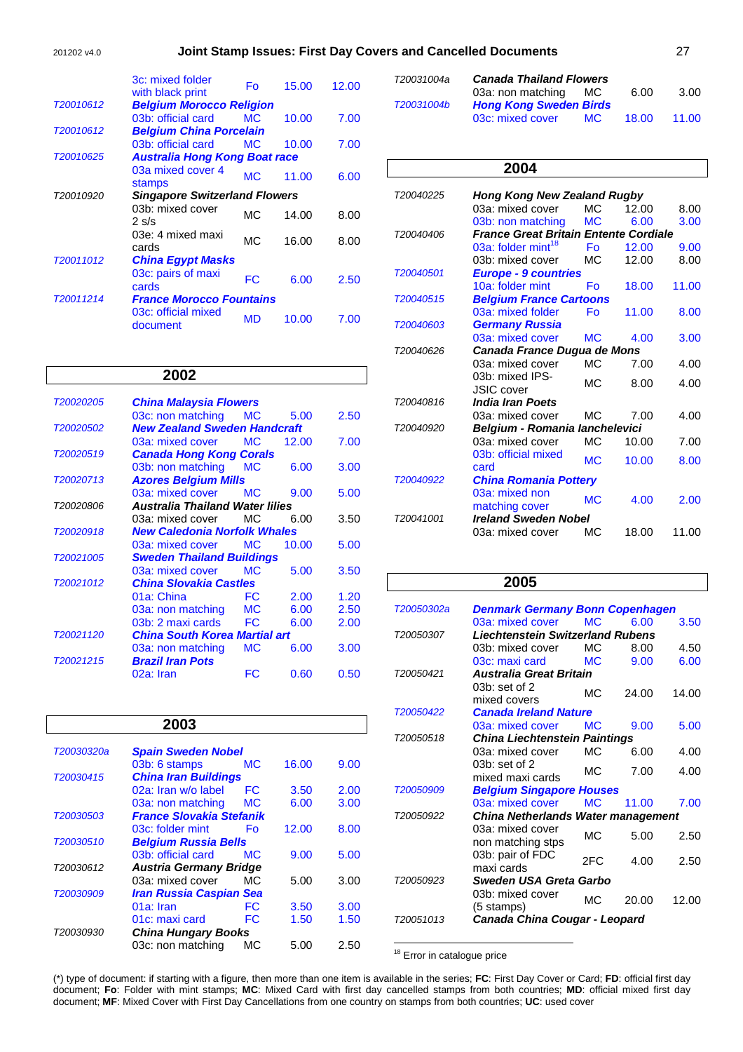| | | | | |
|---|---|---|---|---|
| | 3c: mixed folder with black print | Fo | 15.00 | 12.00 |
| T20010612 | ***Belgium Morocco Religion*** | | | |
| | 03b: official card | MC | 10.00 | 7.00 |
| T20010612 | ***Belgium China Porcelain*** | | | |
| | 03b: official card | MC | 10.00 | 7.00 |
| T20010625 | ***Australia Hong Kong Boat race*** | | | |
| | 03a mixed cover 4 stamps | MC | 11.00 | 6.00 |
| T20010920 | ***Singapore Switzerland Flowers*** | | | |
| | 03b: mixed cover 2 s/s | MC | 14.00 | 8.00 |
| | 03e: 4 mixed maxi cards | MC | 16.00 | 8.00 |
| T20011012 | ***China Egypt Masks*** | | | |
| | 03c: pairs of maxi cards | FC | 6.00 | 2.50 |
| T20011214 | ***France Morocco Fountains*** | | | |
| | 03c: official mixed document | MD | 10.00 | 7.00 |

## 2002

| | | | | |
|---|---|---|---|---|
| T20020205 | ***China Malaysia Flowers*** | | | |
| | 03c: non matching | MC | 5.00 | 2.50 |
| T20020502 | ***New Zealand Sweden Handcraft*** | | | |
| | 03a: mixed cover | MC | 12.00 | 7.00 |
| T20020519 | ***Canada Hong Kong Corals*** | | | |
| | 03b: non matching | MC | 6.00 | 3.00 |
| T20020713 | ***Azores Belgium Mills*** | | | |
| | 03a: mixed cover | MC | 9.00 | 5.00 |
| T20020806 | ***Australia Thailand Water lilies*** | | | |
| | 03a: mixed cover | MC | 6.00 | 3.50 |
| T20020918 | ***New Caledonia Norfolk Whales*** | | | |
| | 03a: mixed cover | MC | 10.00 | 5.00 |
| T20021005 | ***Sweden Thailand Buildings*** | | | |
| | 03a: mixed cover | MC | 5.00 | 3.50 |
| T20021012 | ***China Slovakia Castles*** | | | |
| | 01a: China | FC | 2.00 | 1.20 |
| | 03a: non matching | MC | 6.00 | 2.50 |
| | 03b: 2 maxi cards | FC | 6.00 | 2.00 |
| T20021120 | ***China South Korea Martial art*** | | | |
| | 03a: non matching | MC | 6.00 | 3.00 |
| T20021215 | ***Brazil Iran Pots*** | | | |
| | 02a: Iran | FC | 0.60 | 0.50 |

## 2003

| | | | | |
|---|---|---|---|---|
| T20030320a | ***Spain Sweden Nobel*** | | | |
| | 03b: 6 stamps | MC | 16.00 | 9.00 |
| T20030415 | ***China Iran Buildings*** | | | |
| | 02a: Iran w/o label | FC | 3.50 | 2.00 |
| | 03a: non matching | MC | 6.00 | 3.00 |
| T20030503 | ***France Slovakia Stefanik*** | | | |
| | 03c: folder mint | Fo | 12.00 | 8.00 |
| T20030510 | ***Belgium Russia Bells*** | | | |
| | 03b: official card | MC | 9.00 | 5.00 |
| T20030612 | ***Austria Germany Bridge*** | | | |
| | 03a: mixed cover | MC | 5.00 | 3.00 |
| T20030909 | ***Iran Russia Caspian Sea*** | | | |
| | 01a: Iran | FC | 3.50 | 3.00 |
| | 01c: maxi card | FC | 1.50 | 1.50 |
| T20030930 | ***China Hungary Books*** | | | |
| | 03c: non matching | MC | 5.00 | 2.50 |
| T20031004a | ***Canada Thailand Flowers*** | | | |
| | 03a: non matching | MC | 6.00 | 3.00 |
| T20031004b | ***Hong Kong Sweden Birds*** | | | |
| | 03c: mixed cover | MC | 18.00 | 11.00 |

## 2004

| | | | | |
|---|---|---|---|---|
| T20040225 | ***Hong Kong New Zealand Rugby*** | | | |
| | 03a: mixed cover | MC | 12.00 | 8.00 |
| | 03b: non matching | MC | 6.00 | 3.00 |
| T20040406 | ***France Great Britain Entente Cordiale*** | | | |
| | 03a: folder mint[18] | Fo | 12.00 | 9.00 |
| | 03b: mixed cover | MC | 12.00 | 8.00 |
| T20040501 | ***Europe - 9 countries*** | | | |
| | 10a: folder mint | Fo | 18.00 | 11.00 |
| T20040515 | ***Belgium France Cartoons*** | | | |
| | 03a: mixed folder | Fo | 11.00 | 8.00 |
| T20040603 | ***Germany Russia*** | | | |
| | 03a: mixed cover | MC | 4.00 | 3.00 |
| T20040626 | ***Canada France Dugua de Mons*** | | | |
| | 03a: mixed cover | MC | 7.00 | 4.00 |
| | 03b: mixed IPS-JSIC cover | MC | 8.00 | 4.00 |
| T20040816 | ***India Iran Poets*** | | | |
| | 03a: mixed cover | MC | 7.00 | 4.00 |
| T20040920 | ***Belgium - Romania Ianchelevici*** | | | |
| | 03a: mixed cover | MC | 10.00 | 7.00 |
| | 03b: official mixed card | MC | 10.00 | 8.00 |
| T20040922 | ***China Romania Pottery*** | | | |
| | 03a: mixed non matching cover | MC | 4.00 | 2.00 |
| T20041001 | ***Ireland Sweden Nobel*** | | | |
| | 03a: mixed cover | MC | 18.00 | 11.00 |

## 2005

| | | | | |
|---|---|---|---|---|
| T20050302a | ***Denmark Germany Bonn Copenhagen*** | | | |
| | 03a: mixed cover | MC | 6.00 | 3.50 |
| T20050307 | ***Liechtenstein Switzerland Rubens*** | | | |
| | 03b: mixed cover | MC | 8.00 | 4.50 |
| | 03c: maxi card | MC | 9.00 | 6.00 |
| T20050421 | ***Australia Great Britain*** | | | |
| | 03b: set of 2 mixed covers | MC | 24.00 | 14.00 |
| T20050422 | ***Canada Ireland Nature*** | | | |
| | 03a: mixed cover | MC | 9.00 | 5.00 |
| T20050518 | ***China Liechtenstein Paintings*** | | | |
| | 03a: mixed cover | MC | 6.00 | 4.00 |
| | 03b: set of 2 mixed maxi cards | MC | 7.00 | 4.00 |
| T20050909 | ***Belgium Singapore Houses*** | | | |
| | 03a: mixed cover | MC | 11.00 | 7.00 |
| T20050922 | ***China Netherlands Water management*** | | | |
| | 03a: mixed cover non matching stps | MC | 5.00 | 2.50 |
| | 03b: pair of FDC maxi cards | 2FC | 4.00 | 2.50 |
| T20050923 | ***Sweden USA Greta Garbo*** | | | |
| | 03b: mixed cover (5 stamps) | MC | 20.00 | 12.00 |
| T20051013 | ***Canada China Cougar - Leopard*** | | | |

[18] Error in catalogue price

(*) type of document: if starting with a figure, then more than one item is available in the series; **FC**: First Day Cover or Card; **FD**: official first day document; **Fo**: Folder with mint stamps; **MC**: Mixed Card with first day cancelled stamps from both countries; **MD**: official mixed first day document; **MF**: Mixed Cover with First Day Cancellations from one country on stamps from both countries; **UC**: used cover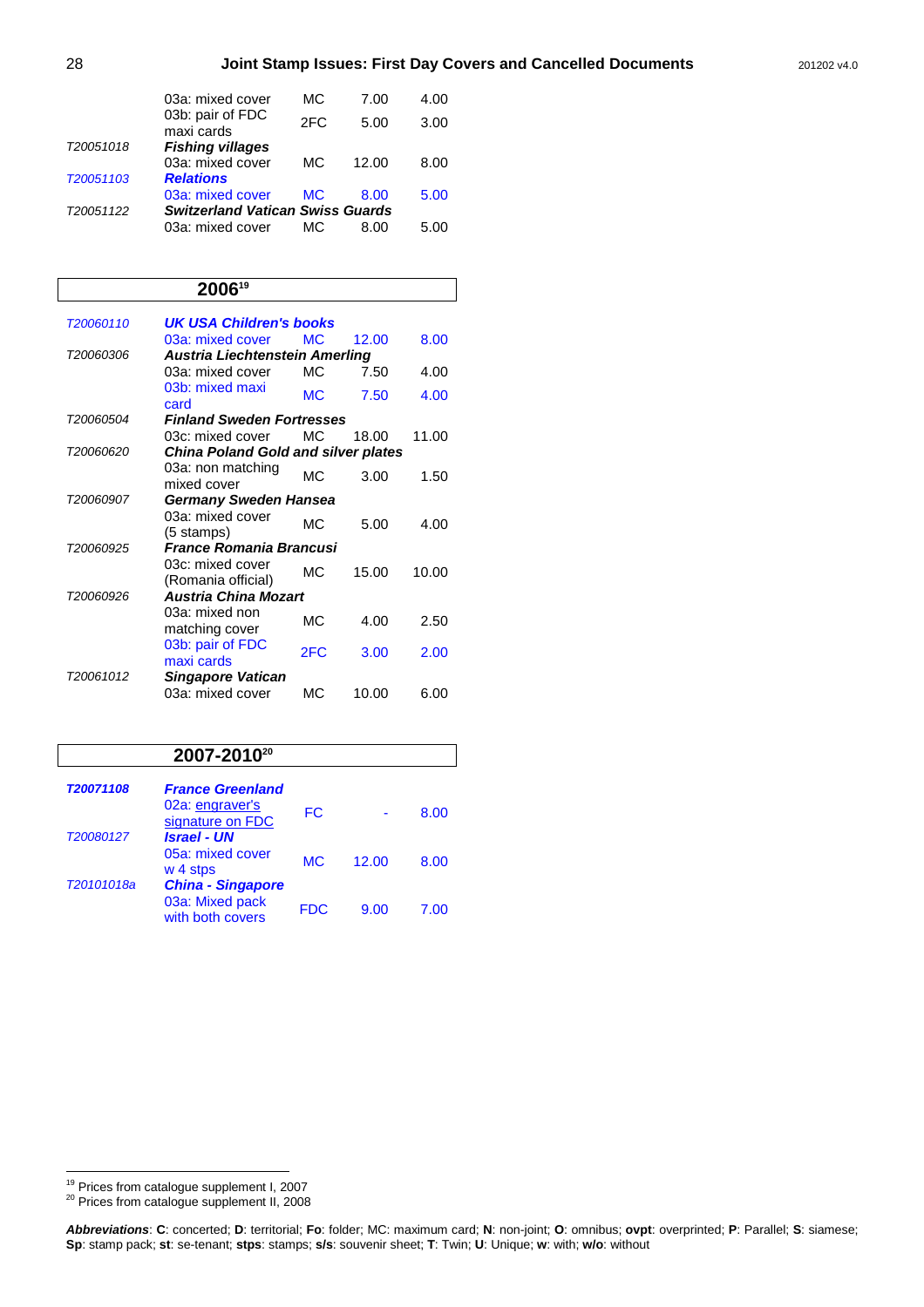| | | | | |
|---|---|---|---|---|
| | 03a: mixed cover | MC | 7.00 | 4.00 |
| | 03b: pair of FDC maxi cards | 2FC | 5.00 | 3.00 |
| *T20051018* | ***Fishing villages*** | | | |
| | 03a: mixed cover | MC | 12.00 | 8.00 |
| *T20051103* | ***Relations*** | | | |
| | 03a: mixed cover | MC | 8.00 | 5.00 |
| *T20051122* | ***Switzerland Vatican Swiss Guards*** | | | |
| | 03a: mixed cover | MC | 8.00 | 5.00 |

## 2006[19]

| | | | | |
|---|---|---|---|---|
| *T20060110* | ***UK USA Children's books*** | | | |
| | 03a: mixed cover | MC | 12.00 | 8.00 |
| *T20060306* | ***Austria Liechtenstein Amerling*** | | | |
| | 03a: mixed cover | MC | 7.50 | 4.00 |
| | 03b: mixed maxi card | MC | 7.50 | 4.00 |
| *T20060504* | ***Finland Sweden Fortresses*** | | | |
| | 03c: mixed cover | MC | 18.00 | 11.00 |
| *T20060620* | ***China Poland Gold and silver plates*** | | | |
| | 03a: non matching mixed cover | MC | 3.00 | 1.50 |
| *T20060907* | ***Germany Sweden Hansea*** | | | |
| | 03a: mixed cover (5 stamps) | MC | 5.00 | 4.00 |
| *T20060925* | ***France Romania Brancusi*** | | | |
| | 03c: mixed cover (Romania official) | MC | 15.00 | 10.00 |
| *T20060926* | ***Austria China Mozart*** | | | |
| | 03a: mixed non matching cover | MC | 4.00 | 2.50 |
| | 03b: pair of FDC maxi cards | 2FC | 3.00 | 2.00 |
| *T20061012* | ***Singapore Vatican*** | | | |
| | 03a: mixed cover | MC | 10.00 | 6.00 |

## 2007-2010[20]

| | | | | |
|---|---|---|---|---|
| ***T20071108*** | ***France Greenland*** | | | |
| | 02a: engraver's signature on FDC | FC | - | 8.00 |
| *T20080127* | ***Israel - UN*** | | | |
| | 05a: mixed cover w 4 stps | MC | 12.00 | 8.00 |
| *T20101018a* | ***China - Singapore*** | | | |
| | 03a: Mixed pack with both covers | FDC | 9.00 | 7.00 |

[19] Prices from catalogue supplement I, 2007

[20] Prices from catalogue supplement II, 2008

***Abbreviations***: **C**: concerted; **D**: territorial; **Fo**: folder; MC: maximum card; **N**: non-joint; **O**: omnibus; **ovpt**: overprinted; **P**: Parallel; **S**: siamese; **Sp**: stamp pack; **st**: se-tenant; **stps**: stamps; **s/s**: souvenir sheet; **T**: Twin; **U**: Unique; **w**: with; **w/o**: without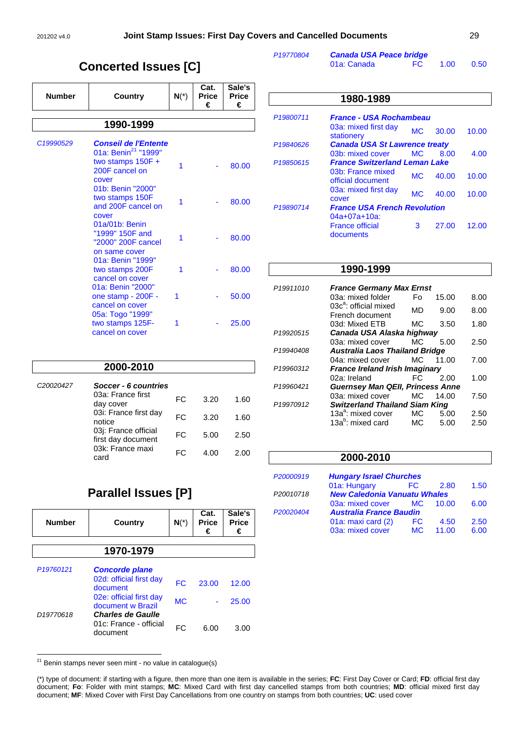## Concerted Issues [C]

| Number | Country | N(*) | Cat. Price € | Sale's Price € |
|---|---|---|---|---|
| | **1990-1999** | | | |
| *C19990529* | ***Conseil de l'Entente*** | | | |
| | 01a: Benin[21] "1999" two stamps 150F + 200F cancel on cover | 1 | - | 80.00 |
| | 01b: Benin "2000" two stamps 150F and 200F cancel on cover | 1 | - | 80.00 |
| | 01a/01b: Benin "1999" 150F and "2000" 200F cancel on same cover | 1 | - | 80.00 |
| | 01a: Benin "1999" two stamps 200F cancel on cover | 1 | - | 80.00 |
| | 01a: Benin "2000" one stamp - 200F - cancel on cover | 1 | - | 50.00 |
| | 05a: Togo "1999" two stamps 125F-cancel on cover | 1 | - | 25.00 |
| | **2000-2010** | | | |
| *C20020427* | ***Soccer - 6 countries*** | | | |
| | 03a: France first day cover | FC | 3.20 | 1.60 |
| | 03i: France first day notice | FC | 3.20 | 1.60 |
| | 03j: France official first day document | FC | 5.00 | 2.50 |
| | 03k: France maxi card | FC | 4.00 | 2.00 |

## Parallel Issues [P]

| Number | Country | N(*) | Cat. Price € | Sale's Price € |
|---|---|---|---|---|
| | **1970-1979** | | | |
| *P19760121* | ***Concorde plane*** | | | |
| | 02d: official first day document | FC | 23.00 | 12.00 |
| | 02e: official first day document w Brazil | MC | - | 25.00 |
| *D19770618* | ***Charles de Gaulle*** | | | |
| | 01c: France - official document | FC | 6.00 | 3.00 |
| *P19770804* | ***Canada USA Peace bridge*** | | | |
| | 01a: Canada | FC | 1.00 | 0.50 |
| | **1980-1989** | | | |
| *P19800711* | ***France - USA Rochambeau*** | | | |
| | 03a: mixed first day stationery | MC | 30.00 | 10.00 |
| *P19840626* | ***Canada USA St Lawrence treaty*** | | | |
| | 03b: mixed cover | MC | 8.00 | 4.00 |
| *P19850615* | ***France Switzerland Leman Lake*** | | | |
| | 03b: France mixed official document | MC | 40.00 | 10.00 |
| | 03a: mixed first day cover | MC | 40.00 | 10.00 |
| *P19890714* | ***France USA French Revolution*** | | | |
| | 04a+07a+10a: France official documents | 3 | 27.00 | 12.00 |
| | **1990-1999** | | | |
| *P19911010* | ***France Germany Max Ernst*** | | | |
| | 03a: mixed folder | Fo | 15.00 | 8.00 |
| | 03c[a]: official mixed French document | MD | 9.00 | 8.00 |
| | 03d: Mixed ETB | MC | 3.50 | 1.80 |
| *P19920515* | ***Canada USA Alaska highway*** | | | |
| | 03a: mixed cover | MC | 5.00 | 2.50 |
| *P19940408* | ***Australia Laos Thailand Bridge*** | | | |
| | 04a: mixed cover | MC | 11.00 | 7.00 |
| *P19960312* | ***France Ireland Irish Imaginary*** | | | |
| | 02a: Ireland | FC | 2.00 | 1.00 |
| *P19960421* | ***Guernsey Man QEII, Princess Anne*** | | | |
| | 03a: mixed cover | MC | 14.00 | 7.50 |
| *P19970912* | ***Switzerland Thailand Siam King*** | | | |
| | 13a[a]: mixed cover | MC | 5.00 | 2.50 |
| | 13a[b]: mixed card | MC | 5.00 | 2.50 |
| | **2000-2010** | | | |
| *P20000919* | ***Hungary Israel Churches*** | | | |
| | 01a: Hungary | FC | 2.80 | 1.50 |
| *P20010718* | ***New Caledonia Vanuatu Whales*** | | | |
| | 03a: mixed cover | MC | 10.00 | 6.00 |
| *P20020404* | ***Australia France Baudin*** | | | |
| | 01a: maxi card (2) | FC | 4.50 | 2.50 |
| | 03a: mixed cover | MC | 11.00 | 6.00 |

---

[21] Benin stamps never seen mint - no value in catalogue(s)

(*) type of document: if starting with a figure, then more than one item is available in the series; **FC**: First Day Cover or Card; **FD**: official first day document; **Fo**: Folder with mint stamps; **MC**: Mixed Card with first day cancelled stamps from both countries; **MD**: official mixed first day document; **MF**: Mixed Cover with First Day Cancellations from one country on stamps from both countries; **UC**: used cover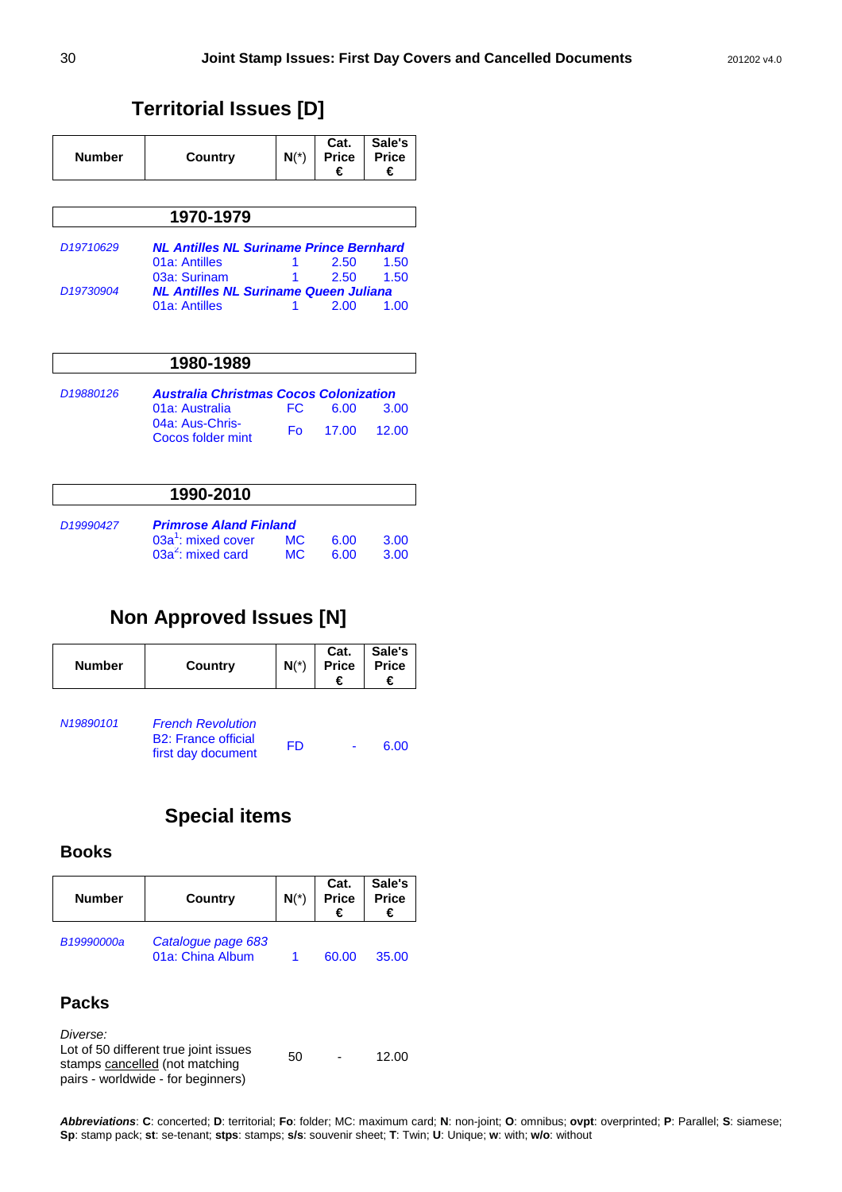# Territorial Issues [D]

| Number | Country | N(*) | Cat. Price € | Sale's Price € |
|---|---|---|---|---|
| **1970-1979** | | | | |
| *D19710629* | ***NL Antilles NL Suriname Prince Bernhard*** | | | |
| | 01a: Antilles | 1 | 2.50 | 1.50 |
| | 03a: Surinam | 1 | 2.50 | 1.50 |
| *D19730904* | ***NL Antilles NL Suriname Queen Juliana*** | | | |
| | 01a: Antilles | 1 | 2.00 | 1.00 |
| **1980-1989** | | | | |
| *D19880126* | ***Australia Christmas Cocos Colonization*** | | | |
| | 01a: Australia | FC | 6.00 | 3.00 |
| | 04a: Aus-Chris-Cocos folder mint | Fo | 17.00 | 12.00 |
| **1990-2010** | | | | |
| *D19990427* | ***Primrose Aland Finland*** | | | |
| | 03a[1]: mixed cover | MC | 6.00 | 3.00 |
| | 03a[2]: mixed card | MC | 6.00 | 3.00 |

# Non Approved Issues [N]

| Number | Country | N(*) | Cat. Price € | Sale's Price € |
|---|---|---|---|---|
| *N19890101* | *French Revolution* | | | |
| | B2: France official first day document | FD | - | 6.00 |

# Special items

## Books

| Number | Country | N(*) | Cat. Price € | Sale's Price € |
|---|---|---|---|---|
| *B19990000a* | *Catalogue page 683* | | | |
| | 01a: China Album | 1 | 60.00 | 35.00 |

## Packs

| Description | N(*) | Cat. Price € | Sale's Price € |
|---|---|---|---|
| *Diverse:* | | | |
| Lot of 50 different true joint issues stamps cancelled (not matching pairs - worldwide - for beginners) | 50 | - | 12.00 |

***Abbreviations***: **C**: concerted; **D**: territorial; **Fo**: folder; MC: maximum card; **N**: non-joint; **O**: omnibus; **ovpt**: overprinted; **P**: Parallel; **S**: siamese; **Sp**: stamp pack; **st**: se-tenant; **stps**: stamps; **s/s**: souvenir sheet; **T**: Twin; **U**: Unique; **w**: with; **w/o**: without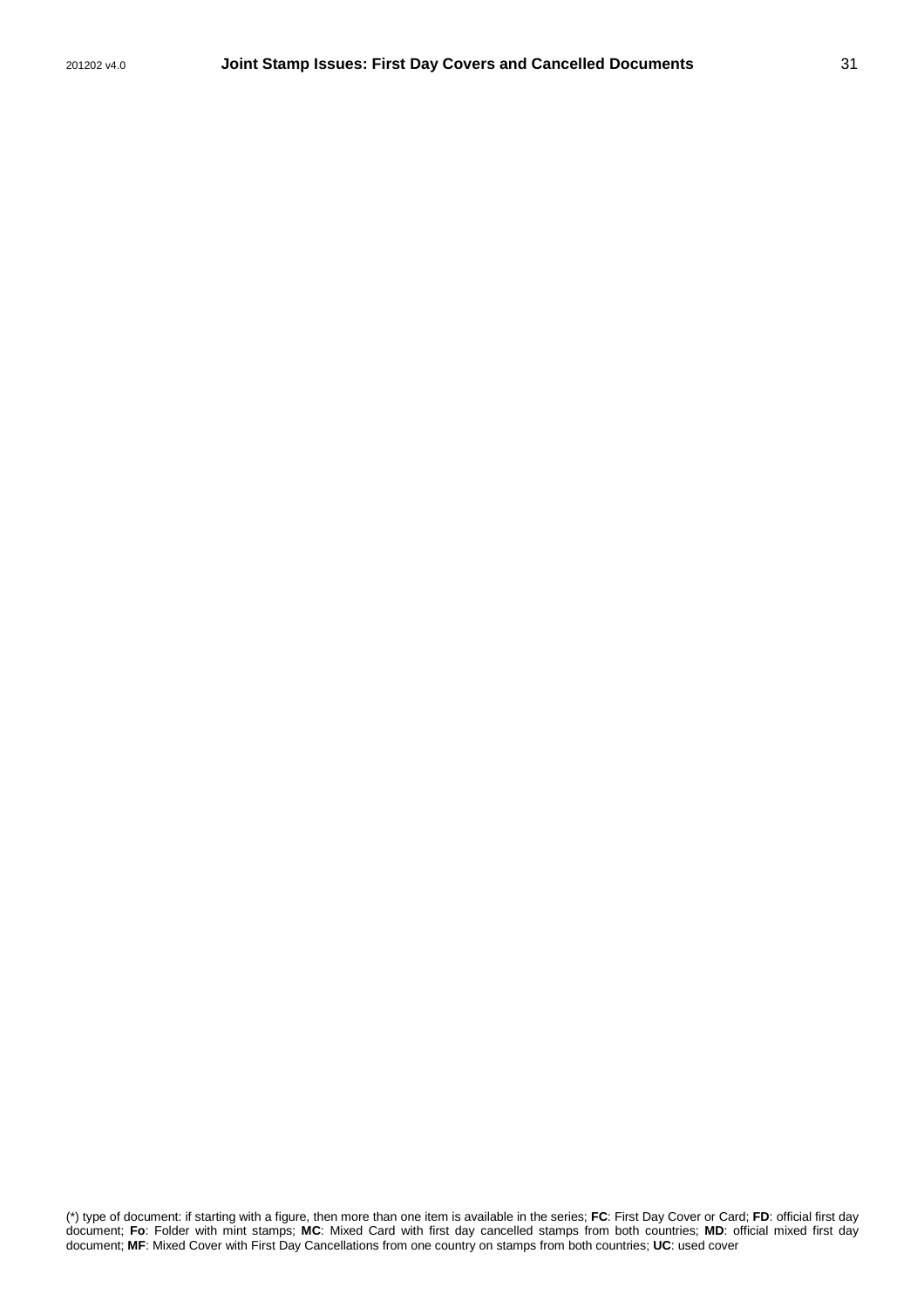(*) type of document: if starting with a figure, then more than one item is available in the series; **FC**: First Day Cover or Card; **FD**: official first day document; **Fo**: Folder with mint stamps; **MC**: Mixed Card with first day cancelled stamps from both countries; **MD**: official mixed first day document; **MF**: Mixed Cover with First Day Cancellations from one country on stamps from both countries; **UC**: used cover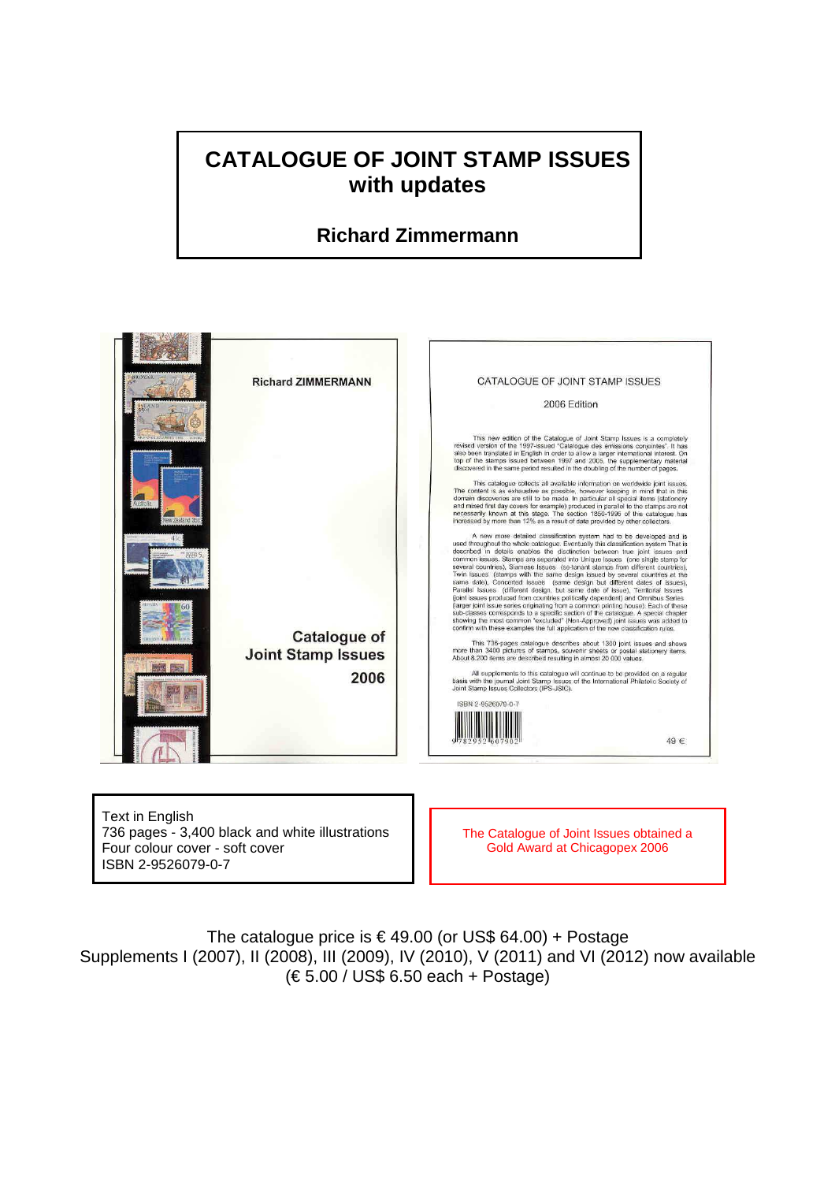# CATALOGUE OF JOINT STAMP ISSUES with updates

**Richard Zimmermann**

Richard ZIMMERMANN

Catalogue of Joint Stamp Issues 2006

CATALOGUE OF JOINT STAMP ISSUES

2006 Edition

This new edition of the Catalogue of Joint Stamp Issues is a completely revised version of the 1997-issued "Catalogue des émissions conjointes". It has also been translated in English in order to allow a larger international interest. On top of the stamps issued between 1997 and 2005, the supplementary material discovered in the same period resulted in the doubling of the number of pages.

This catalogue collects all available information on worldwide joint issues. The content is as exhaustive as possible, however keeping in mind that in this domain discoveries are still to be made. In particular all special items (stationery and mixed first day covers for example) produced in parallel to the stamps are not necessarily known at this stage. The section 1850-1996 of this catalogue has increased by more than 12% as a result of data provided by other collectors.

A new more detailed classification system had to be developed and is used throughout the whole catalogue. Eventually this classification system That is described in details enables the distinction between true joint issues and common issues. Stamps are separated into Unique Issues (one single stamp for several countries), Siamese Issues (se-tenant stamps from different countries), Twin Issues (stamps with the same design issued by several countries at the same date), Concerted Issues (same design but different dates of issues), Parallel Issues (different design, but same date of issue), Territorial Issues (joint issues produced from countries politically dependent) and Omnibus Series (larger joint issue series originating from a common printing house). Each of these sub-classes corresponds to a specific section of the catalogue. A special chapter showing the most common "excluded" (Non-Approved) joint issues was added to confirm with these examples the full application of the new classification rules.

This 736-pages catalogue describes about 1300 joint issues and shows more than 3400 pictures of stamps, souvenir sheets or postal stationery items. About 8,200 items are described resulting in almost 20 000 values.

All supplements to this catalogue will continue to be provided on a regular basis with the journal Joint Stamp Issues of the International Philatelic Society of Joint Stamp Issues Collectors (IPS-JSIC).

ISBN 2-9526079-0-7

49 €

Text in English
736 pages - 3,400 black and white illustrations
Four colour cover - soft cover
ISBN 2-9526079-0-7

The Catalogue of Joint Issues obtained a Gold Award at Chicagopex 2006

The catalogue price is € 49.00 (or US$ 64.00) + Postage
Supplements I (2007), II (2008), III (2009), IV (2010), V (2011) and VI (2012) now available
(€ 5.00 / US$ 6.50 each + Postage)